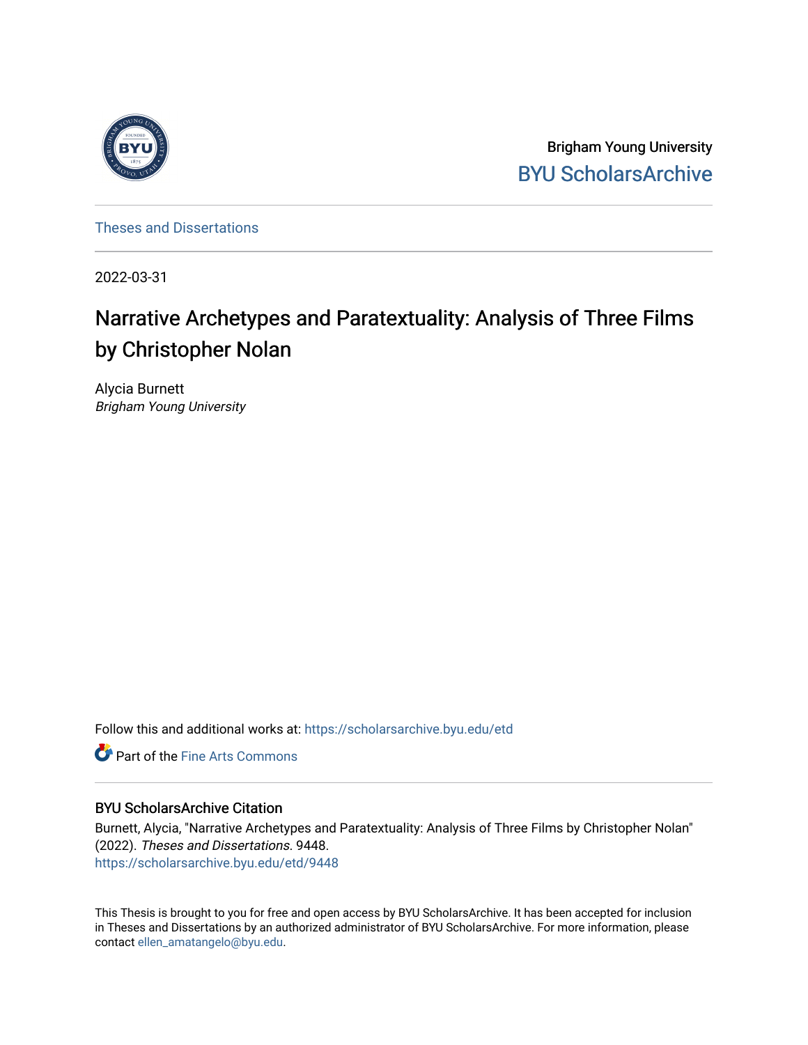Brigham Young University

BYU ScholarsArchive

Theses and Dissertations

2022-03-31

# Narrative Archetypes and Paratextuality: Analysis of Three Films by Christopher Nolan

Alycia Burnett

*Brigham Young University*

Follow this and additional works at: https://scholarsarchive.byu.edu/etd

Part of the Fine Arts Commons

## BYU ScholarsArchive Citation

Burnett, Alycia, "Narrative Archetypes and Paratextuality: Analysis of Three Films by Christopher Nolan" (2022). *Theses and Dissertations*. 9448.
https://scholarsarchive.byu.edu/etd/9448

This Thesis is brought to you for free and open access by BYU ScholarsArchive. It has been accepted for inclusion in Theses and Dissertations by an authorized administrator of BYU ScholarsArchive. For more information, please contact ellen_amatangelo@byu.edu.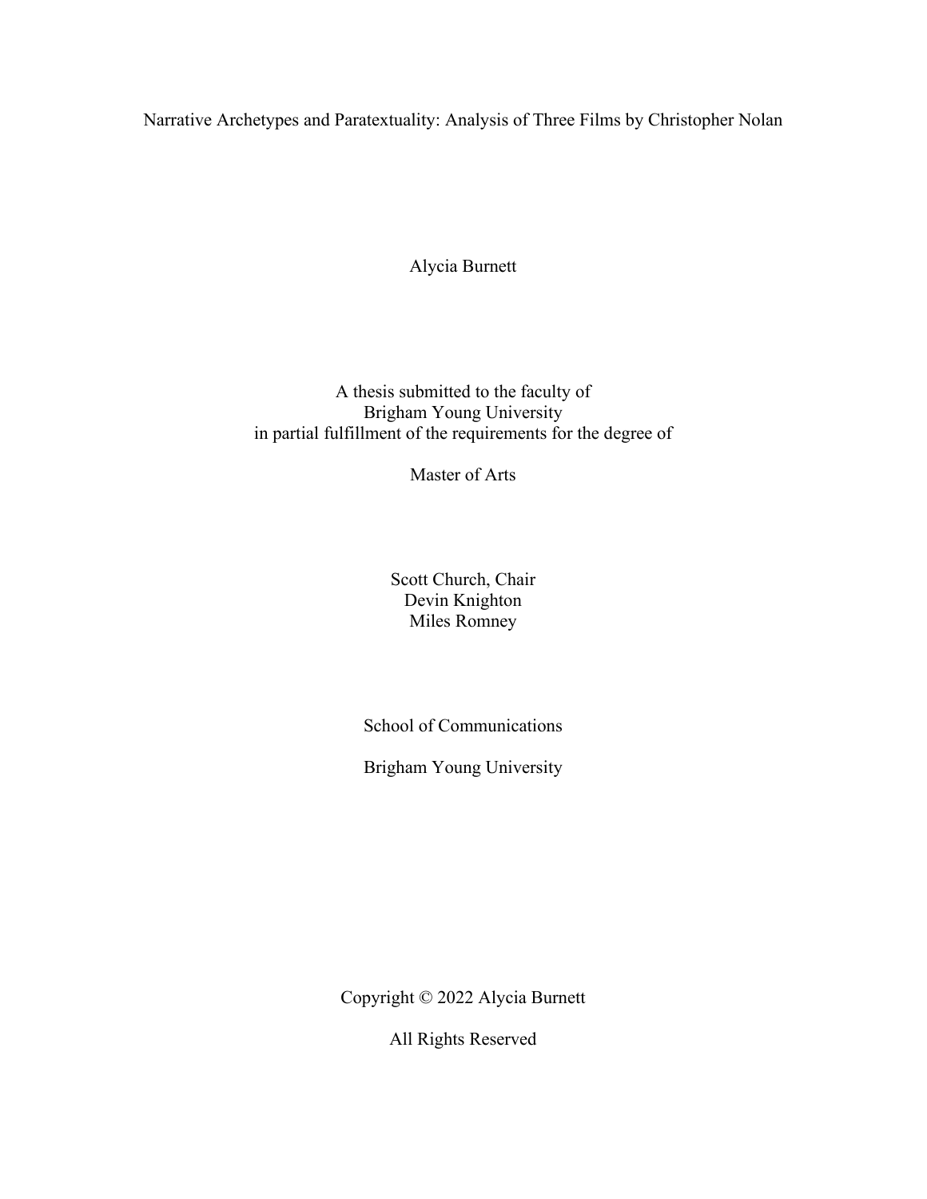# Narrative Archetypes and Paratextuality: Analysis of Three Films by Christopher Nolan

Alycia Burnett

A thesis submitted to the faculty of
Brigham Young University
in partial fulfillment of the requirements for the degree of

Master of Arts

Scott Church, Chair
Devin Knighton
Miles Romney

School of Communications

Brigham Young University

Copyright © 2022 Alycia Burnett

All Rights Reserved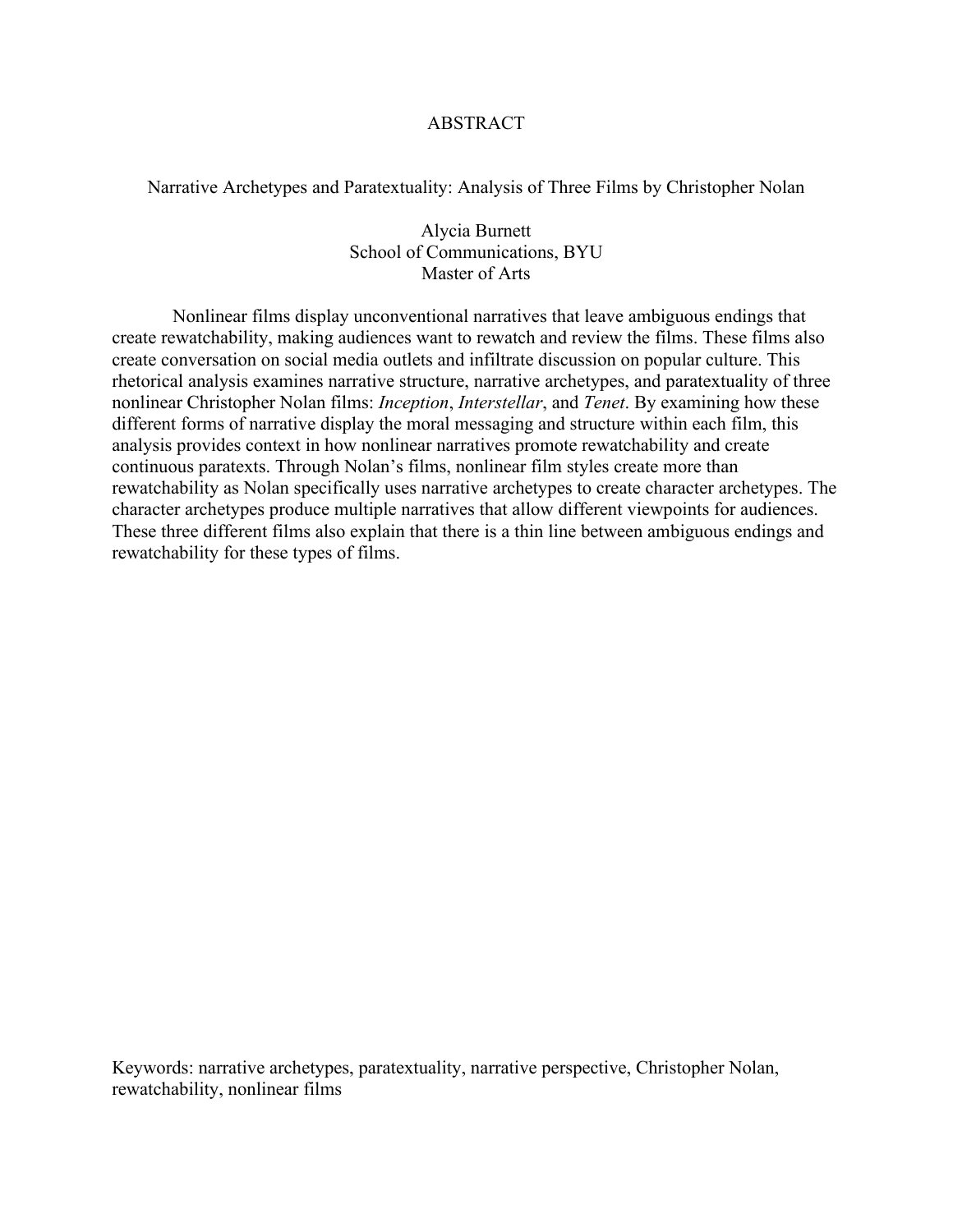# ABSTRACT

Narrative Archetypes and Paratextuality: Analysis of Three Films by Christopher Nolan

Alycia Burnett
School of Communications, BYU
Master of Arts

Nonlinear films display unconventional narratives that leave ambiguous endings that create rewatchability, making audiences want to rewatch and review the films. These films also create conversation on social media outlets and infiltrate discussion on popular culture. This rhetorical analysis examines narrative structure, narrative archetypes, and paratextuality of three nonlinear Christopher Nolan films: *Inception*, *Interstellar*, and *Tenet*. By examining how these different forms of narrative display the moral messaging and structure within each film, this analysis provides context in how nonlinear narratives promote rewatchability and create continuous paratexts. Through Nolan's films, nonlinear film styles create more than rewatchability as Nolan specifically uses narrative archetypes to create character archetypes. The character archetypes produce multiple narratives that allow different viewpoints for audiences. These three different films also explain that there is a thin line between ambiguous endings and rewatchability for these types of films.

Keywords: narrative archetypes, paratextuality, narrative perspective, Christopher Nolan, rewatchability, nonlinear films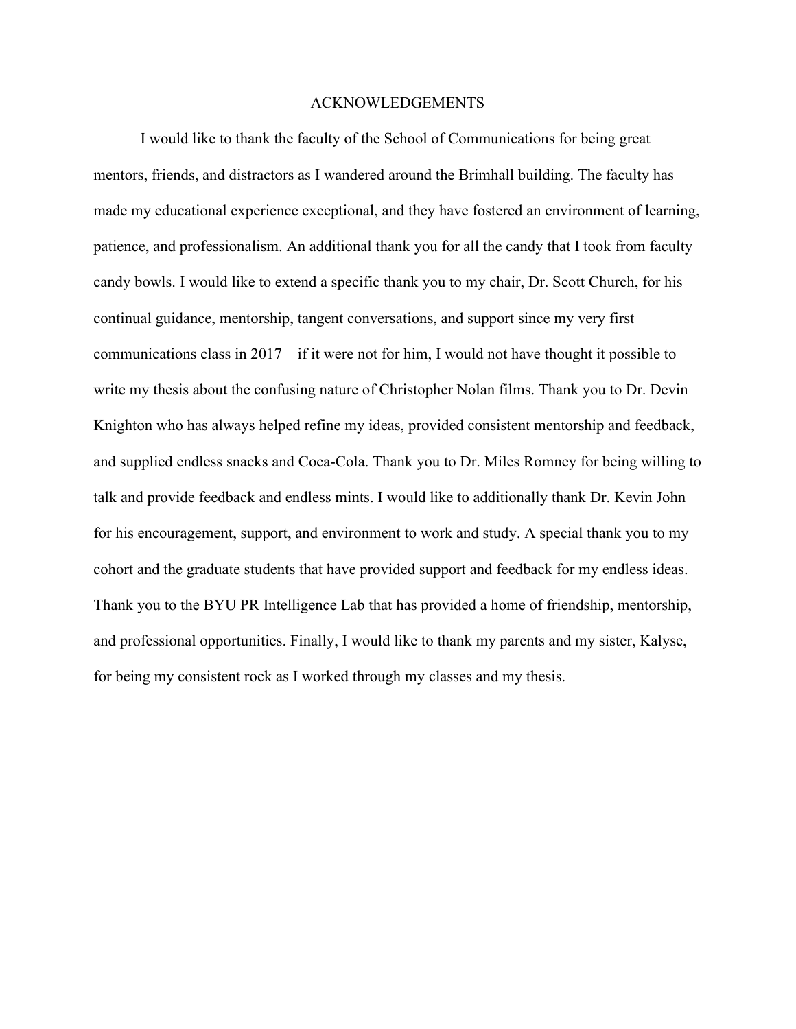# ACKNOWLEDGEMENTS

I would like to thank the faculty of the School of Communications for being great mentors, friends, and distractors as I wandered around the Brimhall building. The faculty has made my educational experience exceptional, and they have fostered an environment of learning, patience, and professionalism. An additional thank you for all the candy that I took from faculty candy bowls. I would like to extend a specific thank you to my chair, Dr. Scott Church, for his continual guidance, mentorship, tangent conversations, and support since my very first communications class in 2017 – if it were not for him, I would not have thought it possible to write my thesis about the confusing nature of Christopher Nolan films. Thank you to Dr. Devin Knighton who has always helped refine my ideas, provided consistent mentorship and feedback, and supplied endless snacks and Coca-Cola. Thank you to Dr. Miles Romney for being willing to talk and provide feedback and endless mints. I would like to additionally thank Dr. Kevin John for his encouragement, support, and environment to work and study. A special thank you to my cohort and the graduate students that have provided support and feedback for my endless ideas. Thank you to the BYU PR Intelligence Lab that has provided a home of friendship, mentorship, and professional opportunities. Finally, I would like to thank my parents and my sister, Kalyse, for being my consistent rock as I worked through my classes and my thesis.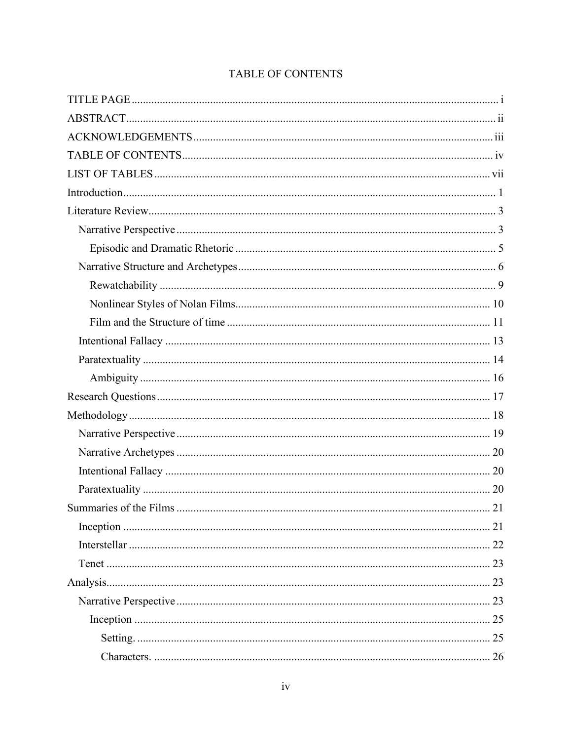# TABLE OF CONTENTS

TITLE PAGE ..... i
ABSTRACT ..... ii
ACKNOWLEDGEMENTS ..... iii
TABLE OF CONTENTS ..... iv
LIST OF TABLES ..... vii
Introduction ..... 1
Literature Review ..... 3
- Narrative Perspective ..... 3
  - Episodic and Dramatic Rhetoric ..... 5
- Narrative Structure and Archetypes ..... 6
  - Rewatchability ..... 9
  - Nonlinear Styles of Nolan Films ..... 10
  - Film and the Structure of time ..... 11
- Intentional Fallacy ..... 13
- Paratextuality ..... 14
  - Ambiguity ..... 16

Research Questions ..... 17
Methodology ..... 18
- Narrative Perspective ..... 19
- Narrative Archetypes ..... 20
- Intentional Fallacy ..... 20
- Paratextuality ..... 20

Summaries of the Films ..... 21
- Inception ..... 21
- Interstellar ..... 22
- Tenet ..... 23

Analysis ..... 23
- Narrative Perspective ..... 23
  - Inception ..... 25
    - Setting. ..... 25
    - Characters. ..... 26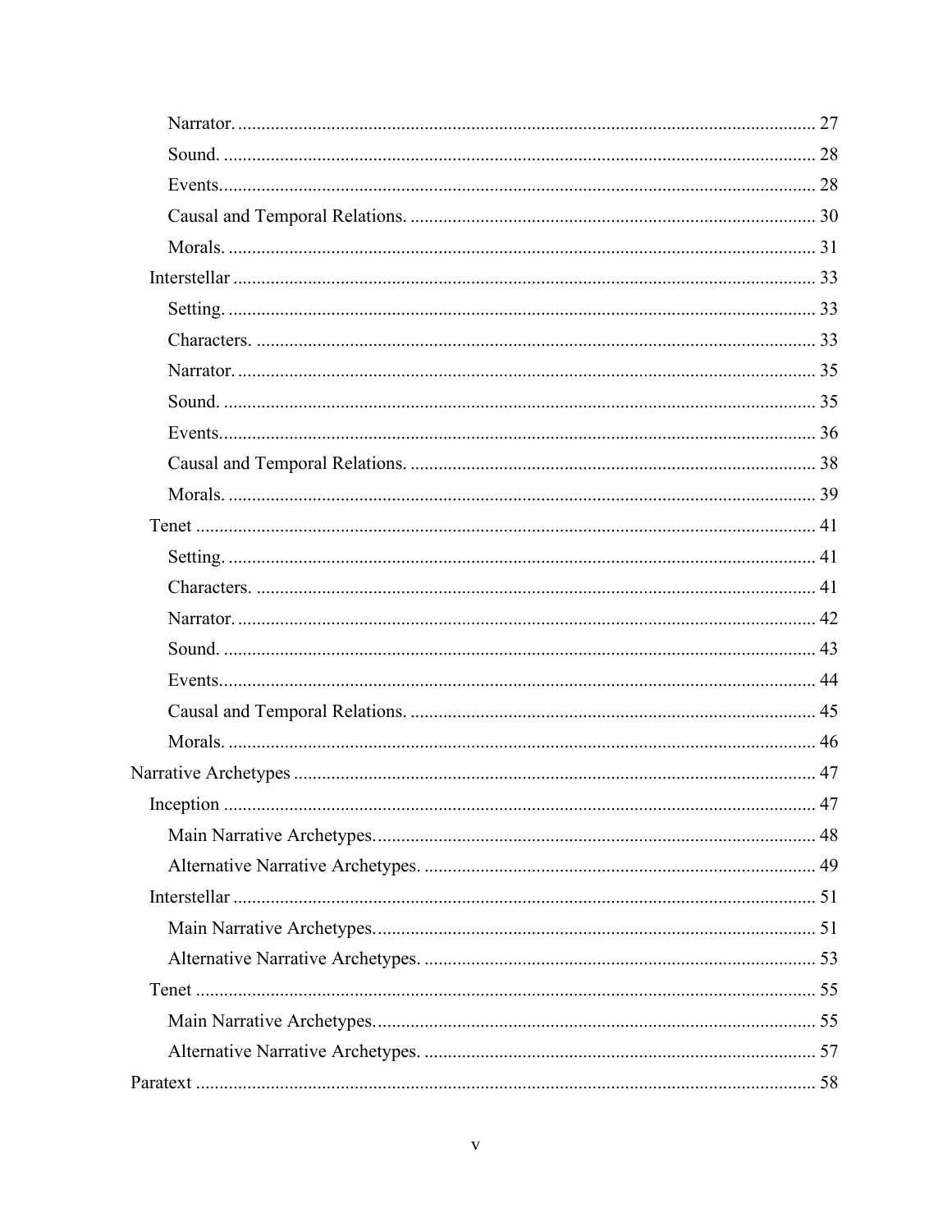Narrator. ........................................................................................................... 27

Sound. .............................................................................................................. 28

Events............................................................................................................... 28

Causal and Temporal Relations. ...................................................................... 30

Morals. ............................................................................................................. 31

Interstellar ............................................................................................................ 33

Setting. ............................................................................................................. 33

Characters. ....................................................................................................... 33

Narrator. ........................................................................................................... 35

Sound. .............................................................................................................. 35

Events............................................................................................................... 36

Causal and Temporal Relations. ...................................................................... 38

Morals. ............................................................................................................. 39

Tenet .................................................................................................................... 41

Setting. ............................................................................................................. 41

Characters. ....................................................................................................... 41

Narrator. ........................................................................................................... 42

Sound. .............................................................................................................. 43

Events............................................................................................................... 44

Causal and Temporal Relations. ...................................................................... 45

Morals. ............................................................................................................. 46

Narrative Archetypes ............................................................................................... 47

Inception ............................................................................................................. 47

Main Narrative Archetypes............................................................................... 48

Alternative Narrative Archetypes. .................................................................... 49

Interstellar ............................................................................................................ 51

Main Narrative Archetypes............................................................................... 51

Alternative Narrative Archetypes. .................................................................... 53

Tenet .................................................................................................................... 55

Main Narrative Archetypes............................................................................... 55

Alternative Narrative Archetypes. .................................................................... 57

Paratext .................................................................................................................... 58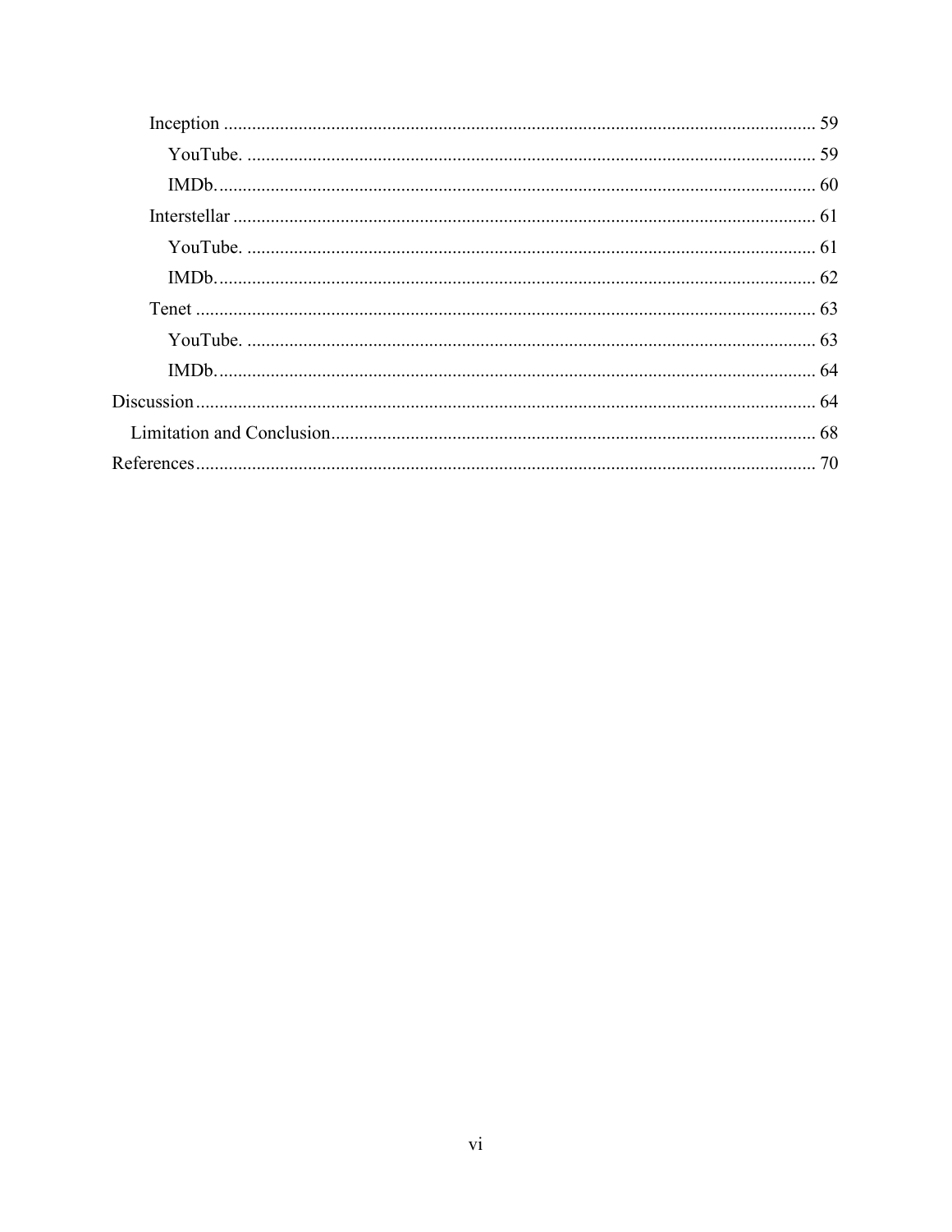- Inception ........ 59
  - YouTube. ........ 59
  - IMDb. ........ 60
- Interstellar ........ 61
  - YouTube. ........ 61
  - IMDb. ........ 62
- Tenet ........ 63
  - YouTube. ........ 63
  - IMDb. ........ 64

Discussion ........ 64

- Limitation and Conclusion ........ 68

References ........ 70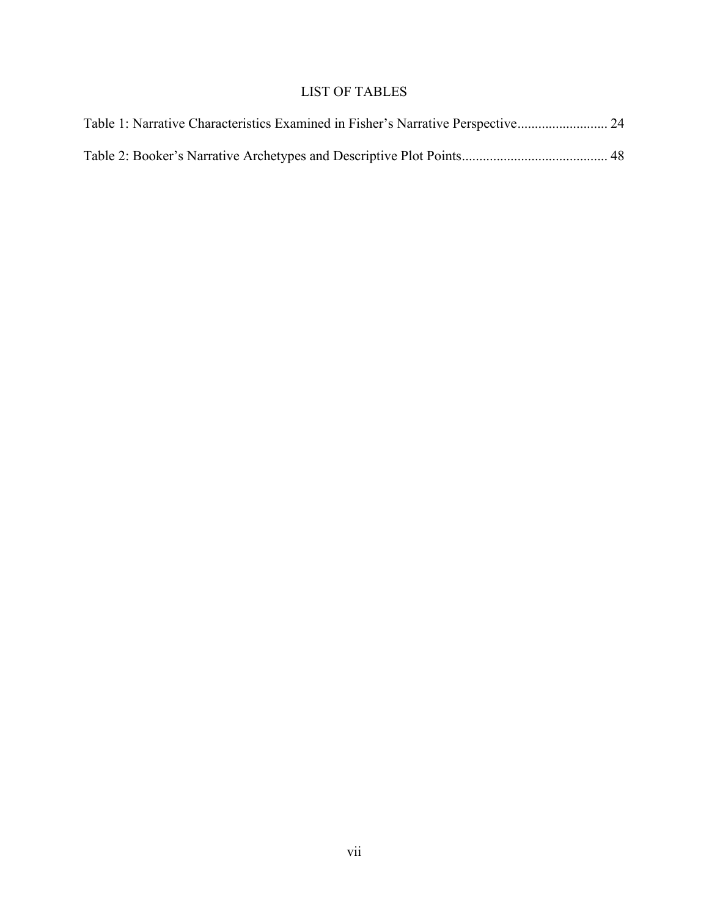# LIST OF TABLES

Table 1: Narrative Characteristics Examined in Fisher's Narrative Perspective.......................... 24

Table 2: Booker's Narrative Archetypes and Descriptive Plot Points.......................................... 48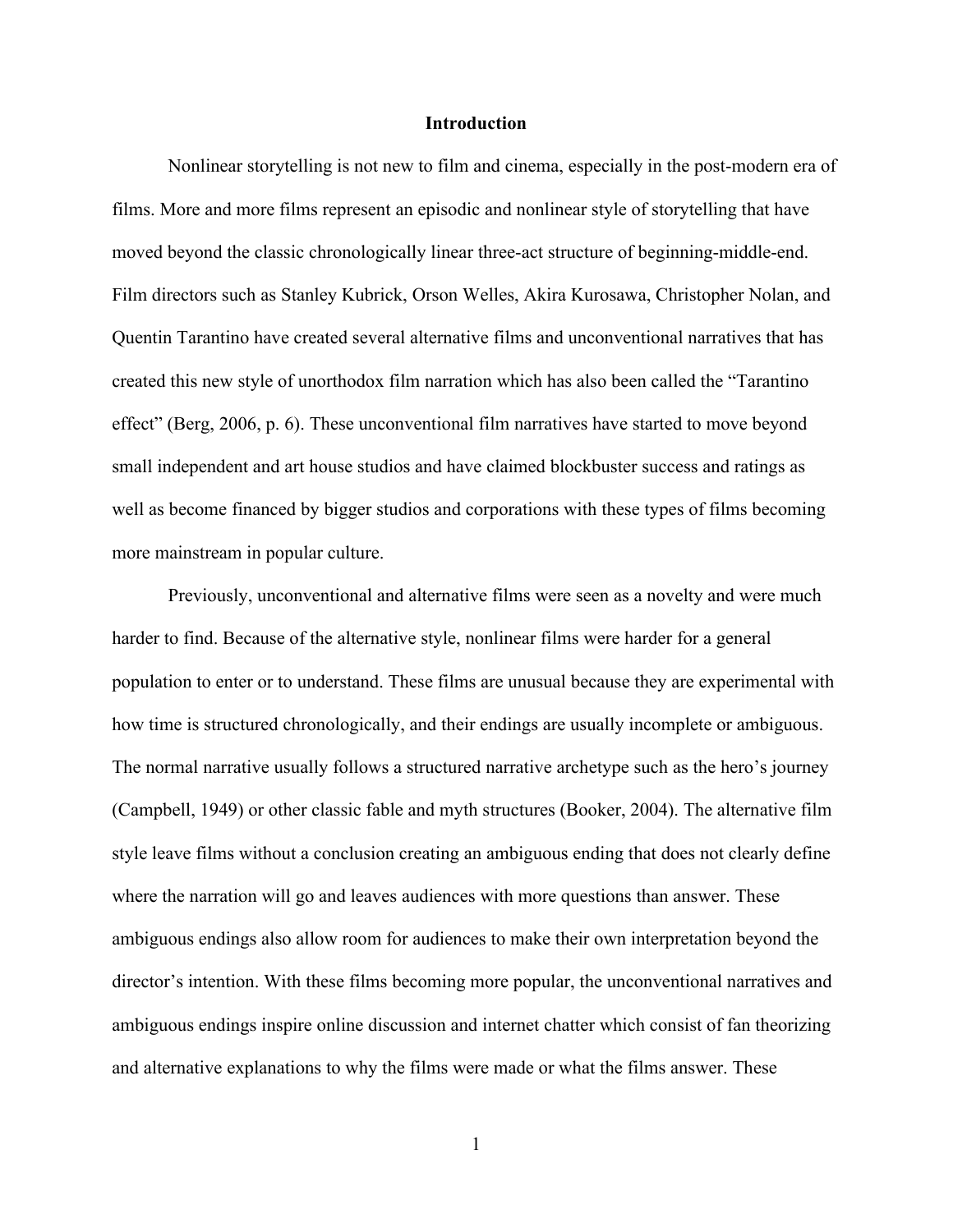# Introduction

Nonlinear storytelling is not new to film and cinema, especially in the post-modern era of films. More and more films represent an episodic and nonlinear style of storytelling that have moved beyond the classic chronologically linear three-act structure of beginning-middle-end. Film directors such as Stanley Kubrick, Orson Welles, Akira Kurosawa, Christopher Nolan, and Quentin Tarantino have created several alternative films and unconventional narratives that has created this new style of unorthodox film narration which has also been called the "Tarantino effect" (Berg, 2006, p. 6). These unconventional film narratives have started to move beyond small independent and art house studios and have claimed blockbuster success and ratings as well as become financed by bigger studios and corporations with these types of films becoming more mainstream in popular culture.

Previously, unconventional and alternative films were seen as a novelty and were much harder to find. Because of the alternative style, nonlinear films were harder for a general population to enter or to understand. These films are unusual because they are experimental with how time is structured chronologically, and their endings are usually incomplete or ambiguous. The normal narrative usually follows a structured narrative archetype such as the hero's journey (Campbell, 1949) or other classic fable and myth structures (Booker, 2004). The alternative film style leave films without a conclusion creating an ambiguous ending that does not clearly define where the narration will go and leaves audiences with more questions than answer. These ambiguous endings also allow room for audiences to make their own interpretation beyond the director's intention. With these films becoming more popular, the unconventional narratives and ambiguous endings inspire online discussion and internet chatter which consist of fan theorizing and alternative explanations to why the films were made or what the films answer. These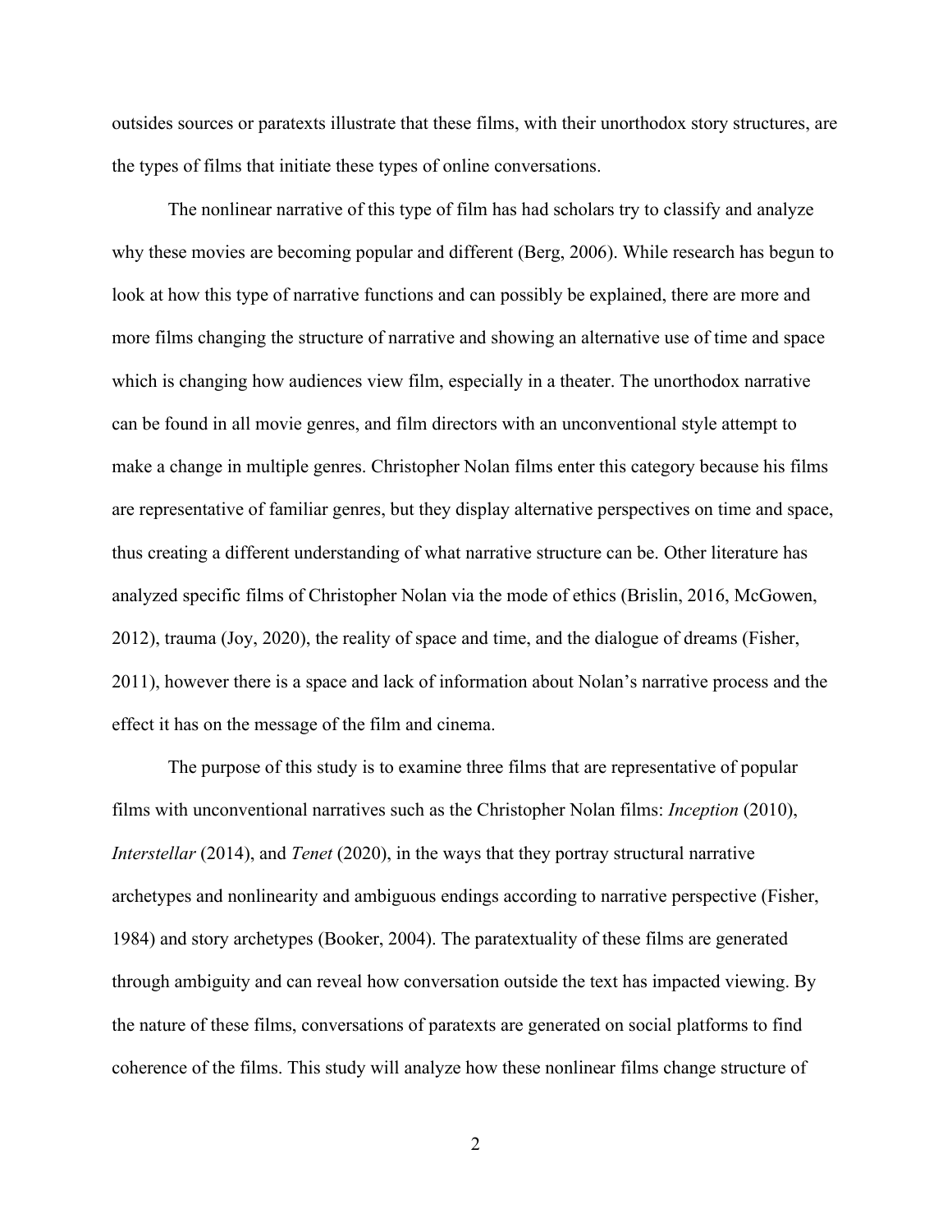outsides sources or paratexts illustrate that these films, with their unorthodox story structures, are the types of films that initiate these types of online conversations.

The nonlinear narrative of this type of film has had scholars try to classify and analyze why these movies are becoming popular and different (Berg, 2006). While research has begun to look at how this type of narrative functions and can possibly be explained, there are more and more films changing the structure of narrative and showing an alternative use of time and space which is changing how audiences view film, especially in a theater. The unorthodox narrative can be found in all movie genres, and film directors with an unconventional style attempt to make a change in multiple genres. Christopher Nolan films enter this category because his films are representative of familiar genres, but they display alternative perspectives on time and space, thus creating a different understanding of what narrative structure can be. Other literature has analyzed specific films of Christopher Nolan via the mode of ethics (Brislin, 2016, McGowen, 2012), trauma (Joy, 2020), the reality of space and time, and the dialogue of dreams (Fisher, 2011), however there is a space and lack of information about Nolan's narrative process and the effect it has on the message of the film and cinema.

The purpose of this study is to examine three films that are representative of popular films with unconventional narratives such as the Christopher Nolan films: *Inception* (2010), *Interstellar* (2014), and *Tenet* (2020), in the ways that they portray structural narrative archetypes and nonlinearity and ambiguous endings according to narrative perspective (Fisher, 1984) and story archetypes (Booker, 2004). The paratextuality of these films are generated through ambiguity and can reveal how conversation outside the text has impacted viewing. By the nature of these films, conversations of paratexts are generated on social platforms to find coherence of the films. This study will analyze how these nonlinear films change structure of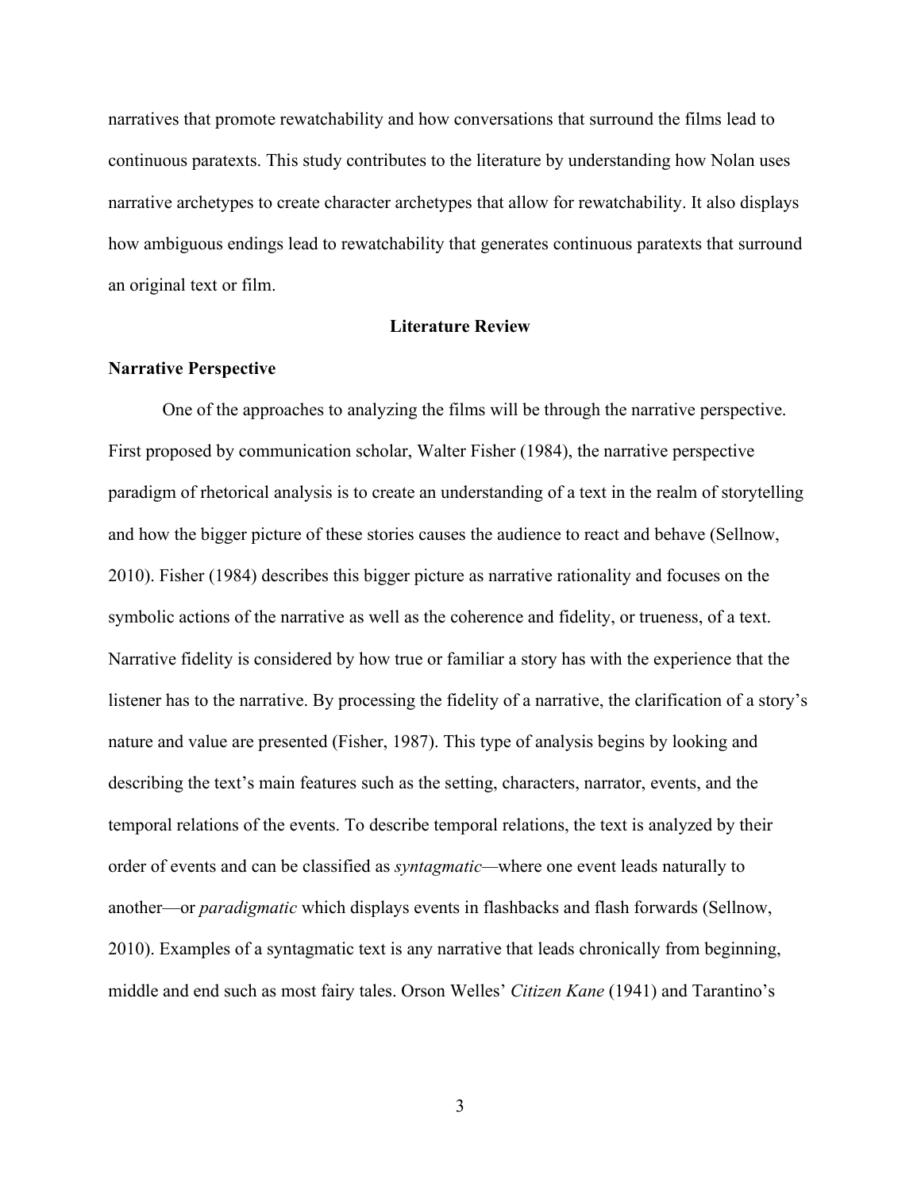narratives that promote rewatchability and how conversations that surround the films lead to continuous paratexts. This study contributes to the literature by understanding how Nolan uses narrative archetypes to create character archetypes that allow for rewatchability. It also displays how ambiguous endings lead to rewatchability that generates continuous paratexts that surround an original text or film.

## Literature Review

### Narrative Perspective

One of the approaches to analyzing the films will be through the narrative perspective. First proposed by communication scholar, Walter Fisher (1984), the narrative perspective paradigm of rhetorical analysis is to create an understanding of a text in the realm of storytelling and how the bigger picture of these stories causes the audience to react and behave (Sellnow, 2010). Fisher (1984) describes this bigger picture as narrative rationality and focuses on the symbolic actions of the narrative as well as the coherence and fidelity, or trueness, of a text. Narrative fidelity is considered by how true or familiar a story has with the experience that the listener has to the narrative. By processing the fidelity of a narrative, the clarification of a story's nature and value are presented (Fisher, 1987). This type of analysis begins by looking and describing the text's main features such as the setting, characters, narrator, events, and the temporal relations of the events. To describe temporal relations, the text is analyzed by their order of events and can be classified as *syntagmatic*—where one event leads naturally to another—or *paradigmatic* which displays events in flashbacks and flash forwards (Sellnow, 2010). Examples of a syntagmatic text is any narrative that leads chronically from beginning, middle and end such as most fairy tales. Orson Welles' *Citizen Kane* (1941) and Tarantino's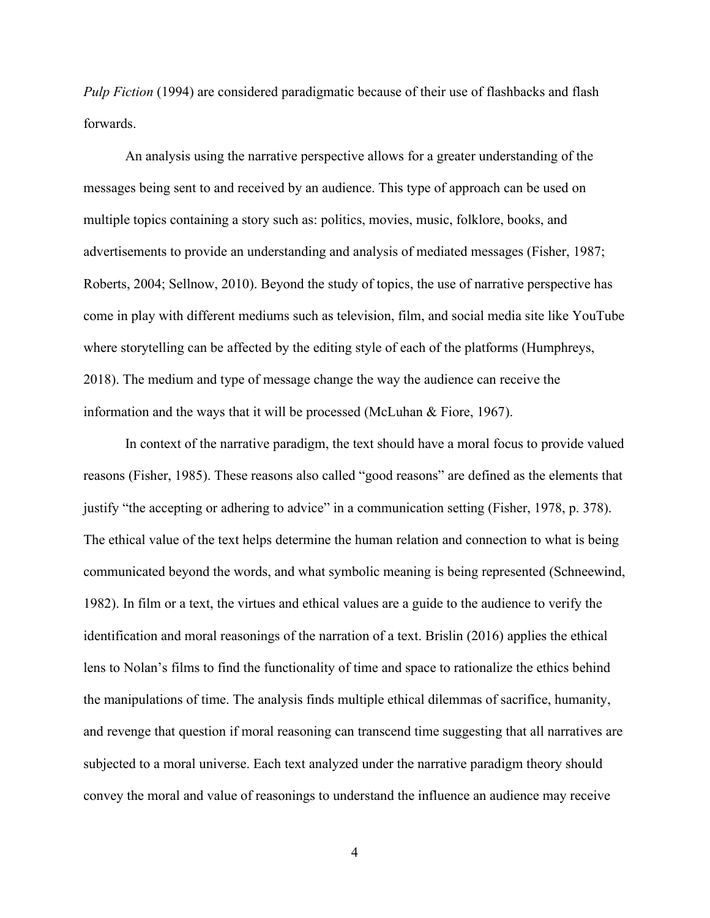*Pulp Fiction* (1994) are considered paradigmatic because of their use of flashbacks and flash forwards.

An analysis using the narrative perspective allows for a greater understanding of the messages being sent to and received by an audience. This type of approach can be used on multiple topics containing a story such as: politics, movies, music, folklore, books, and advertisements to provide an understanding and analysis of mediated messages (Fisher, 1987; Roberts, 2004; Sellnow, 2010). Beyond the study of topics, the use of narrative perspective has come in play with different mediums such as television, film, and social media site like YouTube where storytelling can be affected by the editing style of each of the platforms (Humphreys, 2018). The medium and type of message change the way the audience can receive the information and the ways that it will be processed (McLuhan & Fiore, 1967).

In context of the narrative paradigm, the text should have a moral focus to provide valued reasons (Fisher, 1985). These reasons also called "good reasons" are defined as the elements that justify "the accepting or adhering to advice" in a communication setting (Fisher, 1978, p. 378). The ethical value of the text helps determine the human relation and connection to what is being communicated beyond the words, and what symbolic meaning is being represented (Schneewind, 1982). In film or a text, the virtues and ethical values are a guide to the audience to verify the identification and moral reasonings of the narration of a text. Brislin (2016) applies the ethical lens to Nolan's films to find the functionality of time and space to rationalize the ethics behind the manipulations of time. The analysis finds multiple ethical dilemmas of sacrifice, humanity, and revenge that question if moral reasoning can transcend time suggesting that all narratives are subjected to a moral universe. Each text analyzed under the narrative paradigm theory should convey the moral and value of reasonings to understand the influence an audience may receive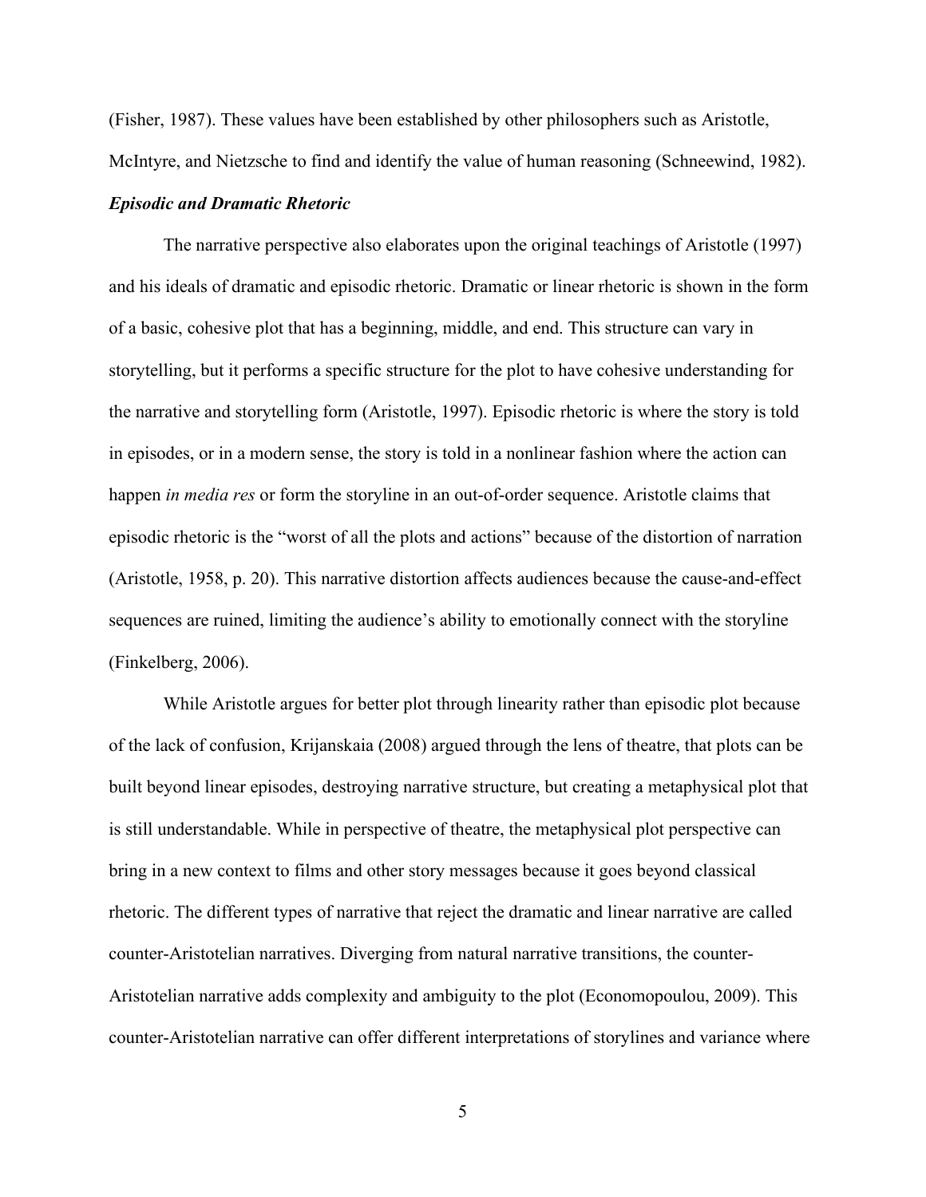(Fisher, 1987). These values have been established by other philosophers such as Aristotle, McIntyre, and Nietzsche to find and identify the value of human reasoning (Schneewind, 1982).

### *Episodic and Dramatic Rhetoric*

The narrative perspective also elaborates upon the original teachings of Aristotle (1997) and his ideals of dramatic and episodic rhetoric. Dramatic or linear rhetoric is shown in the form of a basic, cohesive plot that has a beginning, middle, and end. This structure can vary in storytelling, but it performs a specific structure for the plot to have cohesive understanding for the narrative and storytelling form (Aristotle, 1997). Episodic rhetoric is where the story is told in episodes, or in a modern sense, the story is told in a nonlinear fashion where the action can happen *in media res* or form the storyline in an out-of-order sequence. Aristotle claims that episodic rhetoric is the "worst of all the plots and actions" because of the distortion of narration (Aristotle, 1958, p. 20). This narrative distortion affects audiences because the cause-and-effect sequences are ruined, limiting the audience's ability to emotionally connect with the storyline (Finkelberg, 2006).

While Aristotle argues for better plot through linearity rather than episodic plot because of the lack of confusion, Krijanskaia (2008) argued through the lens of theatre, that plots can be built beyond linear episodes, destroying narrative structure, but creating a metaphysical plot that is still understandable. While in perspective of theatre, the metaphysical plot perspective can bring in a new context to films and other story messages because it goes beyond classical rhetoric. The different types of narrative that reject the dramatic and linear narrative are called counter-Aristotelian narratives. Diverging from natural narrative transitions, the counter-Aristotelian narrative adds complexity and ambiguity to the plot (Economopoulou, 2009). This counter-Aristotelian narrative can offer different interpretations of storylines and variance where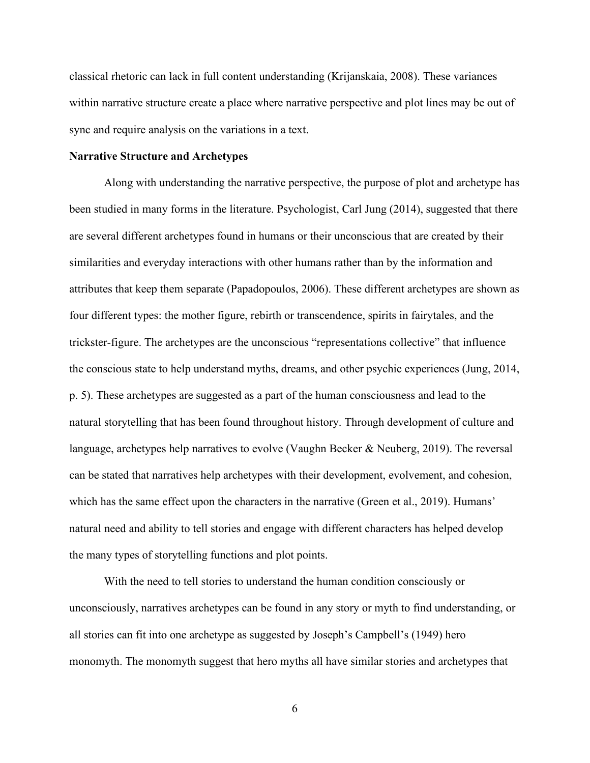classical rhetoric can lack in full content understanding (Krijanskaia, 2008). These variances within narrative structure create a place where narrative perspective and plot lines may be out of sync and require analysis on the variations in a text.

**Narrative Structure and Archetypes**

Along with understanding the narrative perspective, the purpose of plot and archetype has been studied in many forms in the literature. Psychologist, Carl Jung (2014), suggested that there are several different archetypes found in humans or their unconscious that are created by their similarities and everyday interactions with other humans rather than by the information and attributes that keep them separate (Papadopoulos, 2006). These different archetypes are shown as four different types: the mother figure, rebirth or transcendence, spirits in fairytales, and the trickster-figure. The archetypes are the unconscious "representations collective" that influence the conscious state to help understand myths, dreams, and other psychic experiences (Jung, 2014, p. 5). These archetypes are suggested as a part of the human consciousness and lead to the natural storytelling that has been found throughout history. Through development of culture and language, archetypes help narratives to evolve (Vaughn Becker & Neuberg, 2019). The reversal can be stated that narratives help archetypes with their development, evolvement, and cohesion, which has the same effect upon the characters in the narrative (Green et al., 2019). Humans' natural need and ability to tell stories and engage with different characters has helped develop the many types of storytelling functions and plot points.

With the need to tell stories to understand the human condition consciously or unconsciously, narratives archetypes can be found in any story or myth to find understanding, or all stories can fit into one archetype as suggested by Joseph's Campbell's (1949) hero monomyth. The monomyth suggest that hero myths all have similar stories and archetypes that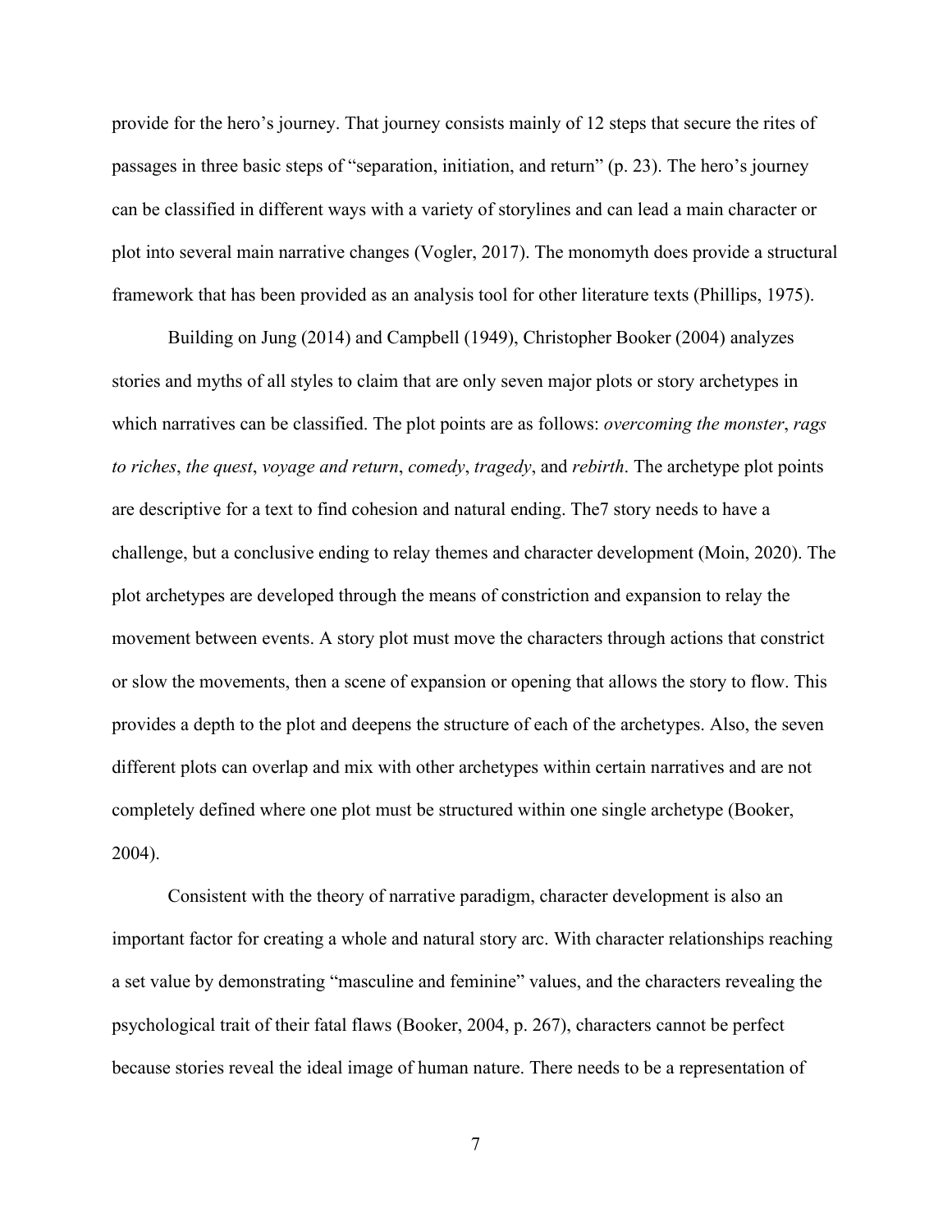provide for the hero's journey. That journey consists mainly of 12 steps that secure the rites of passages in three basic steps of "separation, initiation, and return" (p. 23). The hero's journey can be classified in different ways with a variety of storylines and can lead a main character or plot into several main narrative changes (Vogler, 2017). The monomyth does provide a structural framework that has been provided as an analysis tool for other literature texts (Phillips, 1975).

Building on Jung (2014) and Campbell (1949), Christopher Booker (2004) analyzes stories and myths of all styles to claim that are only seven major plots or story archetypes in which narratives can be classified. The plot points are as follows: *overcoming the monster*, *rags to riches*, *the quest*, *voyage and return*, *comedy*, *tragedy*, and *rebirth*. The archetype plot points are descriptive for a text to find cohesion and natural ending. The7 story needs to have a challenge, but a conclusive ending to relay themes and character development (Moin, 2020). The plot archetypes are developed through the means of constriction and expansion to relay the movement between events. A story plot must move the characters through actions that constrict or slow the movements, then a scene of expansion or opening that allows the story to flow. This provides a depth to the plot and deepens the structure of each of the archetypes. Also, the seven different plots can overlap and mix with other archetypes within certain narratives and are not completely defined where one plot must be structured within one single archetype (Booker, 2004).

Consistent with the theory of narrative paradigm, character development is also an important factor for creating a whole and natural story arc. With character relationships reaching a set value by demonstrating "masculine and feminine" values, and the characters revealing the psychological trait of their fatal flaws (Booker, 2004, p. 267), characters cannot be perfect because stories reveal the ideal image of human nature. There needs to be a representation of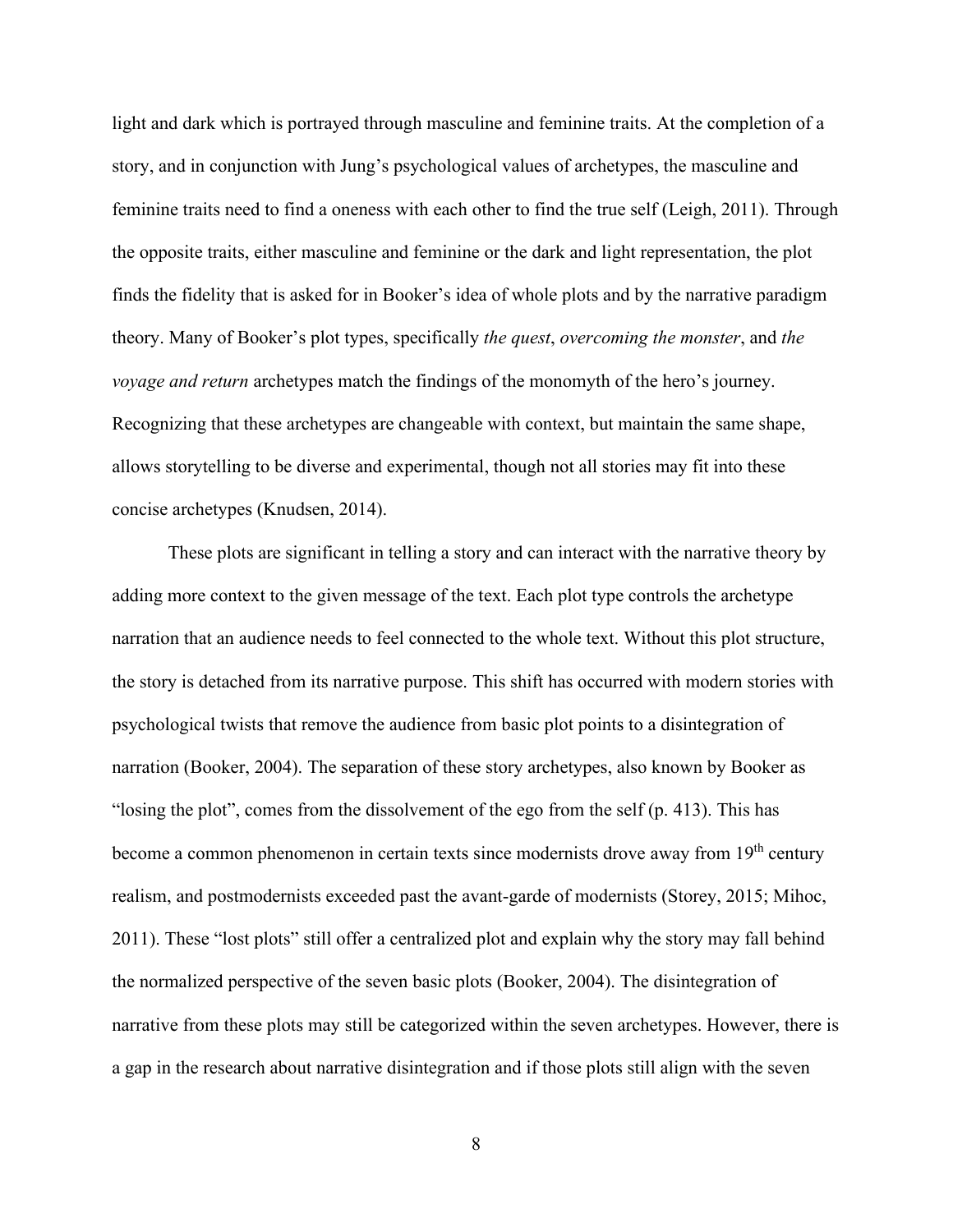light and dark which is portrayed through masculine and feminine traits. At the completion of a story, and in conjunction with Jung's psychological values of archetypes, the masculine and feminine traits need to find a oneness with each other to find the true self (Leigh, 2011). Through the opposite traits, either masculine and feminine or the dark and light representation, the plot finds the fidelity that is asked for in Booker's idea of whole plots and by the narrative paradigm theory. Many of Booker's plot types, specifically *the quest*, *overcoming the monster*, and *the voyage and return* archetypes match the findings of the monomyth of the hero's journey. Recognizing that these archetypes are changeable with context, but maintain the same shape, allows storytelling to be diverse and experimental, though not all stories may fit into these concise archetypes (Knudsen, 2014).

These plots are significant in telling a story and can interact with the narrative theory by adding more context to the given message of the text. Each plot type controls the archetype narration that an audience needs to feel connected to the whole text. Without this plot structure, the story is detached from its narrative purpose. This shift has occurred with modern stories with psychological twists that remove the audience from basic plot points to a disintegration of narration (Booker, 2004). The separation of these story archetypes, also known by Booker as "losing the plot", comes from the dissolvement of the ego from the self (p. 413). This has become a common phenomenon in certain texts since modernists drove away from 19th century realism, and postmodernists exceeded past the avant-garde of modernists (Storey, 2015; Mihoc, 2011). These "lost plots" still offer a centralized plot and explain why the story may fall behind the normalized perspective of the seven basic plots (Booker, 2004). The disintegration of narrative from these plots may still be categorized within the seven archetypes. However, there is a gap in the research about narrative disintegration and if those plots still align with the seven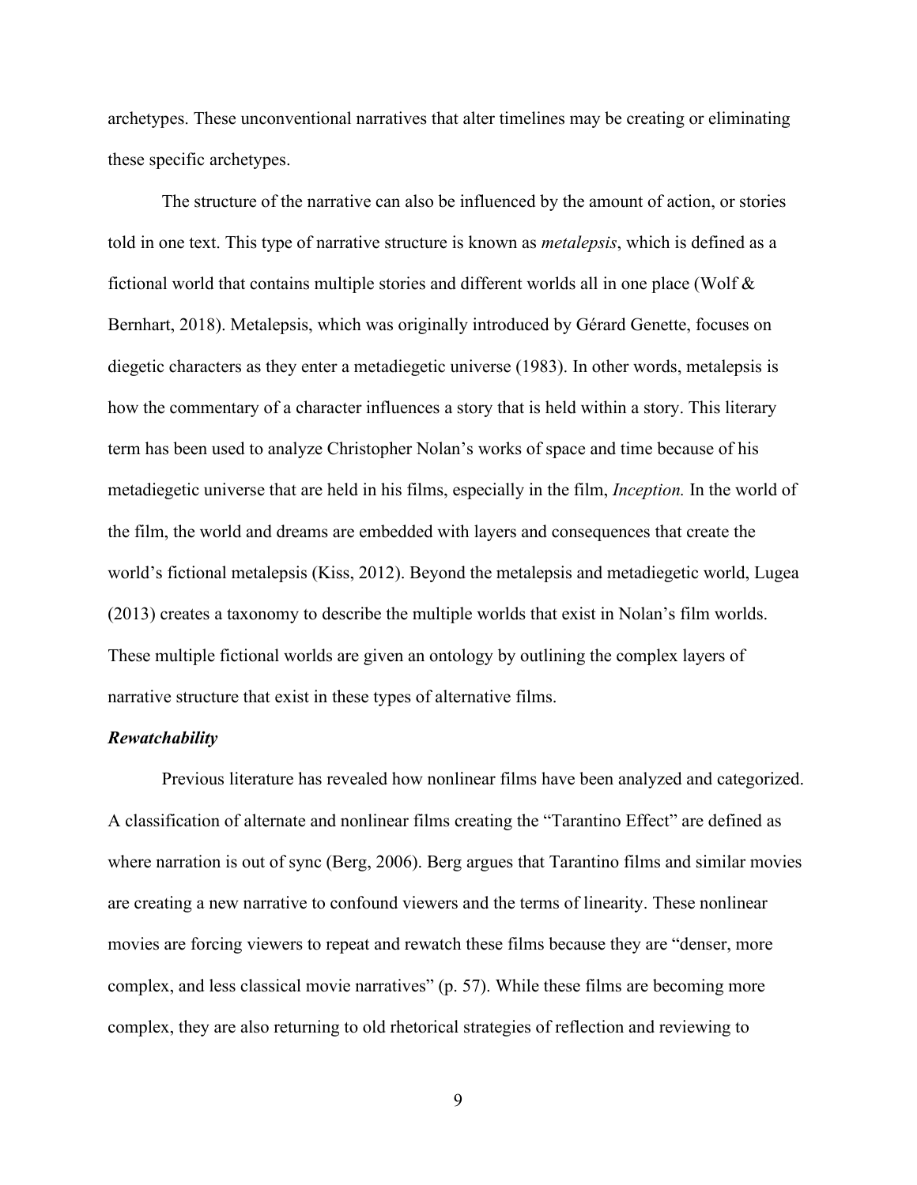archetypes. These unconventional narratives that alter timelines may be creating or eliminating these specific archetypes.

The structure of the narrative can also be influenced by the amount of action, or stories told in one text. This type of narrative structure is known as *metalepsis*, which is defined as a fictional world that contains multiple stories and different worlds all in one place (Wolf & Bernhart, 2018). Metalepsis, which was originally introduced by Gérard Genette, focuses on diegetic characters as they enter a metadiegetic universe (1983). In other words, metalepsis is how the commentary of a character influences a story that is held within a story. This literary term has been used to analyze Christopher Nolan's works of space and time because of his metadiegetic universe that are held in his films, especially in the film, *Inception.* In the world of the film, the world and dreams are embedded with layers and consequences that create the world's fictional metalepsis (Kiss, 2012). Beyond the metalepsis and metadiegetic world, Lugea (2013) creates a taxonomy to describe the multiple worlds that exist in Nolan's film worlds. These multiple fictional worlds are given an ontology by outlining the complex layers of narrative structure that exist in these types of alternative films.

### *Rewatchability*

Previous literature has revealed how nonlinear films have been analyzed and categorized. A classification of alternate and nonlinear films creating the "Tarantino Effect" are defined as where narration is out of sync (Berg, 2006). Berg argues that Tarantino films and similar movies are creating a new narrative to confound viewers and the terms of linearity. These nonlinear movies are forcing viewers to repeat and rewatch these films because they are "denser, more complex, and less classical movie narratives" (p. 57). While these films are becoming more complex, they are also returning to old rhetorical strategies of reflection and reviewing to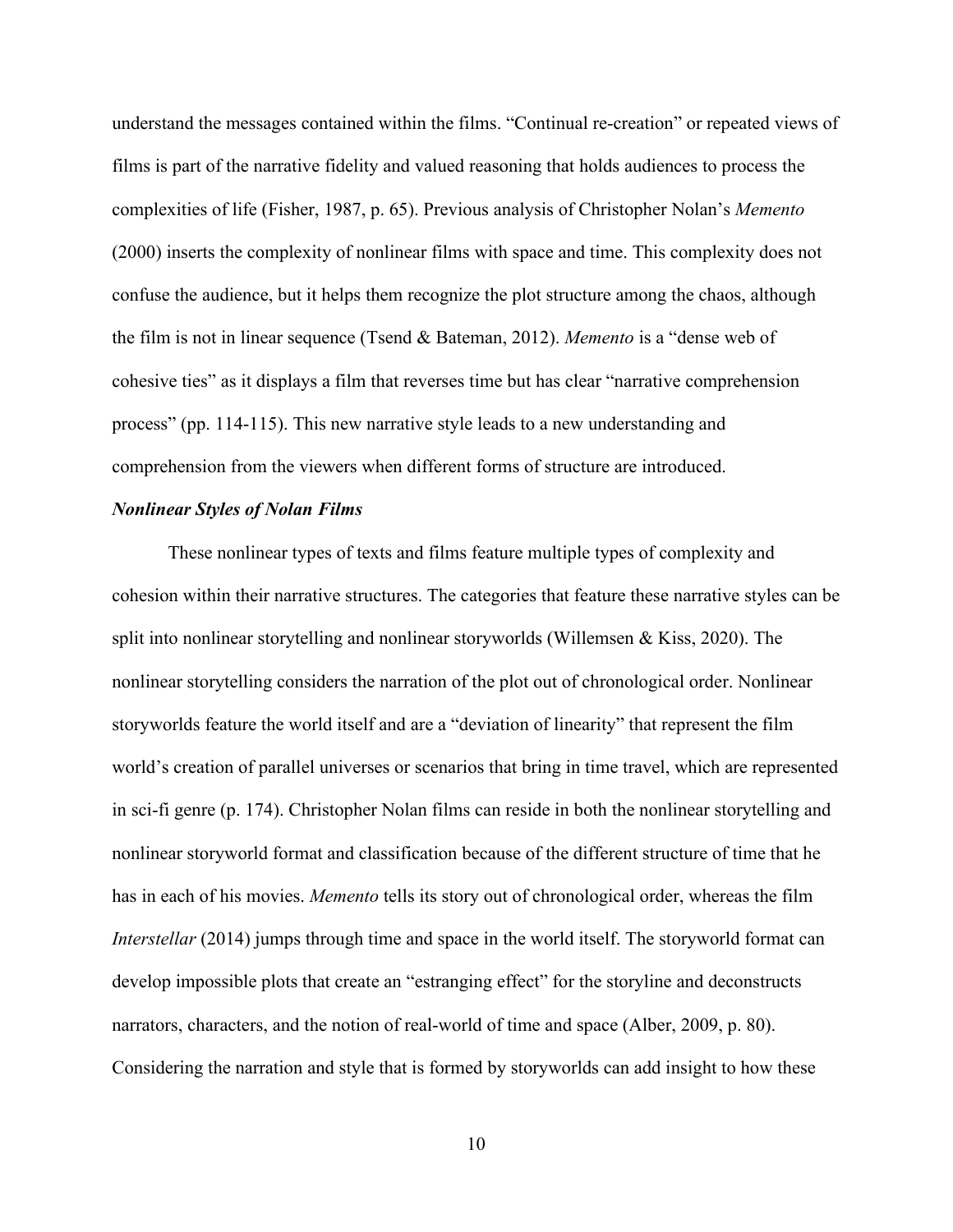understand the messages contained within the films. "Continual re-creation" or repeated views of films is part of the narrative fidelity and valued reasoning that holds audiences to process the complexities of life (Fisher, 1987, p. 65). Previous analysis of Christopher Nolan's *Memento* (2000) inserts the complexity of nonlinear films with space and time. This complexity does not confuse the audience, but it helps them recognize the plot structure among the chaos, although the film is not in linear sequence (Tsend & Bateman, 2012). *Memento* is a "dense web of cohesive ties" as it displays a film that reverses time but has clear "narrative comprehension process" (pp. 114-115). This new narrative style leads to a new understanding and comprehension from the viewers when different forms of structure are introduced.

### ***Nonlinear Styles of Nolan Films***

These nonlinear types of texts and films feature multiple types of complexity and cohesion within their narrative structures. The categories that feature these narrative styles can be split into nonlinear storytelling and nonlinear storyworlds (Willemsen & Kiss, 2020). The nonlinear storytelling considers the narration of the plot out of chronological order. Nonlinear storyworlds feature the world itself and are a "deviation of linearity" that represent the film world's creation of parallel universes or scenarios that bring in time travel, which are represented in sci-fi genre (p. 174). Christopher Nolan films can reside in both the nonlinear storytelling and nonlinear storyworld format and classification because of the different structure of time that he has in each of his movies. *Memento* tells its story out of chronological order, whereas the film *Interstellar* (2014) jumps through time and space in the world itself. The storyworld format can develop impossible plots that create an "estranging effect" for the storyline and deconstructs narrators, characters, and the notion of real-world of time and space (Alber, 2009, p. 80). Considering the narration and style that is formed by storyworlds can add insight to how these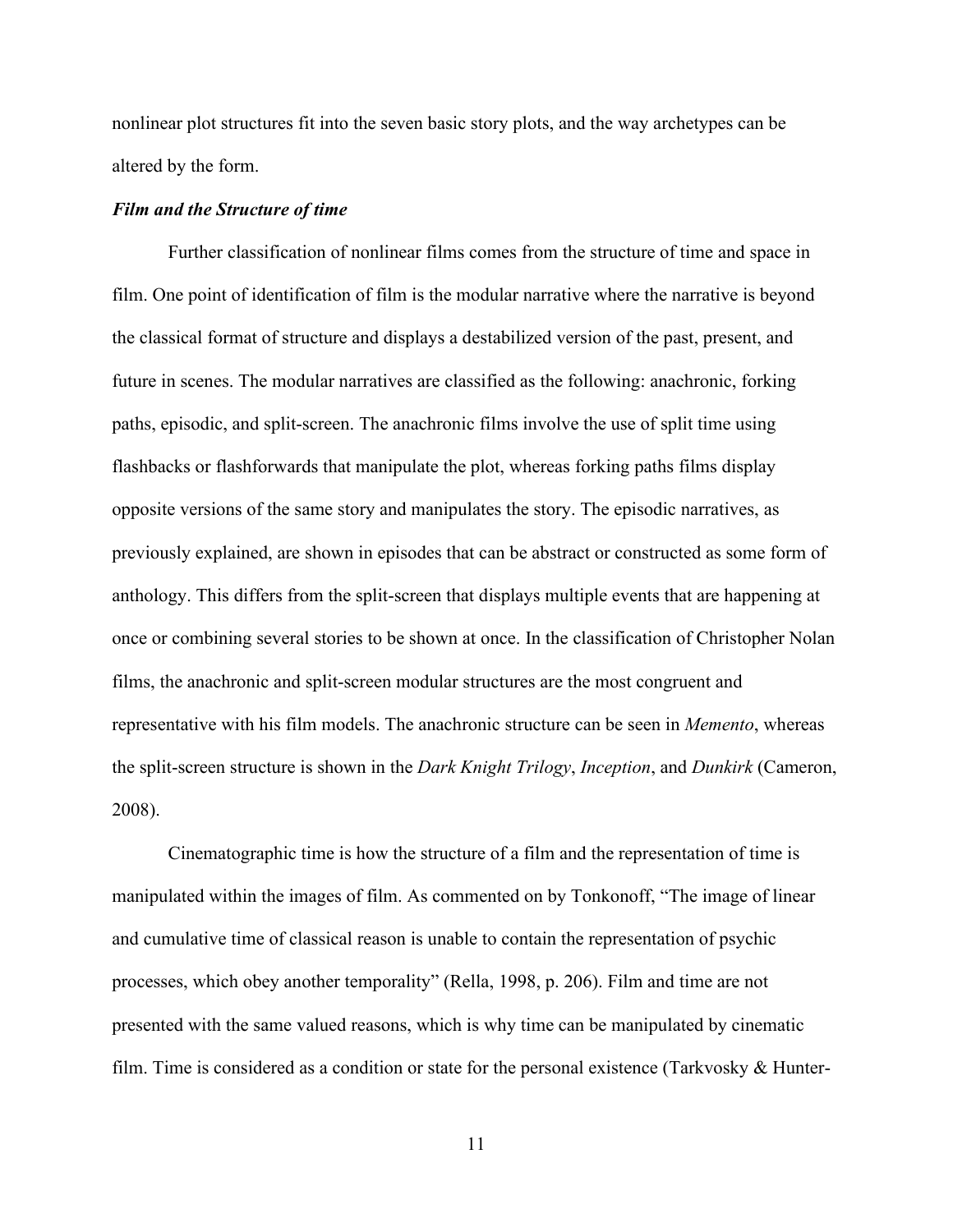nonlinear plot structures fit into the seven basic story plots, and the way archetypes can be altered by the form.

### *Film and the Structure of time*

Further classification of nonlinear films comes from the structure of time and space in film. One point of identification of film is the modular narrative where the narrative is beyond the classical format of structure and displays a destabilized version of the past, present, and future in scenes. The modular narratives are classified as the following: anachronic, forking paths, episodic, and split-screen. The anachronic films involve the use of split time using flashbacks or flashforwards that manipulate the plot, whereas forking paths films display opposite versions of the same story and manipulates the story. The episodic narratives, as previously explained, are shown in episodes that can be abstract or constructed as some form of anthology. This differs from the split-screen that displays multiple events that are happening at once or combining several stories to be shown at once. In the classification of Christopher Nolan films, the anachronic and split-screen modular structures are the most congruent and representative with his film models. The anachronic structure can be seen in *Memento*, whereas the split-screen structure is shown in the *Dark Knight Trilogy*, *Inception*, and *Dunkirk* (Cameron, 2008).

Cinematographic time is how the structure of a film and the representation of time is manipulated within the images of film. As commented on by Tonkonoff, "The image of linear and cumulative time of classical reason is unable to contain the representation of psychic processes, which obey another temporality" (Rella, 1998, p. 206). Film and time are not presented with the same valued reasons, which is why time can be manipulated by cinematic film. Time is considered as a condition or state for the personal existence (Tarkvosky & Hunter-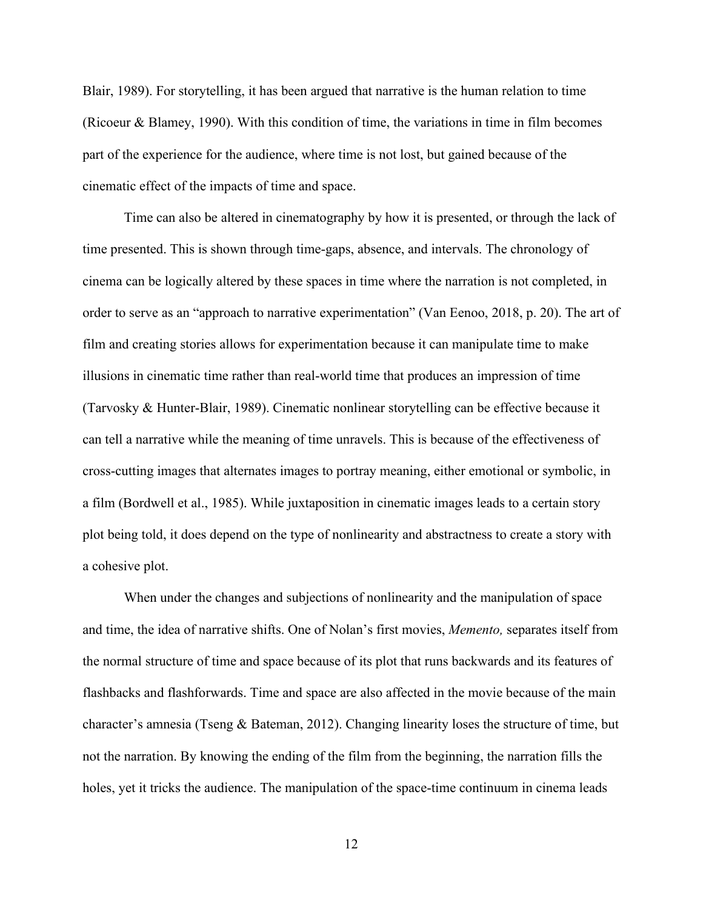Blair, 1989). For storytelling, it has been argued that narrative is the human relation to time (Ricoeur & Blamey, 1990). With this condition of time, the variations in time in film becomes part of the experience for the audience, where time is not lost, but gained because of the cinematic effect of the impacts of time and space.

Time can also be altered in cinematography by how it is presented, or through the lack of time presented. This is shown through time-gaps, absence, and intervals. The chronology of cinema can be logically altered by these spaces in time where the narration is not completed, in order to serve as an "approach to narrative experimentation" (Van Eenoo, 2018, p. 20). The art of film and creating stories allows for experimentation because it can manipulate time to make illusions in cinematic time rather than real-world time that produces an impression of time (Tarvosky & Hunter-Blair, 1989). Cinematic nonlinear storytelling can be effective because it can tell a narrative while the meaning of time unravels. This is because of the effectiveness of cross-cutting images that alternates images to portray meaning, either emotional or symbolic, in a film (Bordwell et al., 1985). While juxtaposition in cinematic images leads to a certain story plot being told, it does depend on the type of nonlinearity and abstractness to create a story with a cohesive plot.

When under the changes and subjections of nonlinearity and the manipulation of space and time, the idea of narrative shifts. One of Nolan's first movies, *Memento,* separates itself from the normal structure of time and space because of its plot that runs backwards and its features of flashbacks and flashforwards. Time and space are also affected in the movie because of the main character's amnesia (Tseng & Bateman, 2012). Changing linearity loses the structure of time, but not the narration. By knowing the ending of the film from the beginning, the narration fills the holes, yet it tricks the audience. The manipulation of the space-time continuum in cinema leads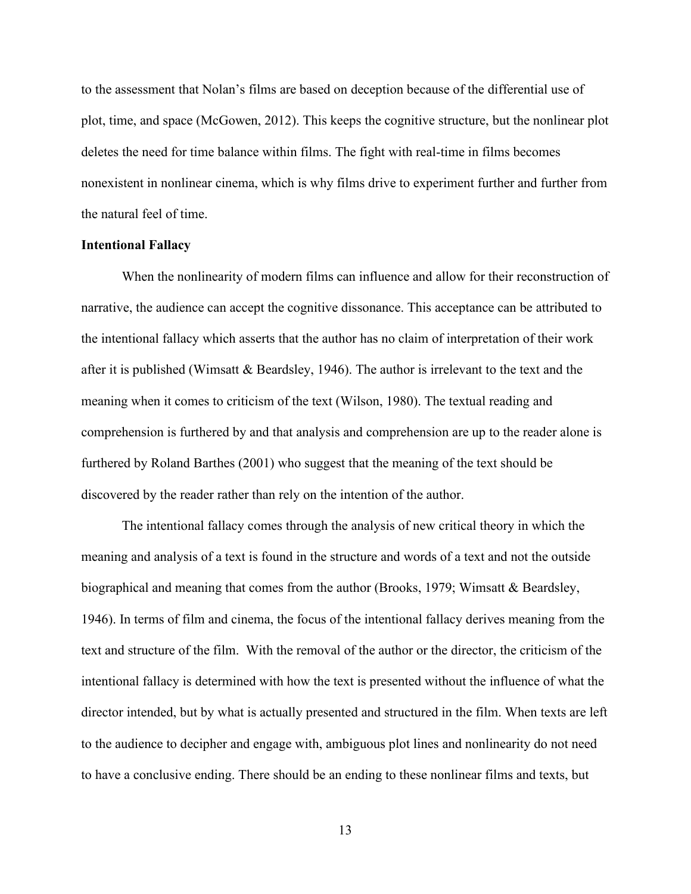to the assessment that Nolan's films are based on deception because of the differential use of plot, time, and space (McGowen, 2012). This keeps the cognitive structure, but the nonlinear plot deletes the need for time balance within films. The fight with real-time in films becomes nonexistent in nonlinear cinema, which is why films drive to experiment further and further from the natural feel of time.

**Intentional Fallacy**

When the nonlinearity of modern films can influence and allow for their reconstruction of narrative, the audience can accept the cognitive dissonance. This acceptance can be attributed to the intentional fallacy which asserts that the author has no claim of interpretation of their work after it is published (Wimsatt & Beardsley, 1946). The author is irrelevant to the text and the meaning when it comes to criticism of the text (Wilson, 1980). The textual reading and comprehension is furthered by and that analysis and comprehension are up to the reader alone is furthered by Roland Barthes (2001) who suggest that the meaning of the text should be discovered by the reader rather than rely on the intention of the author.

The intentional fallacy comes through the analysis of new critical theory in which the meaning and analysis of a text is found in the structure and words of a text and not the outside biographical and meaning that comes from the author (Brooks, 1979; Wimsatt & Beardsley, 1946). In terms of film and cinema, the focus of the intentional fallacy derives meaning from the text and structure of the film. With the removal of the author or the director, the criticism of the intentional fallacy is determined with how the text is presented without the influence of what the director intended, but by what is actually presented and structured in the film. When texts are left to the audience to decipher and engage with, ambiguous plot lines and nonlinearity do not need to have a conclusive ending. There should be an ending to these nonlinear films and texts, but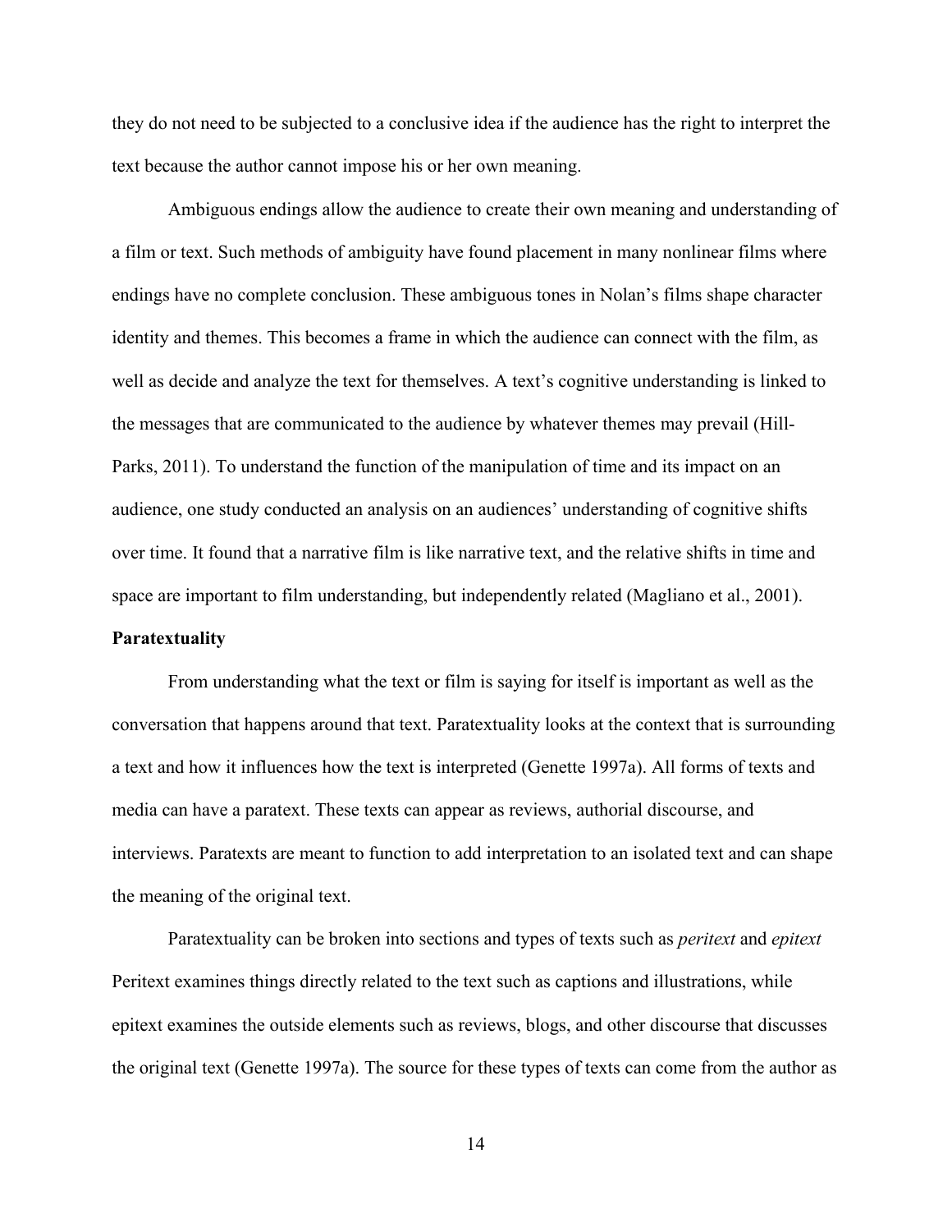they do not need to be subjected to a conclusive idea if the audience has the right to interpret the text because the author cannot impose his or her own meaning.

Ambiguous endings allow the audience to create their own meaning and understanding of a film or text. Such methods of ambiguity have found placement in many nonlinear films where endings have no complete conclusion. These ambiguous tones in Nolan's films shape character identity and themes. This becomes a frame in which the audience can connect with the film, as well as decide and analyze the text for themselves. A text's cognitive understanding is linked to the messages that are communicated to the audience by whatever themes may prevail (Hill-Parks, 2011). To understand the function of the manipulation of time and its impact on an audience, one study conducted an analysis on an audiences' understanding of cognitive shifts over time. It found that a narrative film is like narrative text, and the relative shifts in time and space are important to film understanding, but independently related (Magliano et al., 2001).

**Paratextuality**

From understanding what the text or film is saying for itself is important as well as the conversation that happens around that text. Paratextuality looks at the context that is surrounding a text and how it influences how the text is interpreted (Genette 1997a). All forms of texts and media can have a paratext. These texts can appear as reviews, authorial discourse, and interviews. Paratexts are meant to function to add interpretation to an isolated text and can shape the meaning of the original text.

Paratextuality can be broken into sections and types of texts such as *peritext* and *epitext* Peritext examines things directly related to the text such as captions and illustrations, while epitext examines the outside elements such as reviews, blogs, and other discourse that discusses the original text (Genette 1997a). The source for these types of texts can come from the author as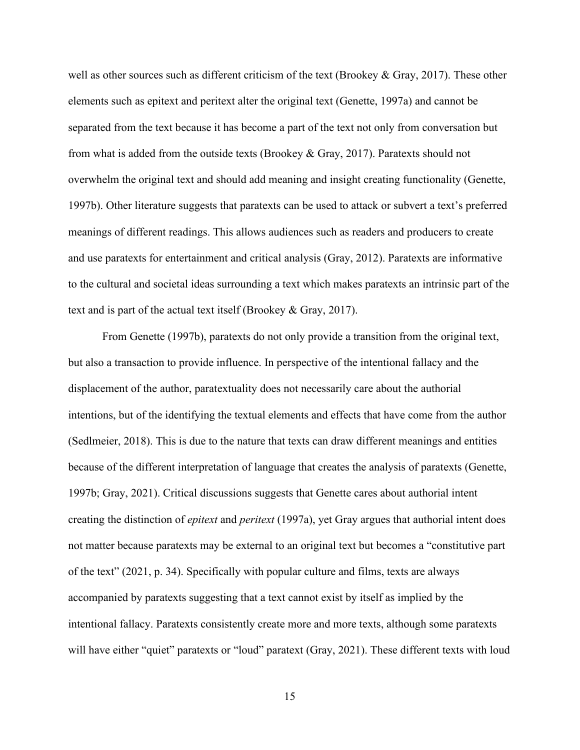well as other sources such as different criticism of the text (Brookey & Gray, 2017). These other elements such as epitext and peritext alter the original text (Genette, 1997a) and cannot be separated from the text because it has become a part of the text not only from conversation but from what is added from the outside texts (Brookey & Gray, 2017). Paratexts should not overwhelm the original text and should add meaning and insight creating functionality (Genette, 1997b). Other literature suggests that paratexts can be used to attack or subvert a text's preferred meanings of different readings. This allows audiences such as readers and producers to create and use paratexts for entertainment and critical analysis (Gray, 2012). Paratexts are informative to the cultural and societal ideas surrounding a text which makes paratexts an intrinsic part of the text and is part of the actual text itself (Brookey & Gray, 2017).

From Genette (1997b), paratexts do not only provide a transition from the original text, but also a transaction to provide influence. In perspective of the intentional fallacy and the displacement of the author, paratextuality does not necessarily care about the authorial intentions, but of the identifying the textual elements and effects that have come from the author (Sedlmeier, 2018). This is due to the nature that texts can draw different meanings and entities because of the different interpretation of language that creates the analysis of paratexts (Genette, 1997b; Gray, 2021). Critical discussions suggests that Genette cares about authorial intent creating the distinction of *epitext* and *peritext* (1997a), yet Gray argues that authorial intent does not matter because paratexts may be external to an original text but becomes a "constitutive part of the text" (2021, p. 34). Specifically with popular culture and films, texts are always accompanied by paratexts suggesting that a text cannot exist by itself as implied by the intentional fallacy. Paratexts consistently create more and more texts, although some paratexts will have either "quiet" paratexts or "loud" paratext (Gray, 2021). These different texts with loud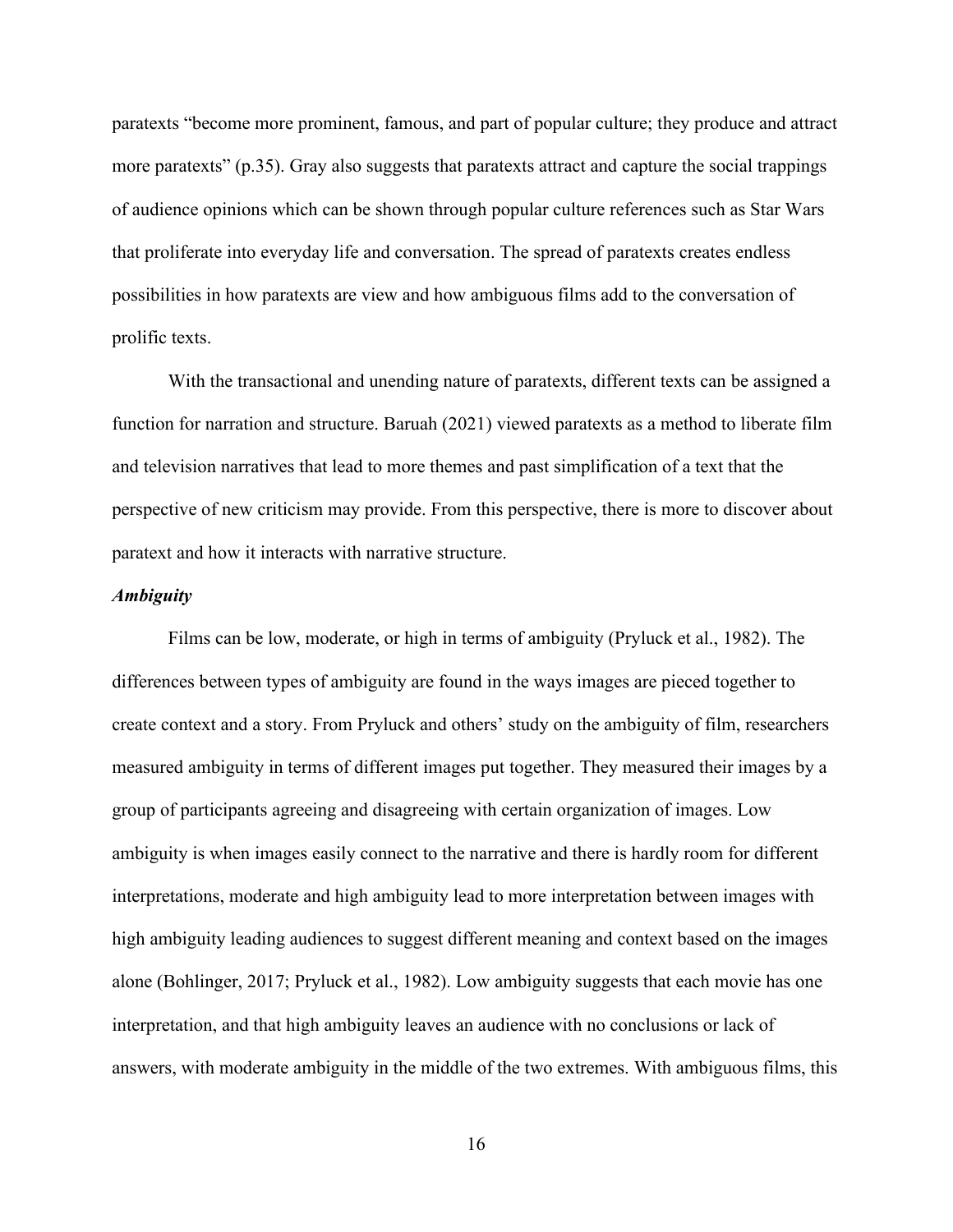paratexts "become more prominent, famous, and part of popular culture; they produce and attract more paratexts" (p.35). Gray also suggests that paratexts attract and capture the social trappings of audience opinions which can be shown through popular culture references such as Star Wars that proliferate into everyday life and conversation. The spread of paratexts creates endless possibilities in how paratexts are view and how ambiguous films add to the conversation of prolific texts.

With the transactional and unending nature of paratexts, different texts can be assigned a function for narration and structure. Baruah (2021) viewed paratexts as a method to liberate film and television narratives that lead to more themes and past simplification of a text that the perspective of new criticism may provide. From this perspective, there is more to discover about paratext and how it interacts with narrative structure.

### *Ambiguity*

Films can be low, moderate, or high in terms of ambiguity (Pryluck et al., 1982). The differences between types of ambiguity are found in the ways images are pieced together to create context and a story. From Pryluck and others' study on the ambiguity of film, researchers measured ambiguity in terms of different images put together. They measured their images by a group of participants agreeing and disagreeing with certain organization of images. Low ambiguity is when images easily connect to the narrative and there is hardly room for different interpretations, moderate and high ambiguity lead to more interpretation between images with high ambiguity leading audiences to suggest different meaning and context based on the images alone (Bohlinger, 2017; Pryluck et al., 1982). Low ambiguity suggests that each movie has one interpretation, and that high ambiguity leaves an audience with no conclusions or lack of answers, with moderate ambiguity in the middle of the two extremes. With ambiguous films, this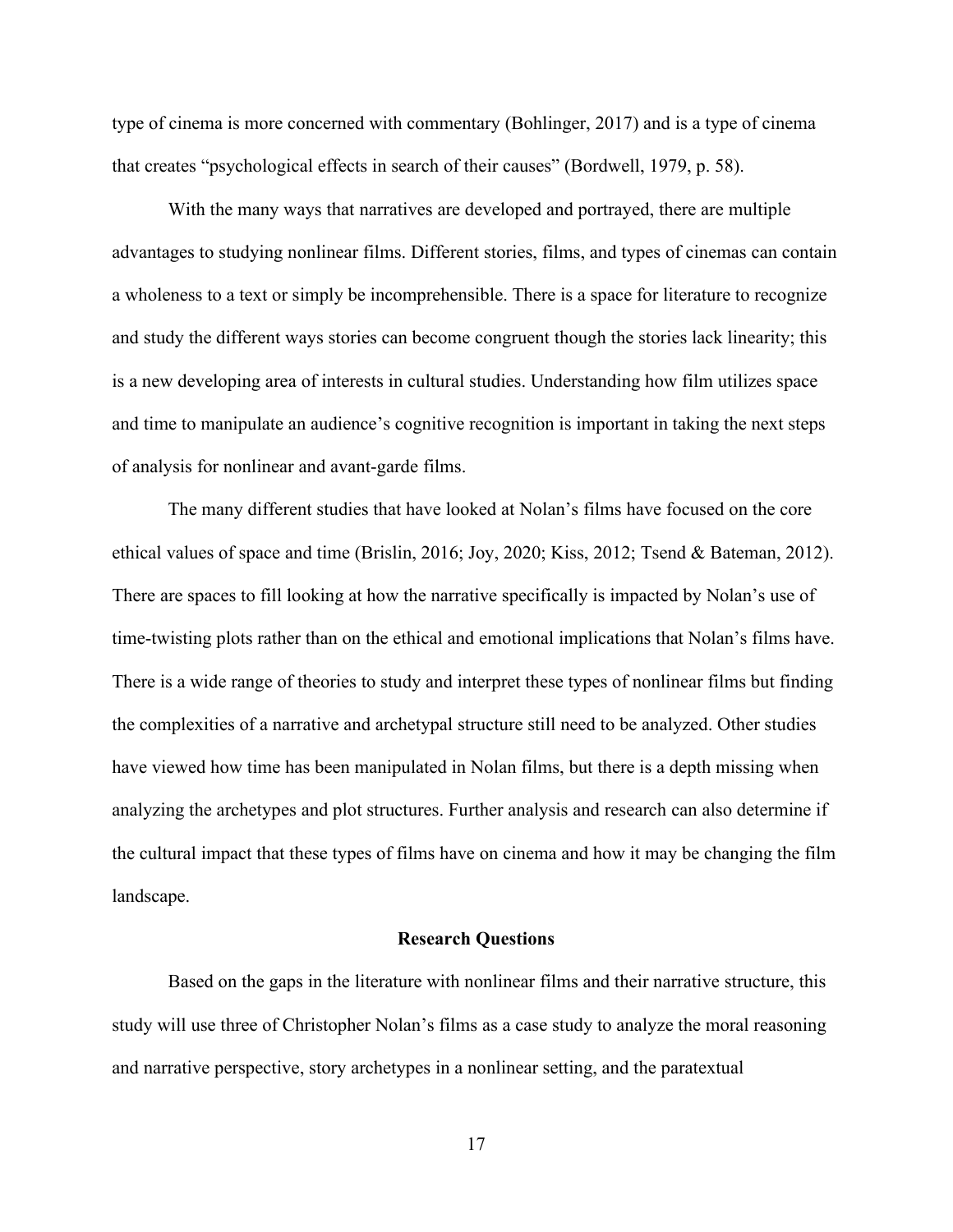type of cinema is more concerned with commentary (Bohlinger, 2017) and is a type of cinema that creates "psychological effects in search of their causes" (Bordwell, 1979, p. 58).

With the many ways that narratives are developed and portrayed, there are multiple advantages to studying nonlinear films. Different stories, films, and types of cinemas can contain a wholeness to a text or simply be incomprehensible. There is a space for literature to recognize and study the different ways stories can become congruent though the stories lack linearity; this is a new developing area of interests in cultural studies. Understanding how film utilizes space and time to manipulate an audience's cognitive recognition is important in taking the next steps of analysis for nonlinear and avant-garde films.

The many different studies that have looked at Nolan's films have focused on the core ethical values of space and time (Brislin, 2016; Joy, 2020; Kiss, 2012; Tsend & Bateman, 2012). There are spaces to fill looking at how the narrative specifically is impacted by Nolan's use of time-twisting plots rather than on the ethical and emotional implications that Nolan's films have. There is a wide range of theories to study and interpret these types of nonlinear films but finding the complexities of a narrative and archetypal structure still need to be analyzed. Other studies have viewed how time has been manipulated in Nolan films, but there is a depth missing when analyzing the archetypes and plot structures. Further analysis and research can also determine if the cultural impact that these types of films have on cinema and how it may be changing the film landscape.

## Research Questions

Based on the gaps in the literature with nonlinear films and their narrative structure, this study will use three of Christopher Nolan's films as a case study to analyze the moral reasoning and narrative perspective, story archetypes in a nonlinear setting, and the paratextual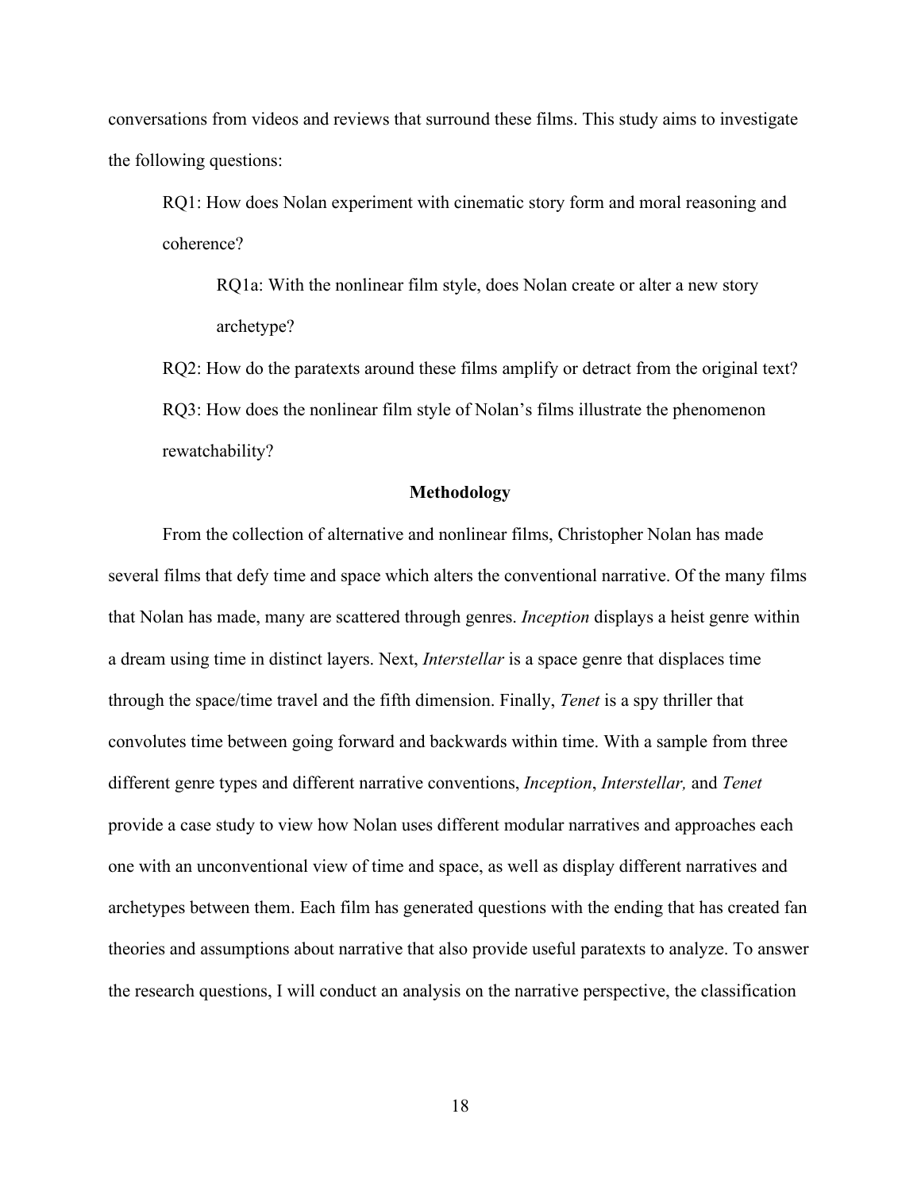conversations from videos and reviews that surround these films. This study aims to investigate the following questions:

> RQ1: How does Nolan experiment with cinematic story form and moral reasoning and coherence?
>
> > RQ1a: With the nonlinear film style, does Nolan create or alter a new story archetype?
>
> RQ2: How do the paratexts around these films amplify or detract from the original text?
>
> RQ3: How does the nonlinear film style of Nolan's films illustrate the phenomenon rewatchability?

## Methodology

From the collection of alternative and nonlinear films, Christopher Nolan has made several films that defy time and space which alters the conventional narrative. Of the many films that Nolan has made, many are scattered through genres. *Inception* displays a heist genre within a dream using time in distinct layers. Next, *Interstellar* is a space genre that displaces time through the space/time travel and the fifth dimension. Finally, *Tenet* is a spy thriller that convolutes time between going forward and backwards within time. With a sample from three different genre types and different narrative conventions, *Inception*, *Interstellar,* and *Tenet* provide a case study to view how Nolan uses different modular narratives and approaches each one with an unconventional view of time and space, as well as display different narratives and archetypes between them. Each film has generated questions with the ending that has created fan theories and assumptions about narrative that also provide useful paratexts to analyze. To answer the research questions, I will conduct an analysis on the narrative perspective, the classification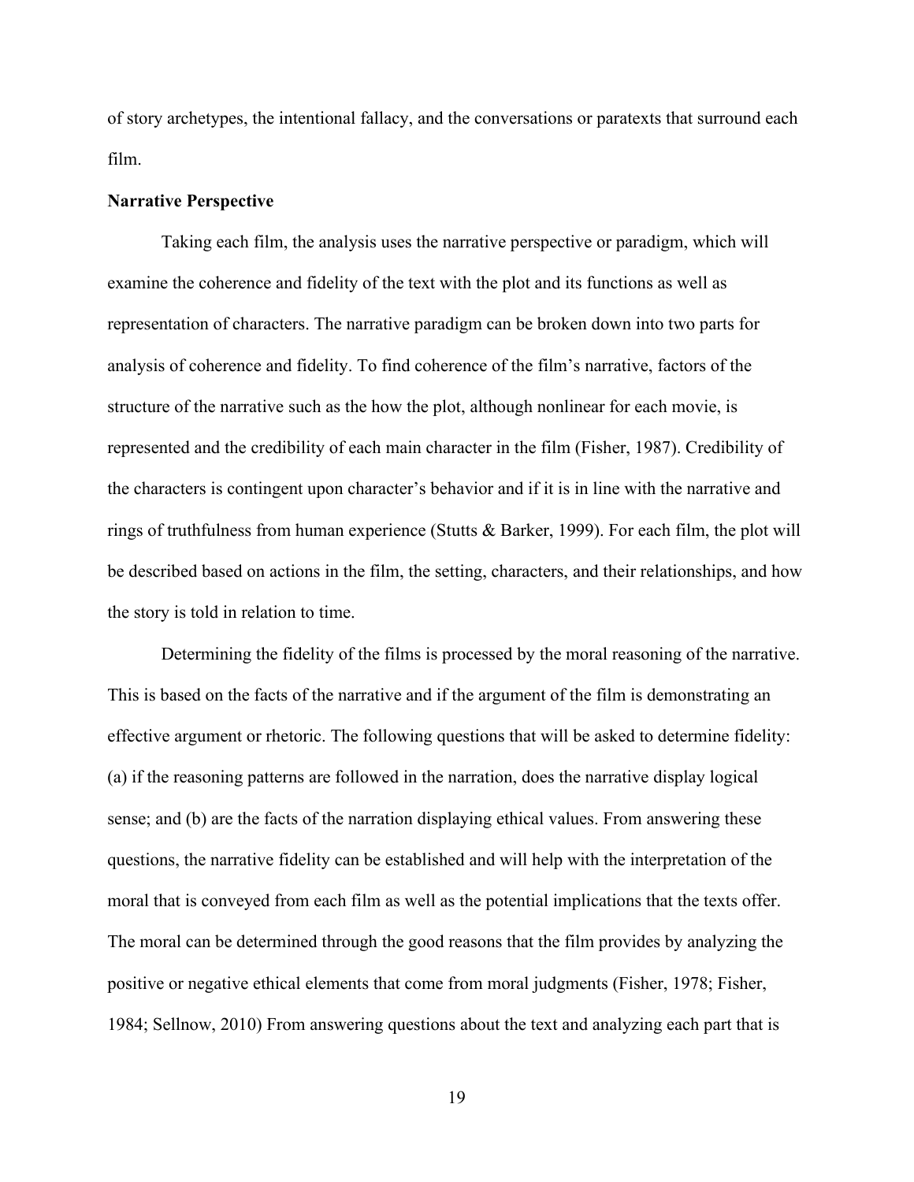of story archetypes, the intentional fallacy, and the conversations or paratexts that surround each film.

**Narrative Perspective**

Taking each film, the analysis uses the narrative perspective or paradigm, which will examine the coherence and fidelity of the text with the plot and its functions as well as representation of characters. The narrative paradigm can be broken down into two parts for analysis of coherence and fidelity. To find coherence of the film's narrative, factors of the structure of the narrative such as the how the plot, although nonlinear for each movie, is represented and the credibility of each main character in the film (Fisher, 1987). Credibility of the characters is contingent upon character's behavior and if it is in line with the narrative and rings of truthfulness from human experience (Stutts & Barker, 1999). For each film, the plot will be described based on actions in the film, the setting, characters, and their relationships, and how the story is told in relation to time.

Determining the fidelity of the films is processed by the moral reasoning of the narrative. This is based on the facts of the narrative and if the argument of the film is demonstrating an effective argument or rhetoric. The following questions that will be asked to determine fidelity: (a) if the reasoning patterns are followed in the narration, does the narrative display logical sense; and (b) are the facts of the narration displaying ethical values. From answering these questions, the narrative fidelity can be established and will help with the interpretation of the moral that is conveyed from each film as well as the potential implications that the texts offer. The moral can be determined through the good reasons that the film provides by analyzing the positive or negative ethical elements that come from moral judgments (Fisher, 1978; Fisher, 1984; Sellnow, 2010) From answering questions about the text and analyzing each part that is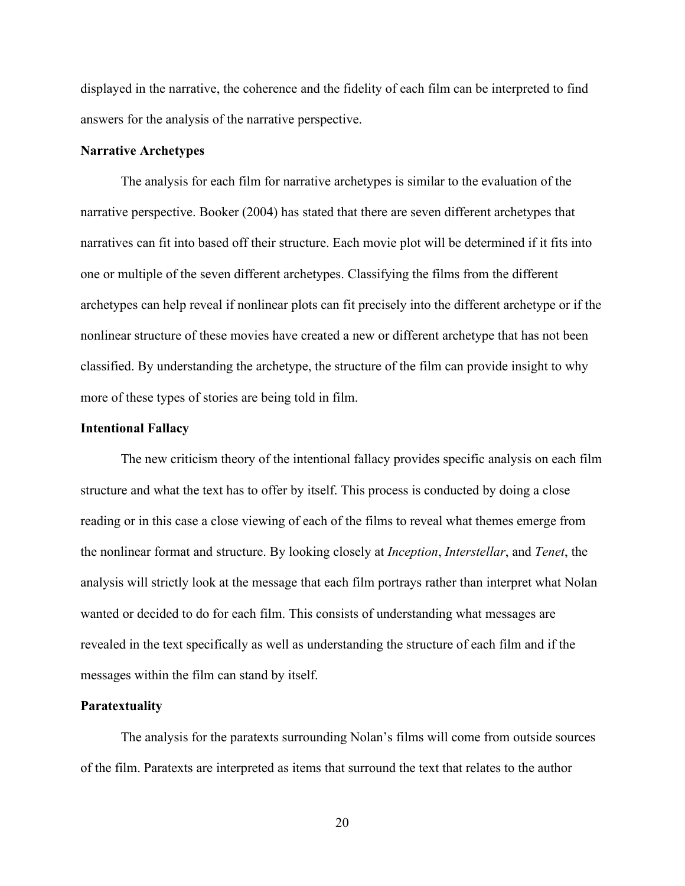displayed in the narrative, the coherence and the fidelity of each film can be interpreted to find answers for the analysis of the narrative perspective.

### Narrative Archetypes

The analysis for each film for narrative archetypes is similar to the evaluation of the narrative perspective. Booker (2004) has stated that there are seven different archetypes that narratives can fit into based off their structure. Each movie plot will be determined if it fits into one or multiple of the seven different archetypes. Classifying the films from the different archetypes can help reveal if nonlinear plots can fit precisely into the different archetype or if the nonlinear structure of these movies have created a new or different archetype that has not been classified. By understanding the archetype, the structure of the film can provide insight to why more of these types of stories are being told in film.

### Intentional Fallacy

The new criticism theory of the intentional fallacy provides specific analysis on each film structure and what the text has to offer by itself. This process is conducted by doing a close reading or in this case a close viewing of each of the films to reveal what themes emerge from the nonlinear format and structure. By looking closely at *Inception*, *Interstellar*, and *Tenet*, the analysis will strictly look at the message that each film portrays rather than interpret what Nolan wanted or decided to do for each film. This consists of understanding what messages are revealed in the text specifically as well as understanding the structure of each film and if the messages within the film can stand by itself.

### Paratextuality

The analysis for the paratexts surrounding Nolan's films will come from outside sources of the film. Paratexts are interpreted as items that surround the text that relates to the author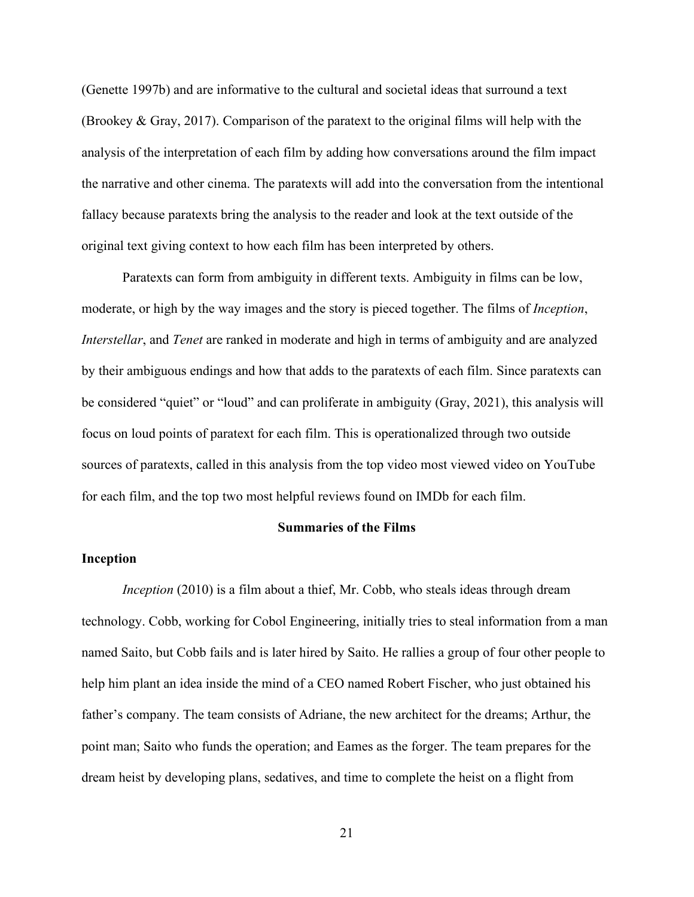(Genette 1997b) and are informative to the cultural and societal ideas that surround a text (Brookey & Gray, 2017). Comparison of the paratext to the original films will help with the analysis of the interpretation of each film by adding how conversations around the film impact the narrative and other cinema. The paratexts will add into the conversation from the intentional fallacy because paratexts bring the analysis to the reader and look at the text outside of the original text giving context to how each film has been interpreted by others.

Paratexts can form from ambiguity in different texts. Ambiguity in films can be low, moderate, or high by the way images and the story is pieced together. The films of *Inception*, *Interstellar*, and *Tenet* are ranked in moderate and high in terms of ambiguity and are analyzed by their ambiguous endings and how that adds to the paratexts of each film. Since paratexts can be considered "quiet" or "loud" and can proliferate in ambiguity (Gray, 2021), this analysis will focus on loud points of paratext for each film. This is operationalized through two outside sources of paratexts, called in this analysis from the top video most viewed video on YouTube for each film, and the top two most helpful reviews found on IMDb for each film.

## Summaries of the Films

### Inception

*Inception* (2010) is a film about a thief, Mr. Cobb, who steals ideas through dream technology. Cobb, working for Cobol Engineering, initially tries to steal information from a man named Saito, but Cobb fails and is later hired by Saito. He rallies a group of four other people to help him plant an idea inside the mind of a CEO named Robert Fischer, who just obtained his father's company. The team consists of Adriane, the new architect for the dreams; Arthur, the point man; Saito who funds the operation; and Eames as the forger. The team prepares for the dream heist by developing plans, sedatives, and time to complete the heist on a flight from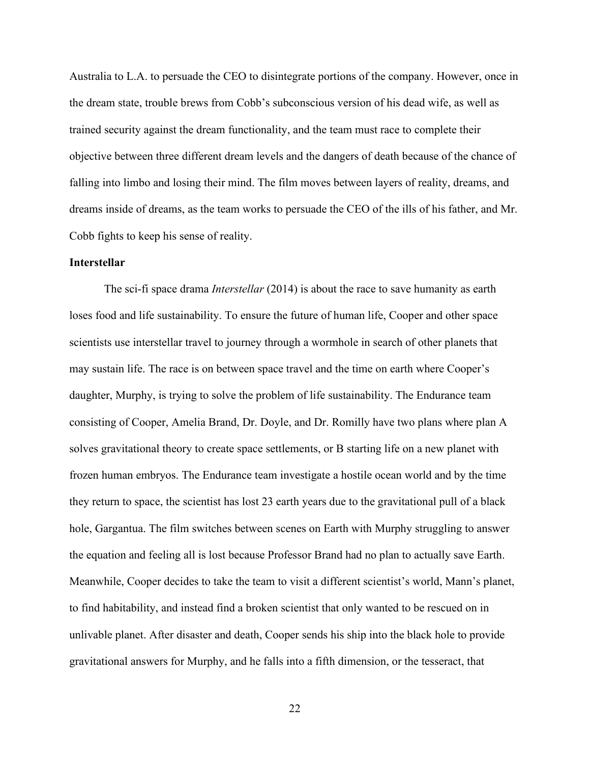Australia to L.A. to persuade the CEO to disintegrate portions of the company. However, once in the dream state, trouble brews from Cobb's subconscious version of his dead wife, as well as trained security against the dream functionality, and the team must race to complete their objective between three different dream levels and the dangers of death because of the chance of falling into limbo and losing their mind. The film moves between layers of reality, dreams, and dreams inside of dreams, as the team works to persuade the CEO of the ills of his father, and Mr. Cobb fights to keep his sense of reality.

**Interstellar**

The sci-fi space drama *Interstellar* (2014) is about the race to save humanity as earth loses food and life sustainability. To ensure the future of human life, Cooper and other space scientists use interstellar travel to journey through a wormhole in search of other planets that may sustain life. The race is on between space travel and the time on earth where Cooper's daughter, Murphy, is trying to solve the problem of life sustainability. The Endurance team consisting of Cooper, Amelia Brand, Dr. Doyle, and Dr. Romilly have two plans where plan A solves gravitational theory to create space settlements, or B starting life on a new planet with frozen human embryos. The Endurance team investigate a hostile ocean world and by the time they return to space, the scientist has lost 23 earth years due to the gravitational pull of a black hole, Gargantua. The film switches between scenes on Earth with Murphy struggling to answer the equation and feeling all is lost because Professor Brand had no plan to actually save Earth. Meanwhile, Cooper decides to take the team to visit a different scientist's world, Mann's planet, to find habitability, and instead find a broken scientist that only wanted to be rescued on in unlivable planet. After disaster and death, Cooper sends his ship into the black hole to provide gravitational answers for Murphy, and he falls into a fifth dimension, or the tesseract, that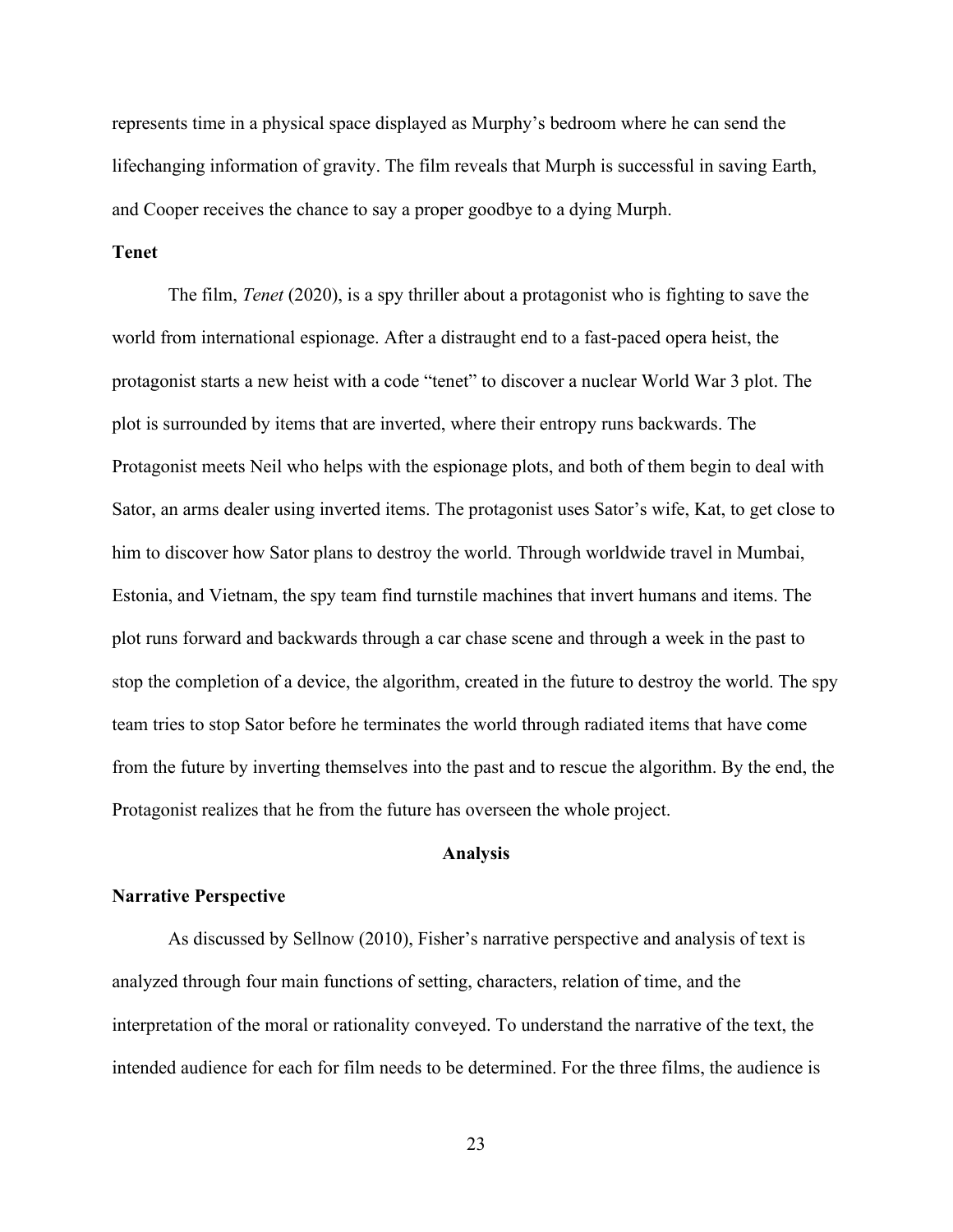represents time in a physical space displayed as Murphy's bedroom where he can send the lifechanging information of gravity. The film reveals that Murph is successful in saving Earth, and Cooper receives the chance to say a proper goodbye to a dying Murph.

### Tenet

The film, *Tenet* (2020), is a spy thriller about a protagonist who is fighting to save the world from international espionage. After a distraught end to a fast-paced opera heist, the protagonist starts a new heist with a code "tenet" to discover a nuclear World War 3 plot. The plot is surrounded by items that are inverted, where their entropy runs backwards. The Protagonist meets Neil who helps with the espionage plots, and both of them begin to deal with Sator, an arms dealer using inverted items. The protagonist uses Sator's wife, Kat, to get close to him to discover how Sator plans to destroy the world. Through worldwide travel in Mumbai, Estonia, and Vietnam, the spy team find turnstile machines that invert humans and items. The plot runs forward and backwards through a car chase scene and through a week in the past to stop the completion of a device, the algorithm, created in the future to destroy the world. The spy team tries to stop Sator before he terminates the world through radiated items that have come from the future by inverting themselves into the past and to rescue the algorithm. By the end, the Protagonist realizes that he from the future has overseen the whole project.

## Analysis

### Narrative Perspective

As discussed by Sellnow (2010), Fisher's narrative perspective and analysis of text is analyzed through four main functions of setting, characters, relation of time, and the interpretation of the moral or rationality conveyed. To understand the narrative of the text, the intended audience for each for film needs to be determined. For the three films, the audience is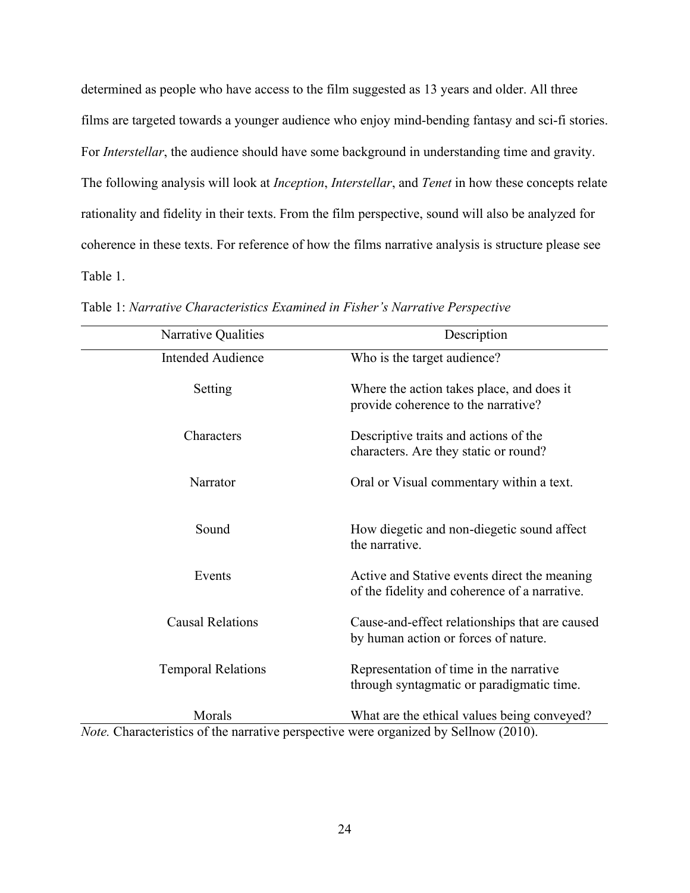determined as people who have access to the film suggested as 13 years and older. All three films are targeted towards a younger audience who enjoy mind-bending fantasy and sci-fi stories. For *Interstellar*, the audience should have some background in understanding time and gravity. The following analysis will look at *Inception*, *Interstellar*, and *Tenet* in how these concepts relate rationality and fidelity in their texts. From the film perspective, sound will also be analyzed for coherence in these texts. For reference of how the films narrative analysis is structure please see Table 1.

Table 1: *Narrative Characteristics Examined in Fisher's Narrative Perspective*

| Narrative Qualities | Description |
|---|---|
| Intended Audience | Who is the target audience? |
| Setting | Where the action takes place, and does it provide coherence to the narrative? |
| Characters | Descriptive traits and actions of the characters. Are they static or round? |
| Narrator | Oral or Visual commentary within a text. |
| Sound | How diegetic and non-diegetic sound affect the narrative. |
| Events | Active and Stative events direct the meaning of the fidelity and coherence of a narrative. |
| Causal Relations | Cause-and-effect relationships that are caused by human action or forces of nature. |
| Temporal Relations | Representation of time in the narrative through syntagmatic or paradigmatic time. |
| Morals | What are the ethical values being conveyed? |

*Note.* Characteristics of the narrative perspective were organized by Sellnow (2010).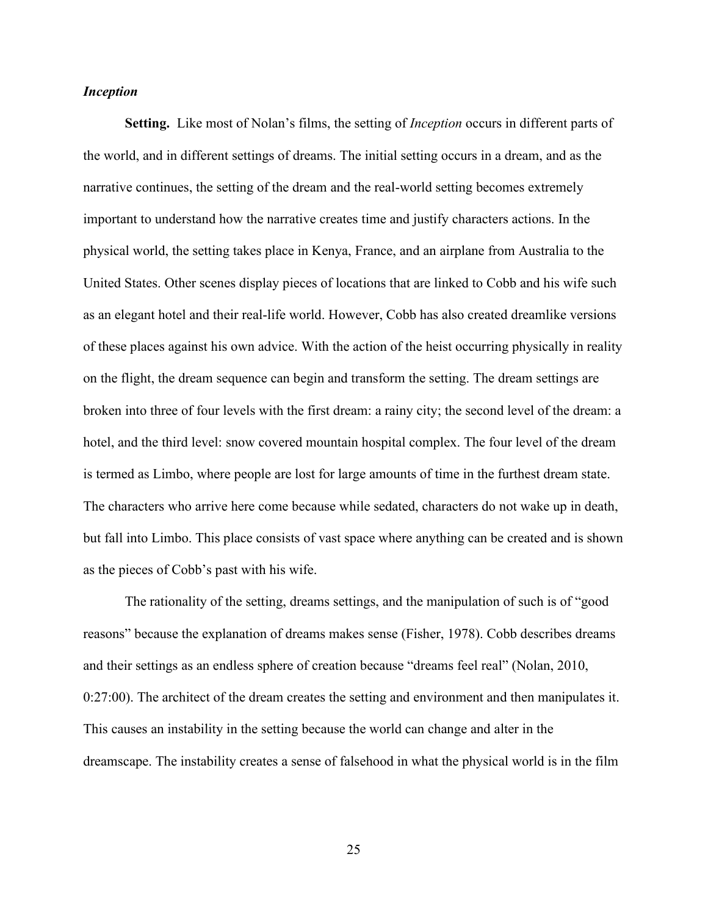### *Inception*

**Setting.** Like most of Nolan's films, the setting of *Inception* occurs in different parts of the world, and in different settings of dreams. The initial setting occurs in a dream, and as the narrative continues, the setting of the dream and the real-world setting becomes extremely important to understand how the narrative creates time and justify characters actions. In the physical world, the setting takes place in Kenya, France, and an airplane from Australia to the United States. Other scenes display pieces of locations that are linked to Cobb and his wife such as an elegant hotel and their real-life world. However, Cobb has also created dreamlike versions of these places against his own advice. With the action of the heist occurring physically in reality on the flight, the dream sequence can begin and transform the setting. The dream settings are broken into three of four levels with the first dream: a rainy city; the second level of the dream: a hotel, and the third level: snow covered mountain hospital complex. The four level of the dream is termed as Limbo, where people are lost for large amounts of time in the furthest dream state. The characters who arrive here come because while sedated, characters do not wake up in death, but fall into Limbo. This place consists of vast space where anything can be created and is shown as the pieces of Cobb's past with his wife.

The rationality of the setting, dreams settings, and the manipulation of such is of "good reasons" because the explanation of dreams makes sense (Fisher, 1978). Cobb describes dreams and their settings as an endless sphere of creation because "dreams feel real" (Nolan, 2010, 0:27:00). The architect of the dream creates the setting and environment and then manipulates it. This causes an instability in the setting because the world can change and alter in the dreamscape. The instability creates a sense of falsehood in what the physical world is in the film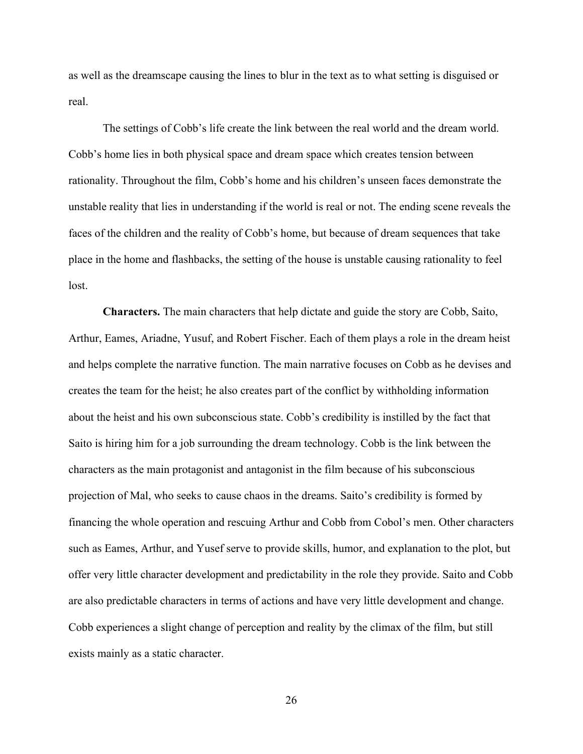as well as the dreamscape causing the lines to blur in the text as to what setting is disguised or real.

The settings of Cobb's life create the link between the real world and the dream world. Cobb's home lies in both physical space and dream space which creates tension between rationality. Throughout the film, Cobb's home and his children's unseen faces demonstrate the unstable reality that lies in understanding if the world is real or not. The ending scene reveals the faces of the children and the reality of Cobb's home, but because of dream sequences that take place in the home and flashbacks, the setting of the house is unstable causing rationality to feel lost.

**Characters.** The main characters that help dictate and guide the story are Cobb, Saito, Arthur, Eames, Ariadne, Yusuf, and Robert Fischer. Each of them plays a role in the dream heist and helps complete the narrative function. The main narrative focuses on Cobb as he devises and creates the team for the heist; he also creates part of the conflict by withholding information about the heist and his own subconscious state. Cobb's credibility is instilled by the fact that Saito is hiring him for a job surrounding the dream technology. Cobb is the link between the characters as the main protagonist and antagonist in the film because of his subconscious projection of Mal, who seeks to cause chaos in the dreams. Saito's credibility is formed by financing the whole operation and rescuing Arthur and Cobb from Cobol's men. Other characters such as Eames, Arthur, and Yusef serve to provide skills, humor, and explanation to the plot, but offer very little character development and predictability in the role they provide. Saito and Cobb are also predictable characters in terms of actions and have very little development and change. Cobb experiences a slight change of perception and reality by the climax of the film, but still exists mainly as a static character.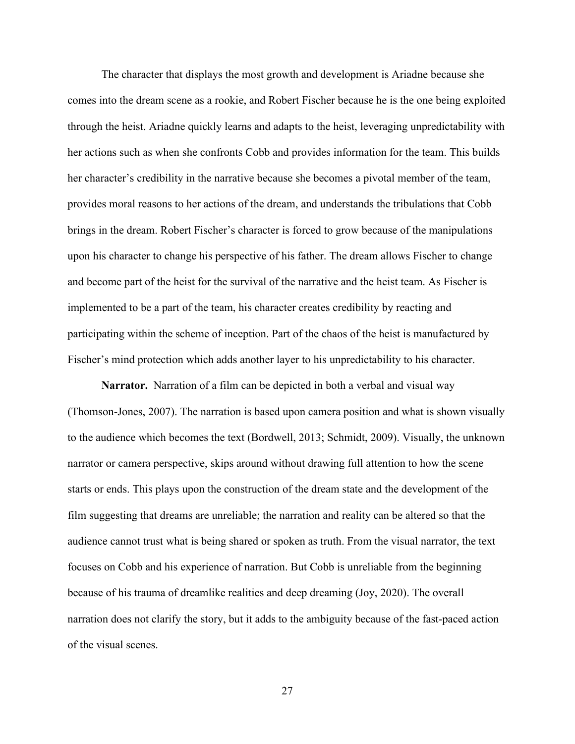The character that displays the most growth and development is Ariadne because she comes into the dream scene as a rookie, and Robert Fischer because he is the one being exploited through the heist. Ariadne quickly learns and adapts to the heist, leveraging unpredictability with her actions such as when she confronts Cobb and provides information for the team. This builds her character's credibility in the narrative because she becomes a pivotal member of the team, provides moral reasons to her actions of the dream, and understands the tribulations that Cobb brings in the dream. Robert Fischer's character is forced to grow because of the manipulations upon his character to change his perspective of his father. The dream allows Fischer to change and become part of the heist for the survival of the narrative and the heist team. As Fischer is implemented to be a part of the team, his character creates credibility by reacting and participating within the scheme of inception. Part of the chaos of the heist is manufactured by Fischer's mind protection which adds another layer to his unpredictability to his character.

**Narrator.** Narration of a film can be depicted in both a verbal and visual way (Thomson-Jones, 2007). The narration is based upon camera position and what is shown visually to the audience which becomes the text (Bordwell, 2013; Schmidt, 2009). Visually, the unknown narrator or camera perspective, skips around without drawing full attention to how the scene starts or ends. This plays upon the construction of the dream state and the development of the film suggesting that dreams are unreliable; the narration and reality can be altered so that the audience cannot trust what is being shared or spoken as truth. From the visual narrator, the text focuses on Cobb and his experience of narration. But Cobb is unreliable from the beginning because of his trauma of dreamlike realities and deep dreaming (Joy, 2020). The overall narration does not clarify the story, but it adds to the ambiguity because of the fast-paced action of the visual scenes.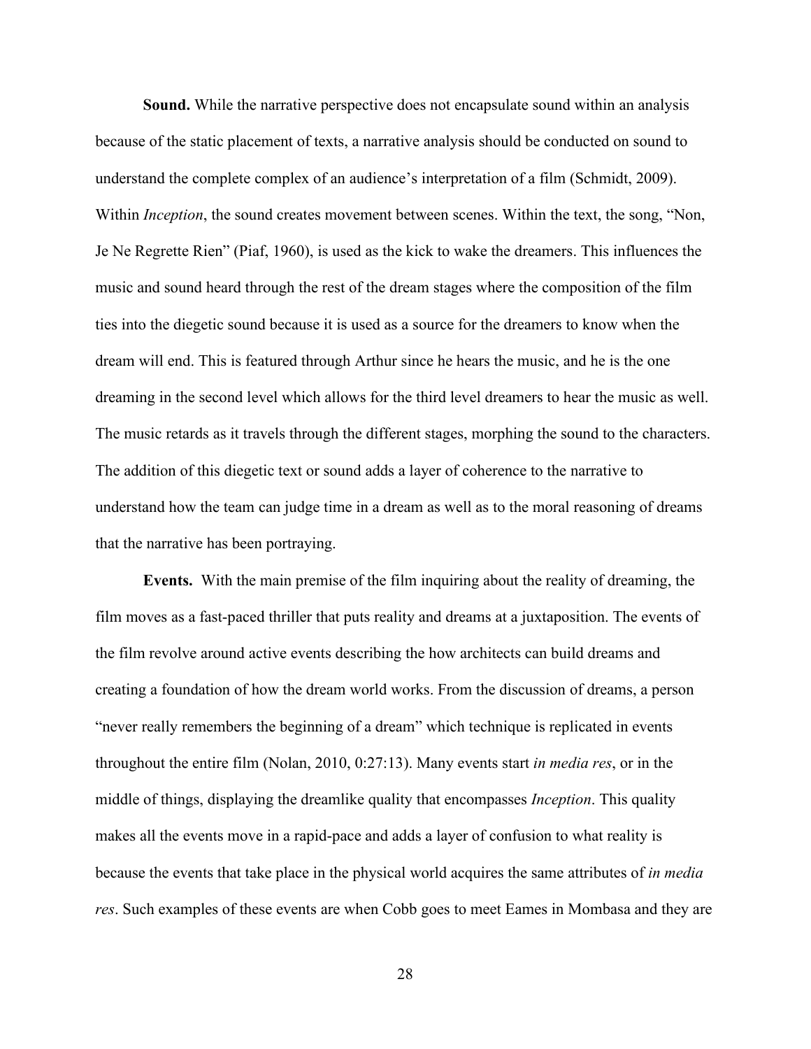**Sound.** While the narrative perspective does not encapsulate sound within an analysis because of the static placement of texts, a narrative analysis should be conducted on sound to understand the complete complex of an audience's interpretation of a film (Schmidt, 2009). Within *Inception*, the sound creates movement between scenes. Within the text, the song, "Non, Je Ne Regrette Rien" (Piaf, 1960), is used as the kick to wake the dreamers. This influences the music and sound heard through the rest of the dream stages where the composition of the film ties into the diegetic sound because it is used as a source for the dreamers to know when the dream will end. This is featured through Arthur since he hears the music, and he is the one dreaming in the second level which allows for the third level dreamers to hear the music as well. The music retards as it travels through the different stages, morphing the sound to the characters. The addition of this diegetic text or sound adds a layer of coherence to the narrative to understand how the team can judge time in a dream as well as to the moral reasoning of dreams that the narrative has been portraying.

**Events.** With the main premise of the film inquiring about the reality of dreaming, the film moves as a fast-paced thriller that puts reality and dreams at a juxtaposition. The events of the film revolve around active events describing the how architects can build dreams and creating a foundation of how the dream world works. From the discussion of dreams, a person "never really remembers the beginning of a dream" which technique is replicated in events throughout the entire film (Nolan, 2010, 0:27:13). Many events start *in media res*, or in the middle of things, displaying the dreamlike quality that encompasses *Inception*. This quality makes all the events move in a rapid-pace and adds a layer of confusion to what reality is because the events that take place in the physical world acquires the same attributes of *in media res*. Such examples of these events are when Cobb goes to meet Eames in Mombasa and they are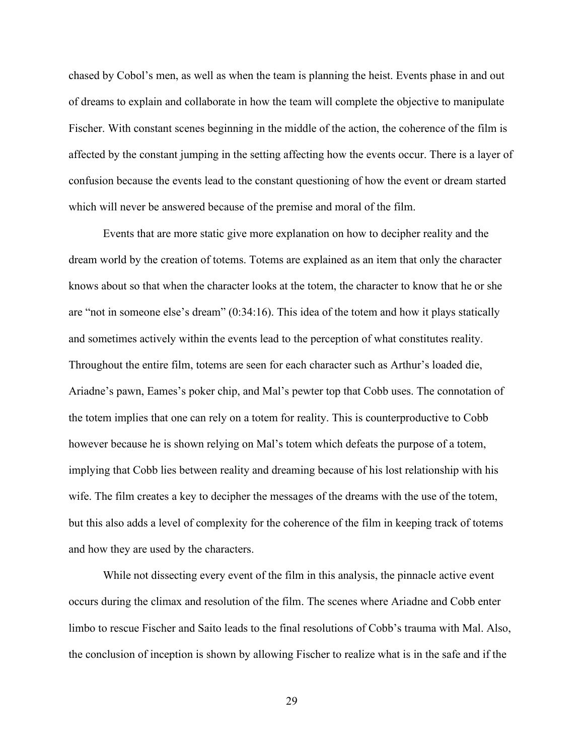chased by Cobol's men, as well as when the team is planning the heist. Events phase in and out of dreams to explain and collaborate in how the team will complete the objective to manipulate Fischer. With constant scenes beginning in the middle of the action, the coherence of the film is affected by the constant jumping in the setting affecting how the events occur. There is a layer of confusion because the events lead to the constant questioning of how the event or dream started which will never be answered because of the premise and moral of the film.

Events that are more static give more explanation on how to decipher reality and the dream world by the creation of totems. Totems are explained as an item that only the character knows about so that when the character looks at the totem, the character to know that he or she are "not in someone else's dream" (0:34:16). This idea of the totem and how it plays statically and sometimes actively within the events lead to the perception of what constitutes reality. Throughout the entire film, totems are seen for each character such as Arthur's loaded die, Ariadne's pawn, Eames's poker chip, and Mal's pewter top that Cobb uses. The connotation of the totem implies that one can rely on a totem for reality. This is counterproductive to Cobb however because he is shown relying on Mal's totem which defeats the purpose of a totem, implying that Cobb lies between reality and dreaming because of his lost relationship with his wife. The film creates a key to decipher the messages of the dreams with the use of the totem, but this also adds a level of complexity for the coherence of the film in keeping track of totems and how they are used by the characters.

While not dissecting every event of the film in this analysis, the pinnacle active event occurs during the climax and resolution of the film. The scenes where Ariadne and Cobb enter limbo to rescue Fischer and Saito leads to the final resolutions of Cobb's trauma with Mal. Also, the conclusion of inception is shown by allowing Fischer to realize what is in the safe and if the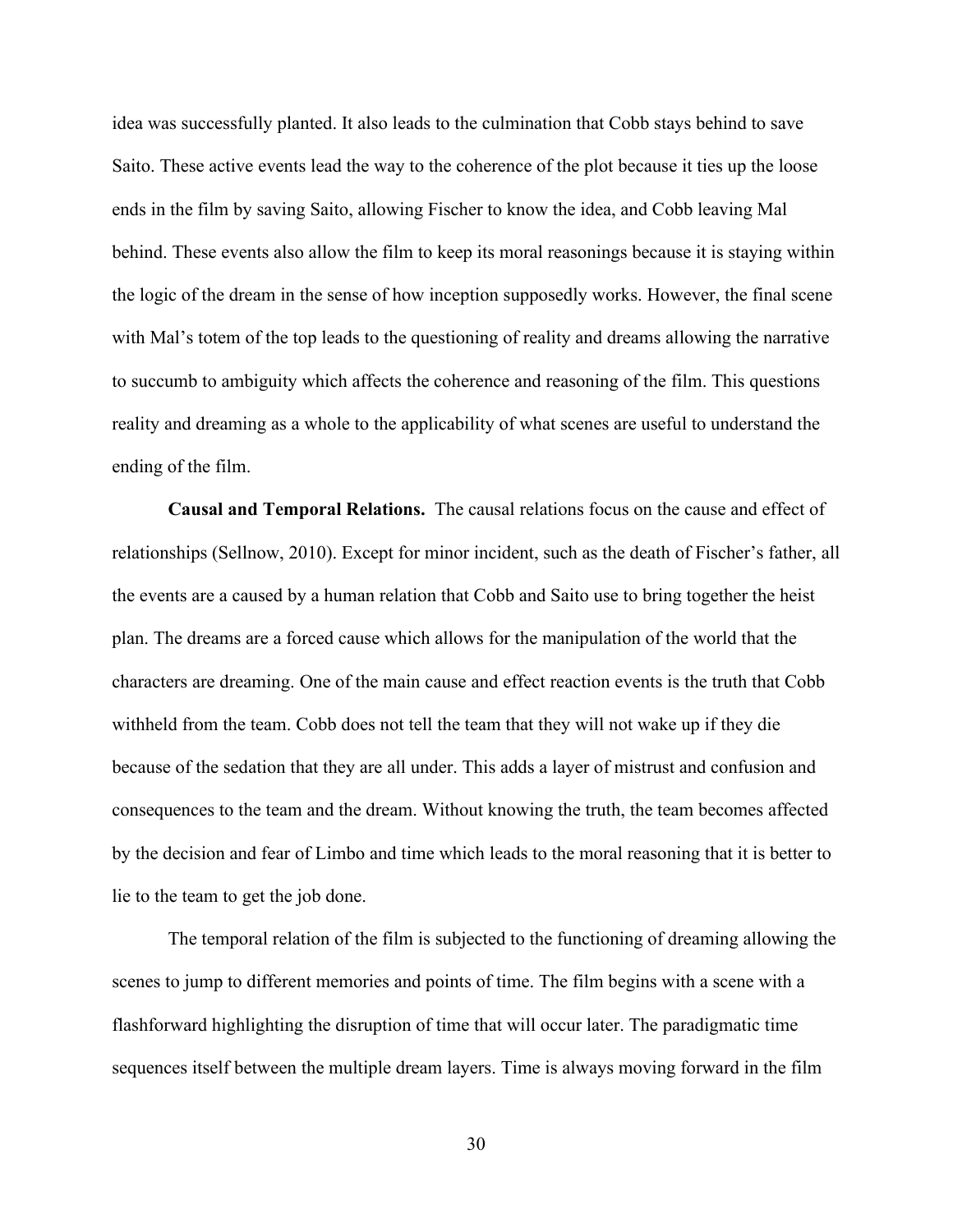idea was successfully planted. It also leads to the culmination that Cobb stays behind to save Saito. These active events lead the way to the coherence of the plot because it ties up the loose ends in the film by saving Saito, allowing Fischer to know the idea, and Cobb leaving Mal behind. These events also allow the film to keep its moral reasonings because it is staying within the logic of the dream in the sense of how inception supposedly works. However, the final scene with Mal's totem of the top leads to the questioning of reality and dreams allowing the narrative to succumb to ambiguity which affects the coherence and reasoning of the film. This questions reality and dreaming as a whole to the applicability of what scenes are useful to understand the ending of the film.

**Causal and Temporal Relations.** The causal relations focus on the cause and effect of relationships (Sellnow, 2010). Except for minor incident, such as the death of Fischer's father, all the events are a caused by a human relation that Cobb and Saito use to bring together the heist plan. The dreams are a forced cause which allows for the manipulation of the world that the characters are dreaming. One of the main cause and effect reaction events is the truth that Cobb withheld from the team. Cobb does not tell the team that they will not wake up if they die because of the sedation that they are all under. This adds a layer of mistrust and confusion and consequences to the team and the dream. Without knowing the truth, the team becomes affected by the decision and fear of Limbo and time which leads to the moral reasoning that it is better to lie to the team to get the job done.

The temporal relation of the film is subjected to the functioning of dreaming allowing the scenes to jump to different memories and points of time. The film begins with a scene with a flashforward highlighting the disruption of time that will occur later. The paradigmatic time sequences itself between the multiple dream layers. Time is always moving forward in the film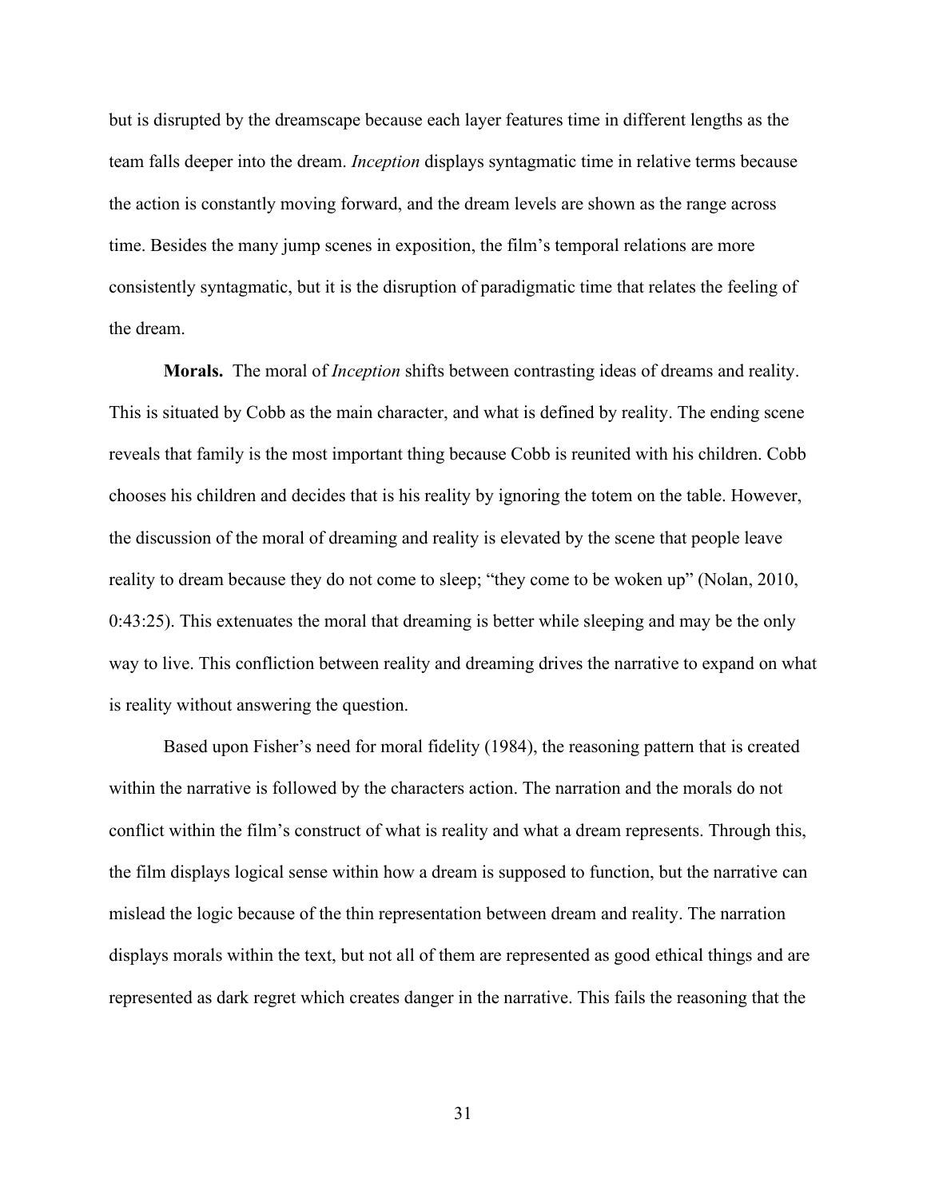but is disrupted by the dreamscape because each layer features time in different lengths as the team falls deeper into the dream. *Inception* displays syntagmatic time in relative terms because the action is constantly moving forward, and the dream levels are shown as the range across time. Besides the many jump scenes in exposition, the film's temporal relations are more consistently syntagmatic, but it is the disruption of paradigmatic time that relates the feeling of the dream.

**Morals.** The moral of *Inception* shifts between contrasting ideas of dreams and reality. This is situated by Cobb as the main character, and what is defined by reality. The ending scene reveals that family is the most important thing because Cobb is reunited with his children. Cobb chooses his children and decides that is his reality by ignoring the totem on the table. However, the discussion of the moral of dreaming and reality is elevated by the scene that people leave reality to dream because they do not come to sleep; "they come to be woken up" (Nolan, 2010, 0:43:25). This extenuates the moral that dreaming is better while sleeping and may be the only way to live. This confliction between reality and dreaming drives the narrative to expand on what is reality without answering the question.

Based upon Fisher's need for moral fidelity (1984), the reasoning pattern that is created within the narrative is followed by the characters action. The narration and the morals do not conflict within the film's construct of what is reality and what a dream represents. Through this, the film displays logical sense within how a dream is supposed to function, but the narrative can mislead the logic because of the thin representation between dream and reality. The narration displays morals within the text, but not all of them are represented as good ethical things and are represented as dark regret which creates danger in the narrative. This fails the reasoning that the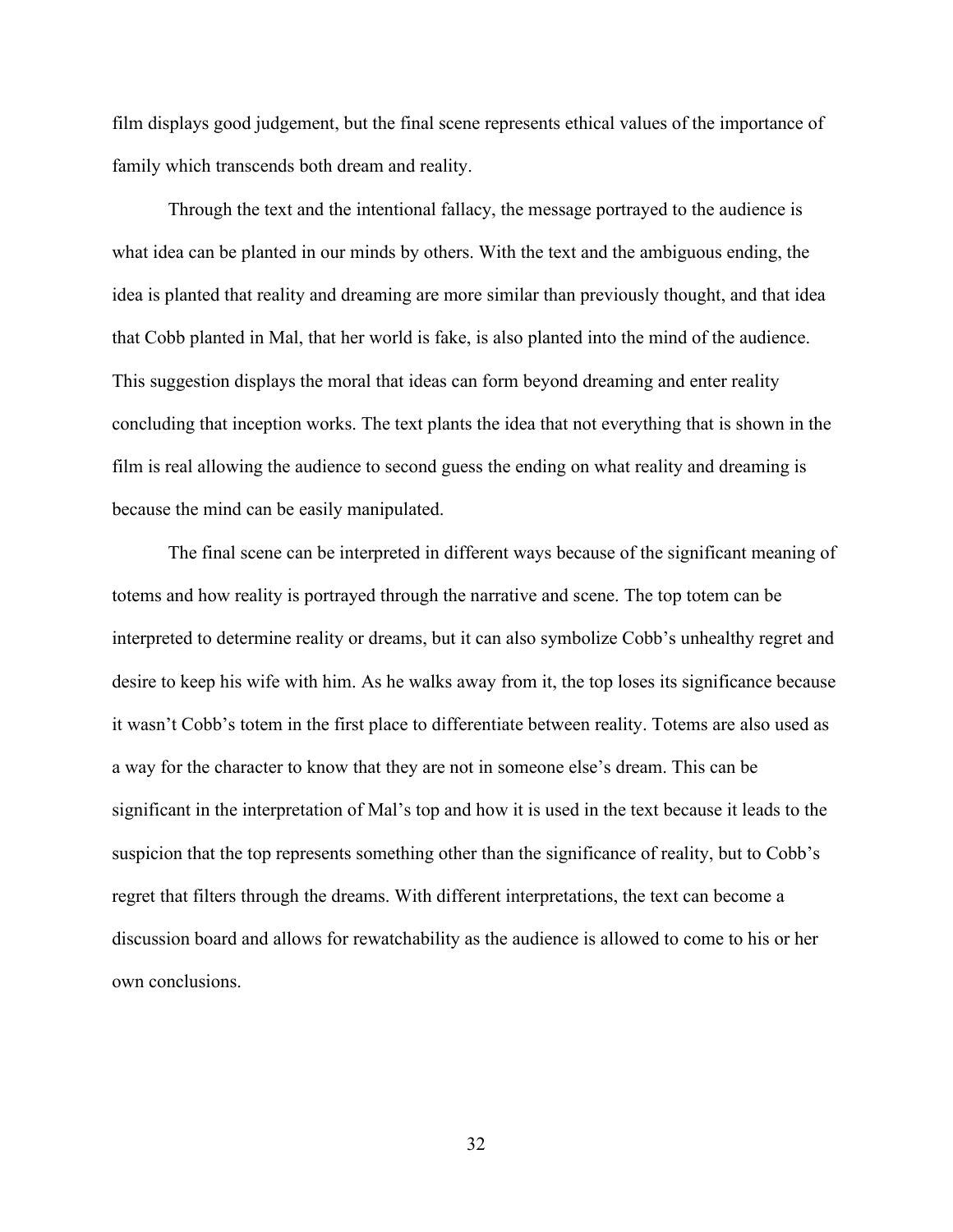film displays good judgement, but the final scene represents ethical values of the importance of family which transcends both dream and reality.

Through the text and the intentional fallacy, the message portrayed to the audience is what idea can be planted in our minds by others. With the text and the ambiguous ending, the idea is planted that reality and dreaming are more similar than previously thought, and that idea that Cobb planted in Mal, that her world is fake, is also planted into the mind of the audience. This suggestion displays the moral that ideas can form beyond dreaming and enter reality concluding that inception works. The text plants the idea that not everything that is shown in the film is real allowing the audience to second guess the ending on what reality and dreaming is because the mind can be easily manipulated.

The final scene can be interpreted in different ways because of the significant meaning of totems and how reality is portrayed through the narrative and scene. The top totem can be interpreted to determine reality or dreams, but it can also symbolize Cobb's unhealthy regret and desire to keep his wife with him. As he walks away from it, the top loses its significance because it wasn't Cobb's totem in the first place to differentiate between reality. Totems are also used as a way for the character to know that they are not in someone else's dream. This can be significant in the interpretation of Mal's top and how it is used in the text because it leads to the suspicion that the top represents something other than the significance of reality, but to Cobb's regret that filters through the dreams. With different interpretations, the text can become a discussion board and allows for rewatchability as the audience is allowed to come to his or her own conclusions.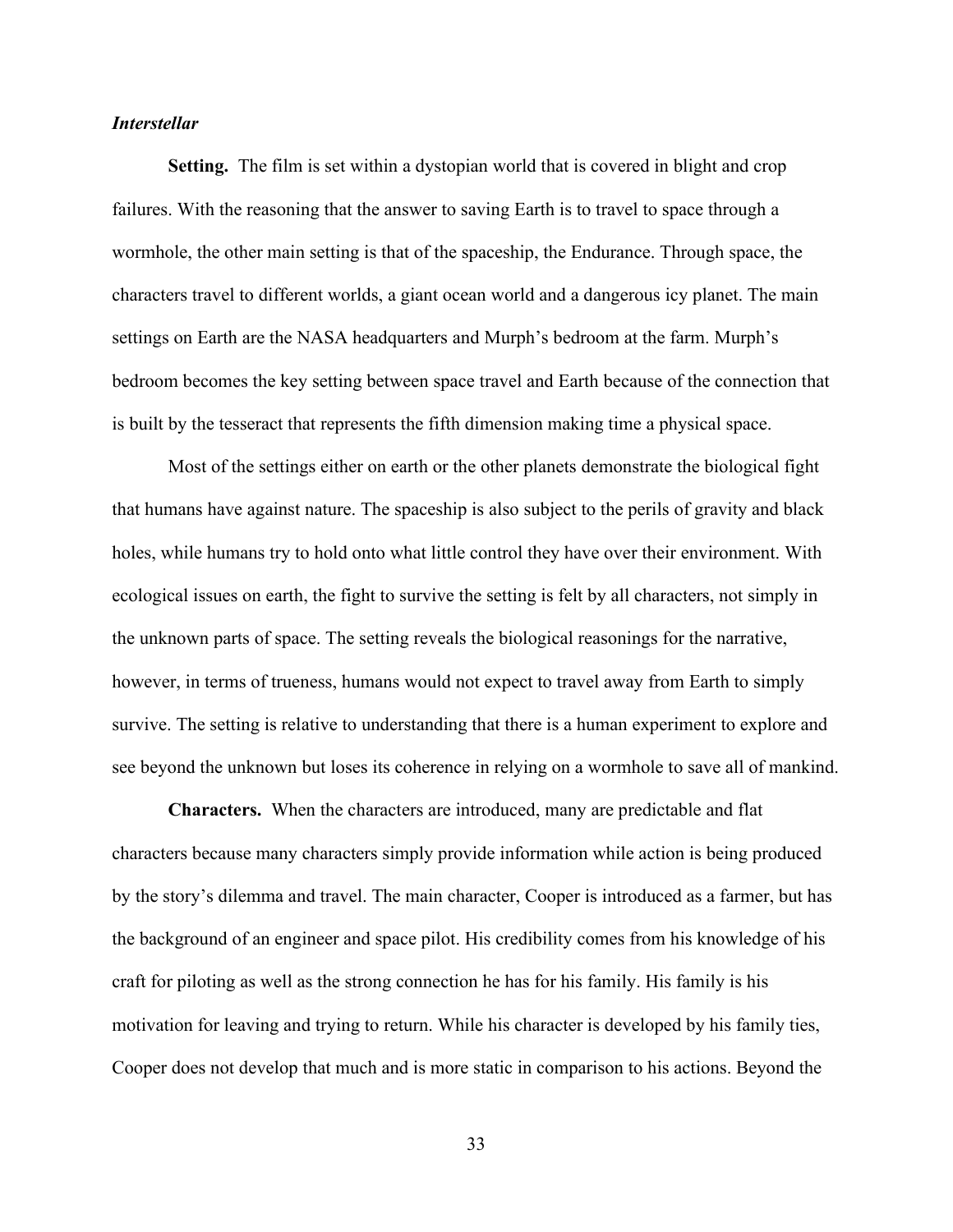### *Interstellar*

**Setting.** The film is set within a dystopian world that is covered in blight and crop failures. With the reasoning that the answer to saving Earth is to travel to space through a wormhole, the other main setting is that of the spaceship, the Endurance. Through space, the characters travel to different worlds, a giant ocean world and a dangerous icy planet. The main settings on Earth are the NASA headquarters and Murph's bedroom at the farm. Murph's bedroom becomes the key setting between space travel and Earth because of the connection that is built by the tesseract that represents the fifth dimension making time a physical space.

Most of the settings either on earth or the other planets demonstrate the biological fight that humans have against nature. The spaceship is also subject to the perils of gravity and black holes, while humans try to hold onto what little control they have over their environment. With ecological issues on earth, the fight to survive the setting is felt by all characters, not simply in the unknown parts of space. The setting reveals the biological reasonings for the narrative, however, in terms of trueness, humans would not expect to travel away from Earth to simply survive. The setting is relative to understanding that there is a human experiment to explore and see beyond the unknown but loses its coherence in relying on a wormhole to save all of mankind.

**Characters.** When the characters are introduced, many are predictable and flat characters because many characters simply provide information while action is being produced by the story's dilemma and travel. The main character, Cooper is introduced as a farmer, but has the background of an engineer and space pilot. His credibility comes from his knowledge of his craft for piloting as well as the strong connection he has for his family. His family is his motivation for leaving and trying to return. While his character is developed by his family ties, Cooper does not develop that much and is more static in comparison to his actions. Beyond the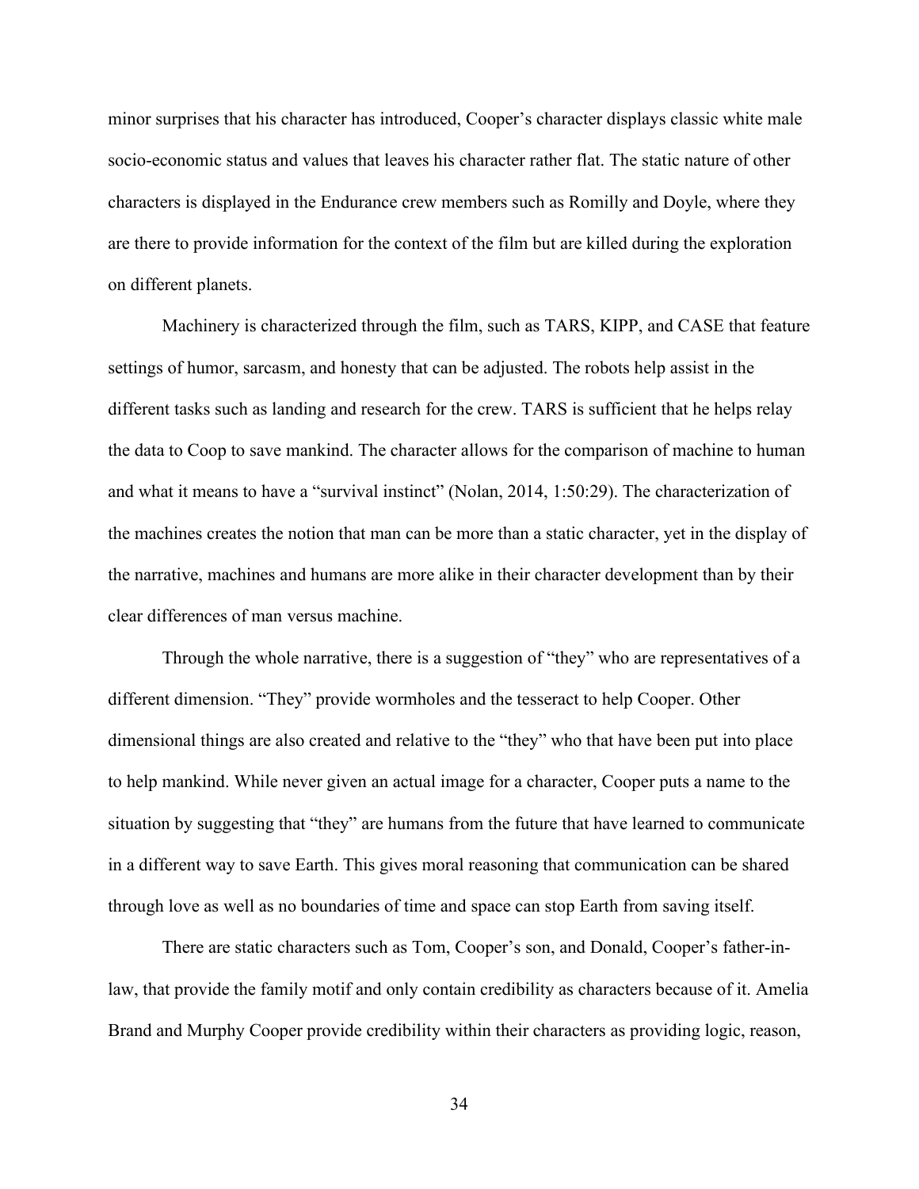minor surprises that his character has introduced, Cooper's character displays classic white male socio-economic status and values that leaves his character rather flat. The static nature of other characters is displayed in the Endurance crew members such as Romilly and Doyle, where they are there to provide information for the context of the film but are killed during the exploration on different planets.

Machinery is characterized through the film, such as TARS, KIPP, and CASE that feature settings of humor, sarcasm, and honesty that can be adjusted. The robots help assist in the different tasks such as landing and research for the crew. TARS is sufficient that he helps relay the data to Coop to save mankind. The character allows for the comparison of machine to human and what it means to have a "survival instinct" (Nolan, 2014, 1:50:29). The characterization of the machines creates the notion that man can be more than a static character, yet in the display of the narrative, machines and humans are more alike in their character development than by their clear differences of man versus machine.

Through the whole narrative, there is a suggestion of "they" who are representatives of a different dimension. "They" provide wormholes and the tesseract to help Cooper. Other dimensional things are also created and relative to the "they" who that have been put into place to help mankind. While never given an actual image for a character, Cooper puts a name to the situation by suggesting that "they" are humans from the future that have learned to communicate in a different way to save Earth. This gives moral reasoning that communication can be shared through love as well as no boundaries of time and space can stop Earth from saving itself.

There are static characters such as Tom, Cooper's son, and Donald, Cooper's father-in-law, that provide the family motif and only contain credibility as characters because of it. Amelia Brand and Murphy Cooper provide credibility within their characters as providing logic, reason,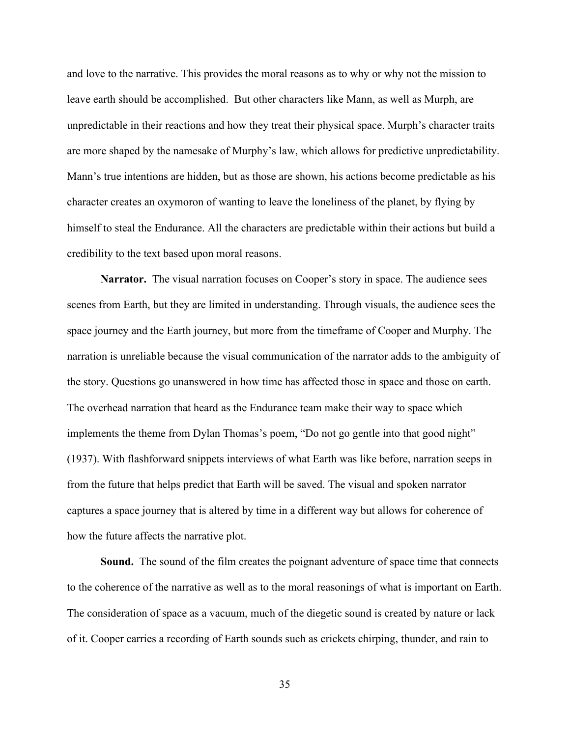and love to the narrative. This provides the moral reasons as to why or why not the mission to leave earth should be accomplished. But other characters like Mann, as well as Murph, are unpredictable in their reactions and how they treat their physical space. Murph's character traits are more shaped by the namesake of Murphy's law, which allows for predictive unpredictability. Mann's true intentions are hidden, but as those are shown, his actions become predictable as his character creates an oxymoron of wanting to leave the loneliness of the planet, by flying by himself to steal the Endurance. All the characters are predictable within their actions but build a credibility to the text based upon moral reasons.

**Narrator.** The visual narration focuses on Cooper's story in space. The audience sees scenes from Earth, but they are limited in understanding. Through visuals, the audience sees the space journey and the Earth journey, but more from the timeframe of Cooper and Murphy. The narration is unreliable because the visual communication of the narrator adds to the ambiguity of the story. Questions go unanswered in how time has affected those in space and those on earth. The overhead narration that heard as the Endurance team make their way to space which implements the theme from Dylan Thomas's poem, "Do not go gentle into that good night" (1937). With flashforward snippets interviews of what Earth was like before, narration seeps in from the future that helps predict that Earth will be saved. The visual and spoken narrator captures a space journey that is altered by time in a different way but allows for coherence of how the future affects the narrative plot.

**Sound.** The sound of the film creates the poignant adventure of space time that connects to the coherence of the narrative as well as to the moral reasonings of what is important on Earth. The consideration of space as a vacuum, much of the diegetic sound is created by nature or lack of it. Cooper carries a recording of Earth sounds such as crickets chirping, thunder, and rain to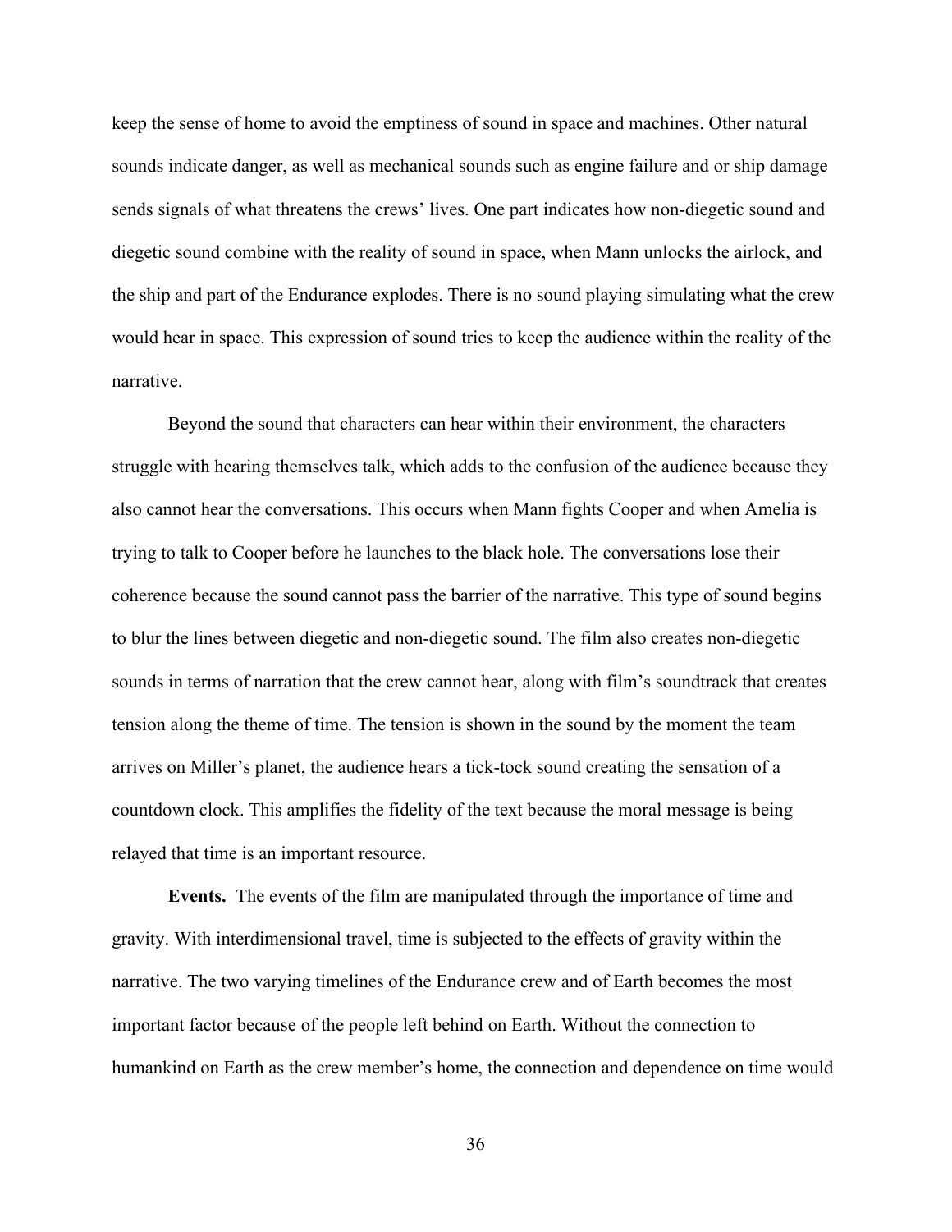keep the sense of home to avoid the emptiness of sound in space and machines. Other natural sounds indicate danger, as well as mechanical sounds such as engine failure and or ship damage sends signals of what threatens the crews' lives. One part indicates how non-diegetic sound and diegetic sound combine with the reality of sound in space, when Mann unlocks the airlock, and the ship and part of the Endurance explodes. There is no sound playing simulating what the crew would hear in space. This expression of sound tries to keep the audience within the reality of the narrative.

Beyond the sound that characters can hear within their environment, the characters struggle with hearing themselves talk, which adds to the confusion of the audience because they also cannot hear the conversations. This occurs when Mann fights Cooper and when Amelia is trying to talk to Cooper before he launches to the black hole. The conversations lose their coherence because the sound cannot pass the barrier of the narrative. This type of sound begins to blur the lines between diegetic and non-diegetic sound. The film also creates non-diegetic sounds in terms of narration that the crew cannot hear, along with film's soundtrack that creates tension along the theme of time. The tension is shown in the sound by the moment the team arrives on Miller's planet, the audience hears a tick-tock sound creating the sensation of a countdown clock. This amplifies the fidelity of the text because the moral message is being relayed that time is an important resource.

**Events.** The events of the film are manipulated through the importance of time and gravity. With interdimensional travel, time is subjected to the effects of gravity within the narrative. The two varying timelines of the Endurance crew and of Earth becomes the most important factor because of the people left behind on Earth. Without the connection to humankind on Earth as the crew member's home, the connection and dependence on time would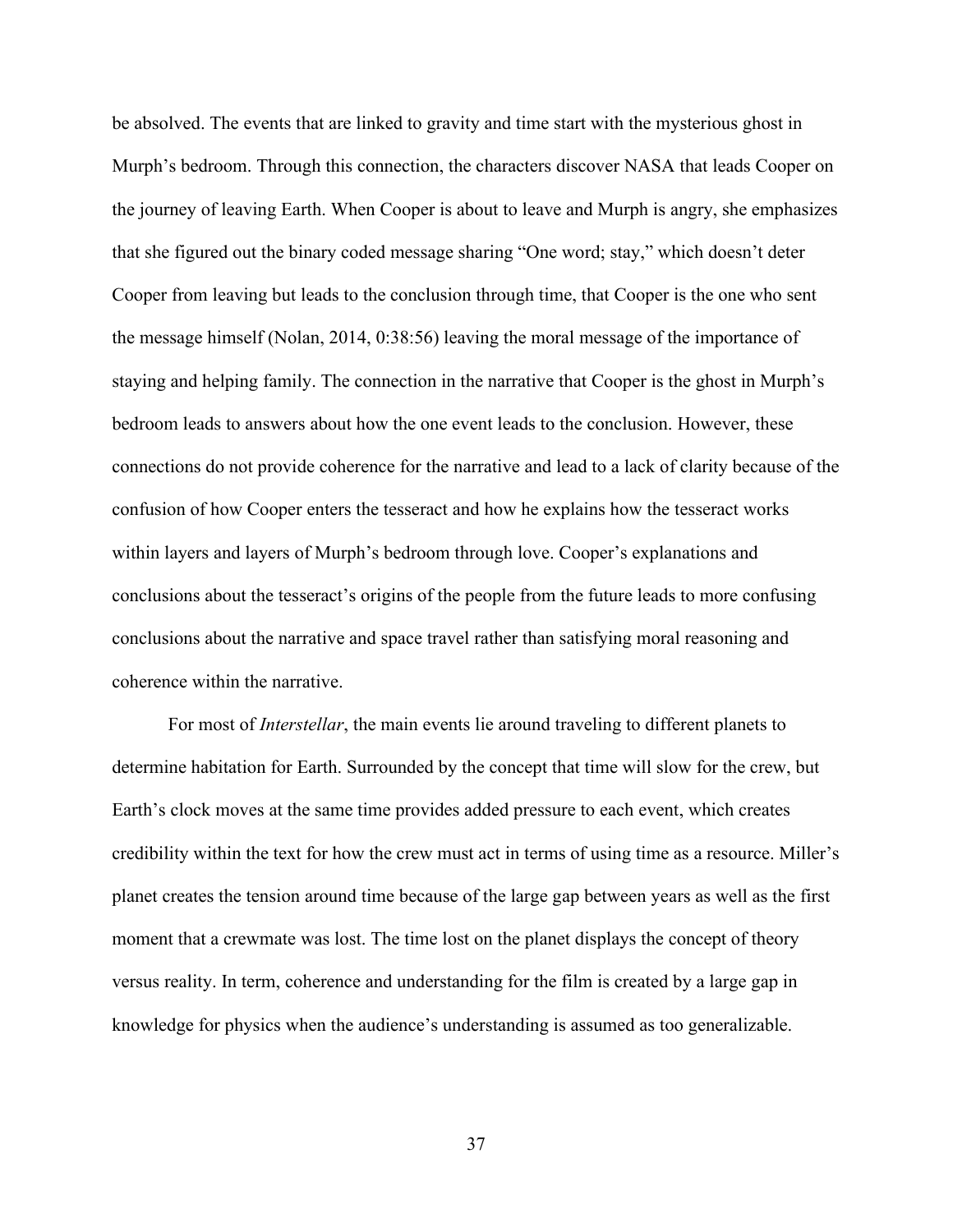be absolved. The events that are linked to gravity and time start with the mysterious ghost in Murph's bedroom. Through this connection, the characters discover NASA that leads Cooper on the journey of leaving Earth. When Cooper is about to leave and Murph is angry, she emphasizes that she figured out the binary coded message sharing "One word; stay," which doesn't deter Cooper from leaving but leads to the conclusion through time, that Cooper is the one who sent the message himself (Nolan, 2014, 0:38:56) leaving the moral message of the importance of staying and helping family. The connection in the narrative that Cooper is the ghost in Murph's bedroom leads to answers about how the one event leads to the conclusion. However, these connections do not provide coherence for the narrative and lead to a lack of clarity because of the confusion of how Cooper enters the tesseract and how he explains how the tesseract works within layers and layers of Murph's bedroom through love. Cooper's explanations and conclusions about the tesseract's origins of the people from the future leads to more confusing conclusions about the narrative and space travel rather than satisfying moral reasoning and coherence within the narrative.

For most of *Interstellar*, the main events lie around traveling to different planets to determine habitation for Earth. Surrounded by the concept that time will slow for the crew, but Earth's clock moves at the same time provides added pressure to each event, which creates credibility within the text for how the crew must act in terms of using time as a resource. Miller's planet creates the tension around time because of the large gap between years as well as the first moment that a crewmate was lost. The time lost on the planet displays the concept of theory versus reality. In term, coherence and understanding for the film is created by a large gap in knowledge for physics when the audience's understanding is assumed as too generalizable.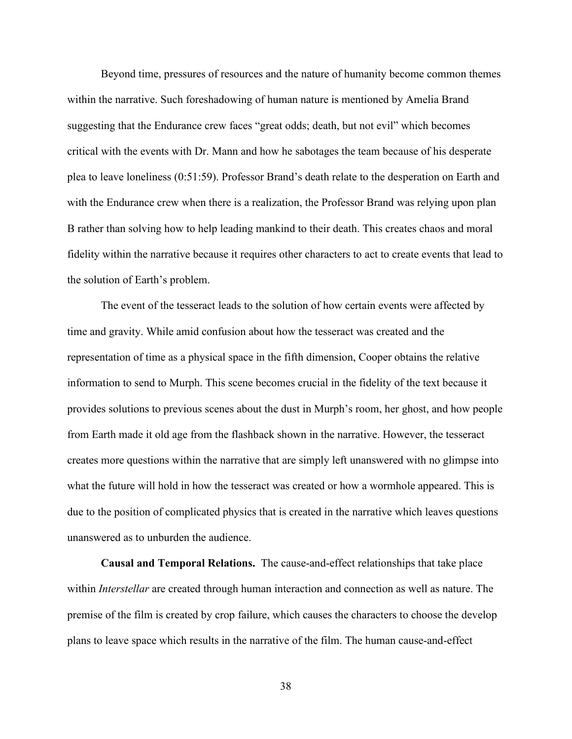Beyond time, pressures of resources and the nature of humanity become common themes within the narrative. Such foreshadowing of human nature is mentioned by Amelia Brand suggesting that the Endurance crew faces "great odds; death, but not evil" which becomes critical with the events with Dr. Mann and how he sabotages the team because of his desperate plea to leave loneliness (0:51:59). Professor Brand's death relate to the desperation on Earth and with the Endurance crew when there is a realization, the Professor Brand was relying upon plan B rather than solving how to help leading mankind to their death. This creates chaos and moral fidelity within the narrative because it requires other characters to act to create events that lead to the solution of Earth's problem.

The event of the tesseract leads to the solution of how certain events were affected by time and gravity. While amid confusion about how the tesseract was created and the representation of time as a physical space in the fifth dimension, Cooper obtains the relative information to send to Murph. This scene becomes crucial in the fidelity of the text because it provides solutions to previous scenes about the dust in Murph's room, her ghost, and how people from Earth made it old age from the flashback shown in the narrative. However, the tesseract creates more questions within the narrative that are simply left unanswered with no glimpse into what the future will hold in how the tesseract was created or how a wormhole appeared. This is due to the position of complicated physics that is created in the narrative which leaves questions unanswered as to unburden the audience.

**Causal and Temporal Relations.** The cause-and-effect relationships that take place within *Interstellar* are created through human interaction and connection as well as nature. The premise of the film is created by crop failure, which causes the characters to choose the develop plans to leave space which results in the narrative of the film. The human cause-and-effect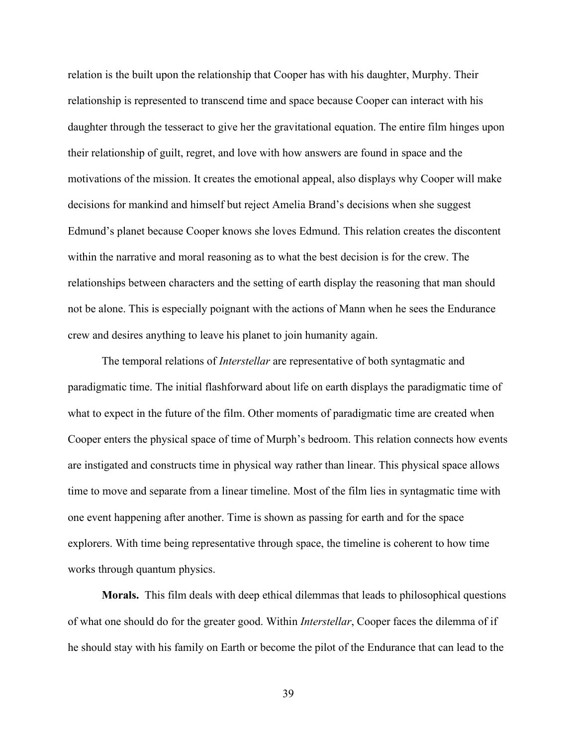relation is the built upon the relationship that Cooper has with his daughter, Murphy. Their relationship is represented to transcend time and space because Cooper can interact with his daughter through the tesseract to give her the gravitational equation. The entire film hinges upon their relationship of guilt, regret, and love with how answers are found in space and the motivations of the mission. It creates the emotional appeal, also displays why Cooper will make decisions for mankind and himself but reject Amelia Brand's decisions when she suggest Edmund's planet because Cooper knows she loves Edmund. This relation creates the discontent within the narrative and moral reasoning as to what the best decision is for the crew. The relationships between characters and the setting of earth display the reasoning that man should not be alone. This is especially poignant with the actions of Mann when he sees the Endurance crew and desires anything to leave his planet to join humanity again.

The temporal relations of *Interstellar* are representative of both syntagmatic and paradigmatic time. The initial flashforward about life on earth displays the paradigmatic time of what to expect in the future of the film. Other moments of paradigmatic time are created when Cooper enters the physical space of time of Murph's bedroom. This relation connects how events are instigated and constructs time in physical way rather than linear. This physical space allows time to move and separate from a linear timeline. Most of the film lies in syntagmatic time with one event happening after another. Time is shown as passing for earth and for the space explorers. With time being representative through space, the timeline is coherent to how time works through quantum physics.

**Morals.** This film deals with deep ethical dilemmas that leads to philosophical questions of what one should do for the greater good. Within *Interstellar*, Cooper faces the dilemma of if he should stay with his family on Earth or become the pilot of the Endurance that can lead to the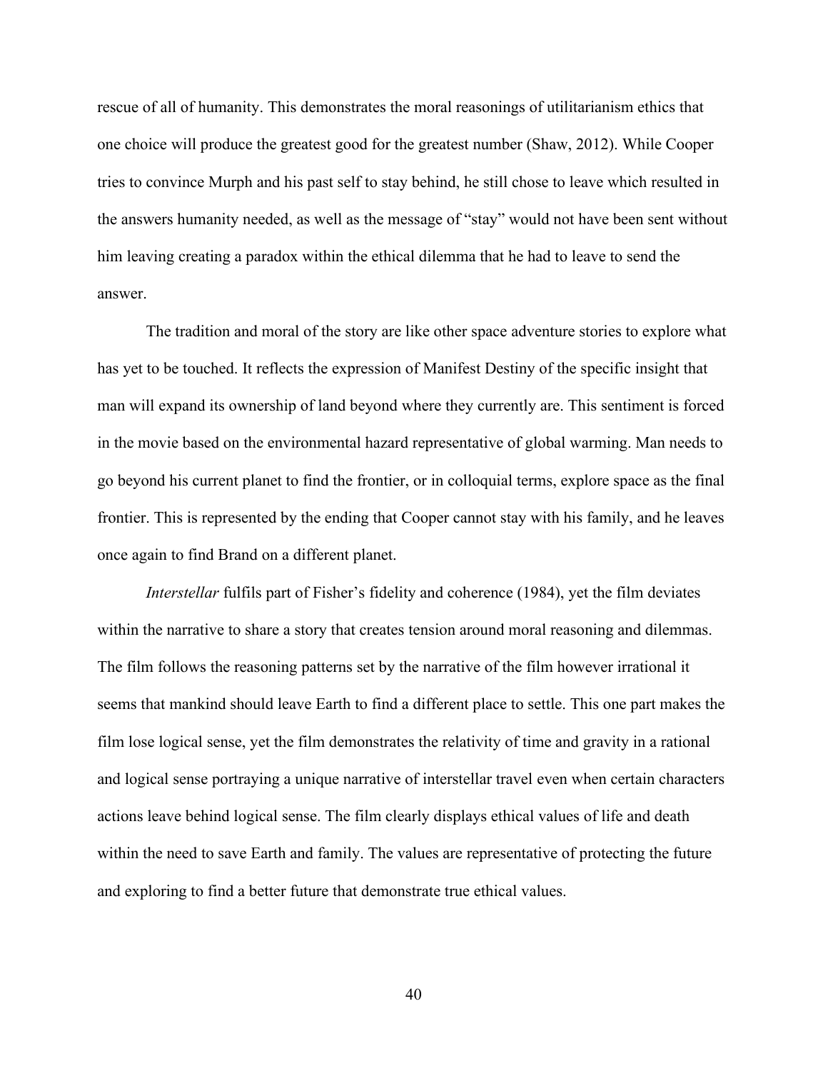rescue of all of humanity. This demonstrates the moral reasonings of utilitarianism ethics that one choice will produce the greatest good for the greatest number (Shaw, 2012). While Cooper tries to convince Murph and his past self to stay behind, he still chose to leave which resulted in the answers humanity needed, as well as the message of "stay" would not have been sent without him leaving creating a paradox within the ethical dilemma that he had to leave to send the answer.

The tradition and moral of the story are like other space adventure stories to explore what has yet to be touched. It reflects the expression of Manifest Destiny of the specific insight that man will expand its ownership of land beyond where they currently are. This sentiment is forced in the movie based on the environmental hazard representative of global warming. Man needs to go beyond his current planet to find the frontier, or in colloquial terms, explore space as the final frontier. This is represented by the ending that Cooper cannot stay with his family, and he leaves once again to find Brand on a different planet.

*Interstellar* fulfils part of Fisher's fidelity and coherence (1984), yet the film deviates within the narrative to share a story that creates tension around moral reasoning and dilemmas. The film follows the reasoning patterns set by the narrative of the film however irrational it seems that mankind should leave Earth to find a different place to settle. This one part makes the film lose logical sense, yet the film demonstrates the relativity of time and gravity in a rational and logical sense portraying a unique narrative of interstellar travel even when certain characters actions leave behind logical sense. The film clearly displays ethical values of life and death within the need to save Earth and family. The values are representative of protecting the future and exploring to find a better future that demonstrate true ethical values.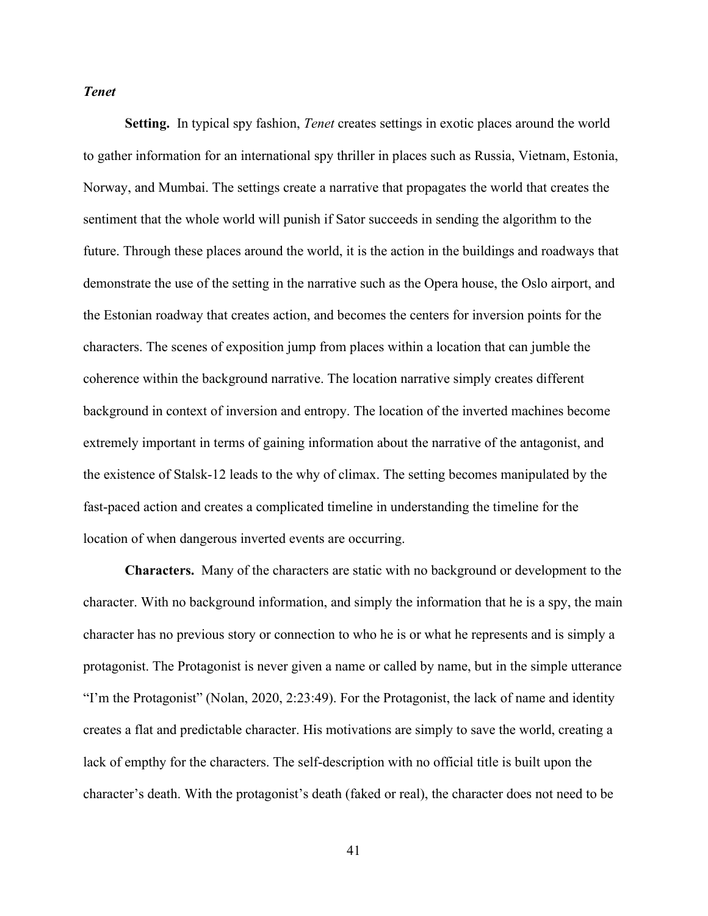### *Tenet*

**Setting.** In typical spy fashion, *Tenet* creates settings in exotic places around the world to gather information for an international spy thriller in places such as Russia, Vietnam, Estonia, Norway, and Mumbai. The settings create a narrative that propagates the world that creates the sentiment that the whole world will punish if Sator succeeds in sending the algorithm to the future. Through these places around the world, it is the action in the buildings and roadways that demonstrate the use of the setting in the narrative such as the Opera house, the Oslo airport, and the Estonian roadway that creates action, and becomes the centers for inversion points for the characters. The scenes of exposition jump from places within a location that can jumble the coherence within the background narrative. The location narrative simply creates different background in context of inversion and entropy. The location of the inverted machines become extremely important in terms of gaining information about the narrative of the antagonist, and the existence of Stalsk-12 leads to the why of climax. The setting becomes manipulated by the fast-paced action and creates a complicated timeline in understanding the timeline for the location of when dangerous inverted events are occurring.

**Characters.** Many of the characters are static with no background or development to the character. With no background information, and simply the information that he is a spy, the main character has no previous story or connection to who he is or what he represents and is simply a protagonist. The Protagonist is never given a name or called by name, but in the simple utterance "I'm the Protagonist" (Nolan, 2020, 2:23:49). For the Protagonist, the lack of name and identity creates a flat and predictable character. His motivations are simply to save the world, creating a lack of empthy for the characters. The self-description with no official title is built upon the character's death. With the protagonist's death (faked or real), the character does not need to be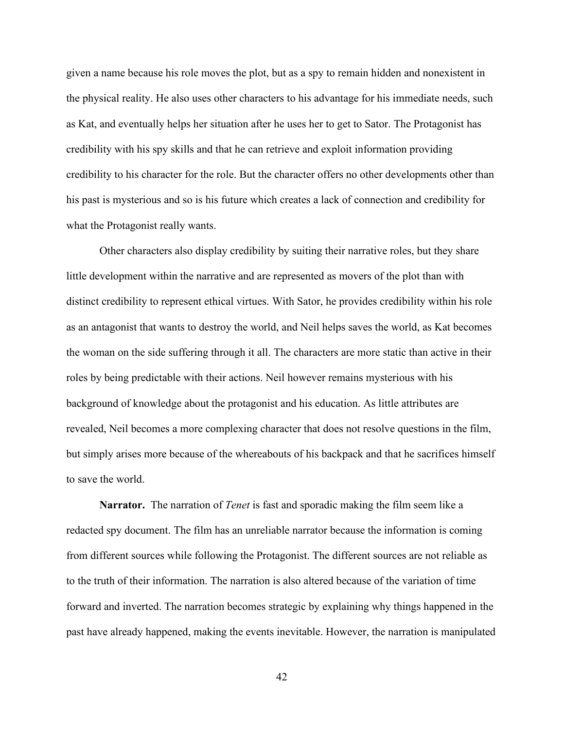given a name because his role moves the plot, but as a spy to remain hidden and nonexistent in the physical reality. He also uses other characters to his advantage for his immediate needs, such as Kat, and eventually helps her situation after he uses her to get to Sator. The Protagonist has credibility with his spy skills and that he can retrieve and exploit information providing credibility to his character for the role. But the character offers no other developments other than his past is mysterious and so is his future which creates a lack of connection and credibility for what the Protagonist really wants.

Other characters also display credibility by suiting their narrative roles, but they share little development within the narrative and are represented as movers of the plot than with distinct credibility to represent ethical virtues. With Sator, he provides credibility within his role as an antagonist that wants to destroy the world, and Neil helps saves the world, as Kat becomes the woman on the side suffering through it all. The characters are more static than active in their roles by being predictable with their actions. Neil however remains mysterious with his background of knowledge about the protagonist and his education. As little attributes are revealed, Neil becomes a more complexing character that does not resolve questions in the film, but simply arises more because of the whereabouts of his backpack and that he sacrifices himself to save the world.

**Narrator.** The narration of *Tenet* is fast and sporadic making the film seem like a redacted spy document. The film has an unreliable narrator because the information is coming from different sources while following the Protagonist. The different sources are not reliable as to the truth of their information. The narration is also altered because of the variation of time forward and inverted. The narration becomes strategic by explaining why things happened in the past have already happened, making the events inevitable. However, the narration is manipulated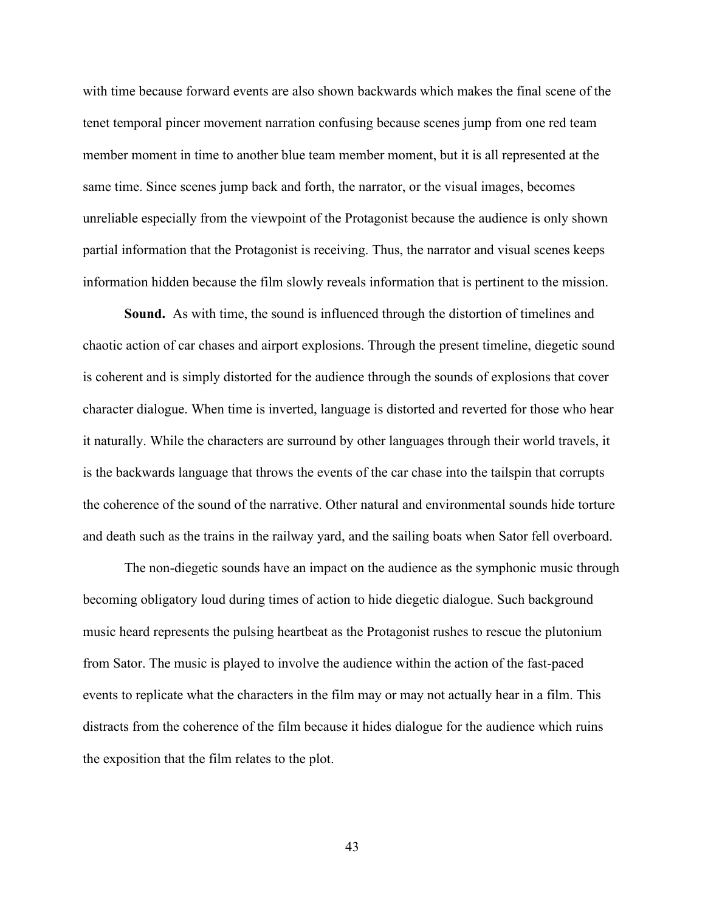with time because forward events are also shown backwards which makes the final scene of the tenet temporal pincer movement narration confusing because scenes jump from one red team member moment in time to another blue team member moment, but it is all represented at the same time. Since scenes jump back and forth, the narrator, or the visual images, becomes unreliable especially from the viewpoint of the Protagonist because the audience is only shown partial information that the Protagonist is receiving. Thus, the narrator and visual scenes keeps information hidden because the film slowly reveals information that is pertinent to the mission.

**Sound.** As with time, the sound is influenced through the distortion of timelines and chaotic action of car chases and airport explosions. Through the present timeline, diegetic sound is coherent and is simply distorted for the audience through the sounds of explosions that cover character dialogue. When time is inverted, language is distorted and reverted for those who hear it naturally. While the characters are surround by other languages through their world travels, it is the backwards language that throws the events of the car chase into the tailspin that corrupts the coherence of the sound of the narrative. Other natural and environmental sounds hide torture and death such as the trains in the railway yard, and the sailing boats when Sator fell overboard.

The non-diegetic sounds have an impact on the audience as the symphonic music through becoming obligatory loud during times of action to hide diegetic dialogue. Such background music heard represents the pulsing heartbeat as the Protagonist rushes to rescue the plutonium from Sator. The music is played to involve the audience within the action of the fast-paced events to replicate what the characters in the film may or may not actually hear in a film. This distracts from the coherence of the film because it hides dialogue for the audience which ruins the exposition that the film relates to the plot.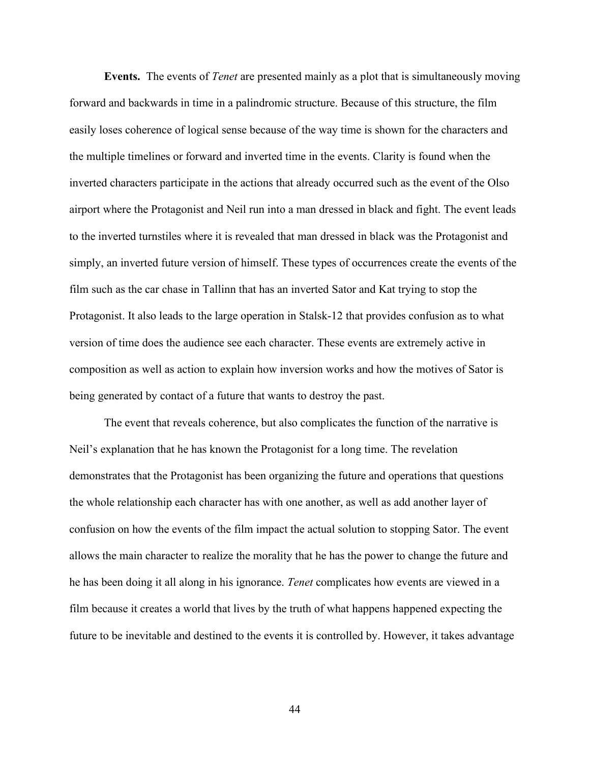**Events.** The events of *Tenet* are presented mainly as a plot that is simultaneously moving forward and backwards in time in a palindromic structure. Because of this structure, the film easily loses coherence of logical sense because of the way time is shown for the characters and the multiple timelines or forward and inverted time in the events. Clarity is found when the inverted characters participate in the actions that already occurred such as the event of the Olso airport where the Protagonist and Neil run into a man dressed in black and fight. The event leads to the inverted turnstiles where it is revealed that man dressed in black was the Protagonist and simply, an inverted future version of himself. These types of occurrences create the events of the film such as the car chase in Tallinn that has an inverted Sator and Kat trying to stop the Protagonist. It also leads to the large operation in Stalsk-12 that provides confusion as to what version of time does the audience see each character. These events are extremely active in composition as well as action to explain how inversion works and how the motives of Sator is being generated by contact of a future that wants to destroy the past.

The event that reveals coherence, but also complicates the function of the narrative is Neil's explanation that he has known the Protagonist for a long time. The revelation demonstrates that the Protagonist has been organizing the future and operations that questions the whole relationship each character has with one another, as well as add another layer of confusion on how the events of the film impact the actual solution to stopping Sator. The event allows the main character to realize the morality that he has the power to change the future and he has been doing it all along in his ignorance. *Tenet* complicates how events are viewed in a film because it creates a world that lives by the truth of what happens happened expecting the future to be inevitable and destined to the events it is controlled by. However, it takes advantage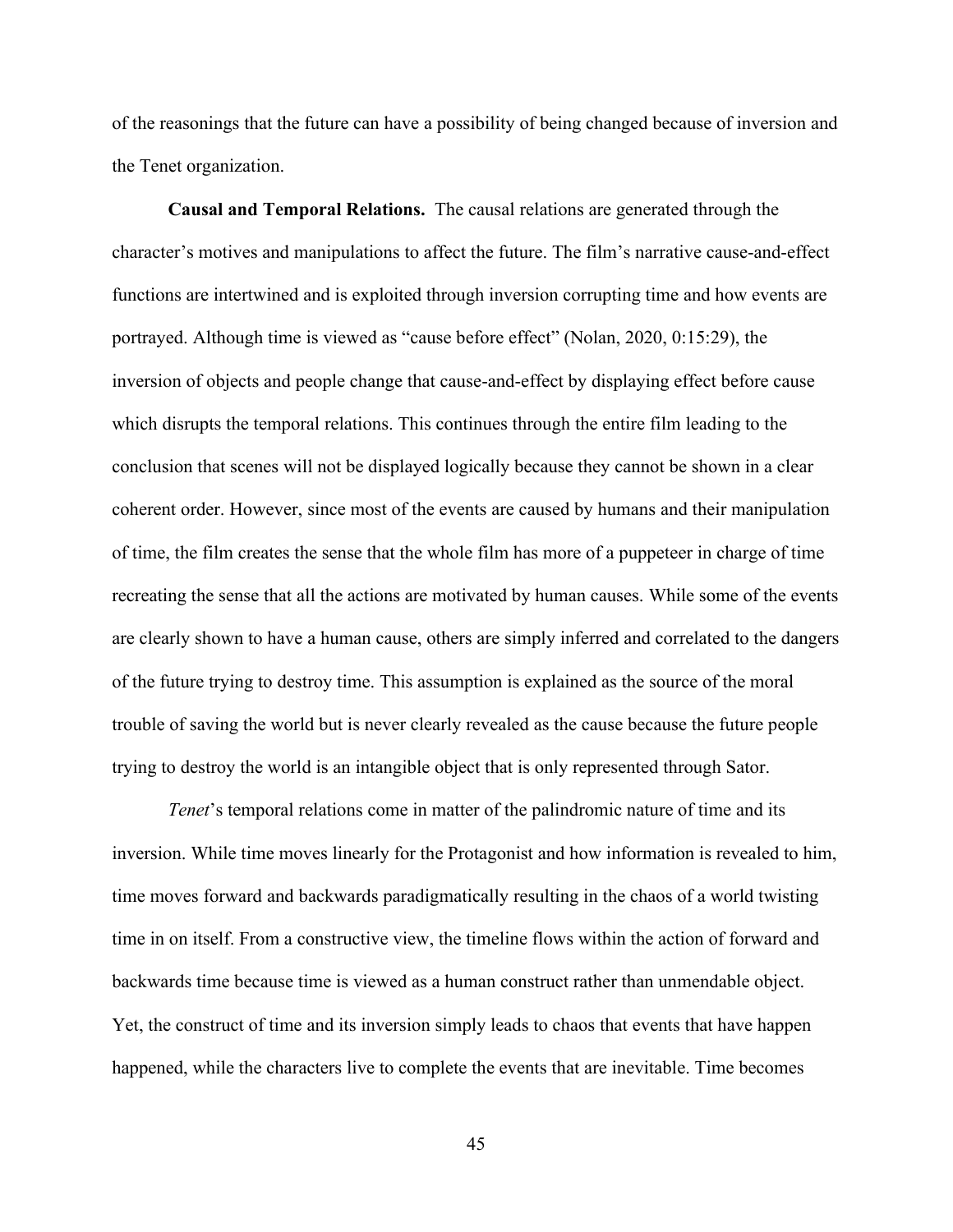of the reasonings that the future can have a possibility of being changed because of inversion and the Tenet organization.

**Causal and Temporal Relations.** The causal relations are generated through the character's motives and manipulations to affect the future. The film's narrative cause-and-effect functions are intertwined and is exploited through inversion corrupting time and how events are portrayed. Although time is viewed as "cause before effect" (Nolan, 2020, 0:15:29), the inversion of objects and people change that cause-and-effect by displaying effect before cause which disrupts the temporal relations. This continues through the entire film leading to the conclusion that scenes will not be displayed logically because they cannot be shown in a clear coherent order. However, since most of the events are caused by humans and their manipulation of time, the film creates the sense that the whole film has more of a puppeteer in charge of time recreating the sense that all the actions are motivated by human causes. While some of the events are clearly shown to have a human cause, others are simply inferred and correlated to the dangers of the future trying to destroy time. This assumption is explained as the source of the moral trouble of saving the world but is never clearly revealed as the cause because the future people trying to destroy the world is an intangible object that is only represented through Sator.

*Tenet*'s temporal relations come in matter of the palindromic nature of time and its inversion. While time moves linearly for the Protagonist and how information is revealed to him, time moves forward and backwards paradigmatically resulting in the chaos of a world twisting time in on itself. From a constructive view, the timeline flows within the action of forward and backwards time because time is viewed as a human construct rather than unmendable object. Yet, the construct of time and its inversion simply leads to chaos that events that have happen happened, while the characters live to complete the events that are inevitable. Time becomes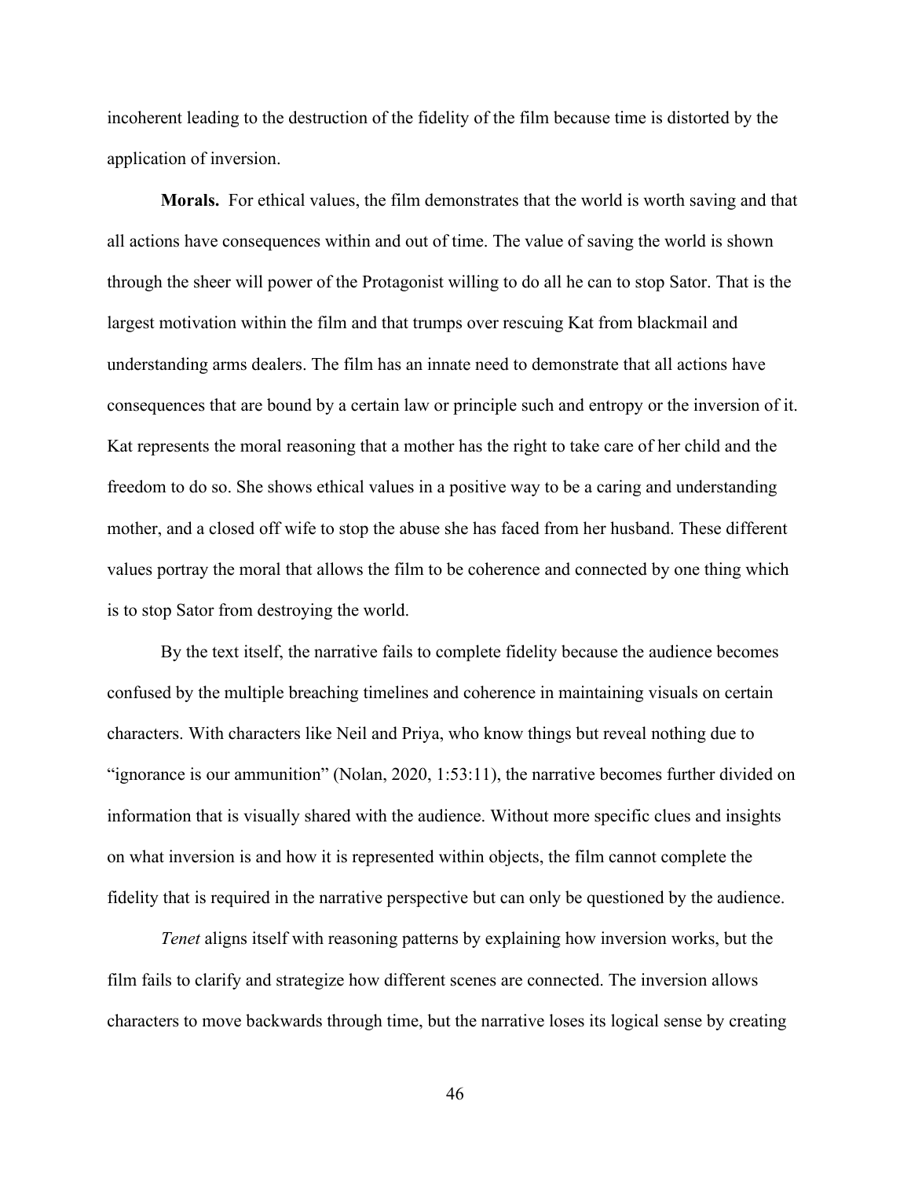incoherent leading to the destruction of the fidelity of the film because time is distorted by the application of inversion.

**Morals.** For ethical values, the film demonstrates that the world is worth saving and that all actions have consequences within and out of time. The value of saving the world is shown through the sheer will power of the Protagonist willing to do all he can to stop Sator. That is the largest motivation within the film and that trumps over rescuing Kat from blackmail and understanding arms dealers. The film has an innate need to demonstrate that all actions have consequences that are bound by a certain law or principle such and entropy or the inversion of it. Kat represents the moral reasoning that a mother has the right to take care of her child and the freedom to do so. She shows ethical values in a positive way to be a caring and understanding mother, and a closed off wife to stop the abuse she has faced from her husband. These different values portray the moral that allows the film to be coherence and connected by one thing which is to stop Sator from destroying the world.

By the text itself, the narrative fails to complete fidelity because the audience becomes confused by the multiple breaching timelines and coherence in maintaining visuals on certain characters. With characters like Neil and Priya, who know things but reveal nothing due to "ignorance is our ammunition" (Nolan, 2020, 1:53:11), the narrative becomes further divided on information that is visually shared with the audience. Without more specific clues and insights on what inversion is and how it is represented within objects, the film cannot complete the fidelity that is required in the narrative perspective but can only be questioned by the audience.

*Tenet* aligns itself with reasoning patterns by explaining how inversion works, but the film fails to clarify and strategize how different scenes are connected. The inversion allows characters to move backwards through time, but the narrative loses its logical sense by creating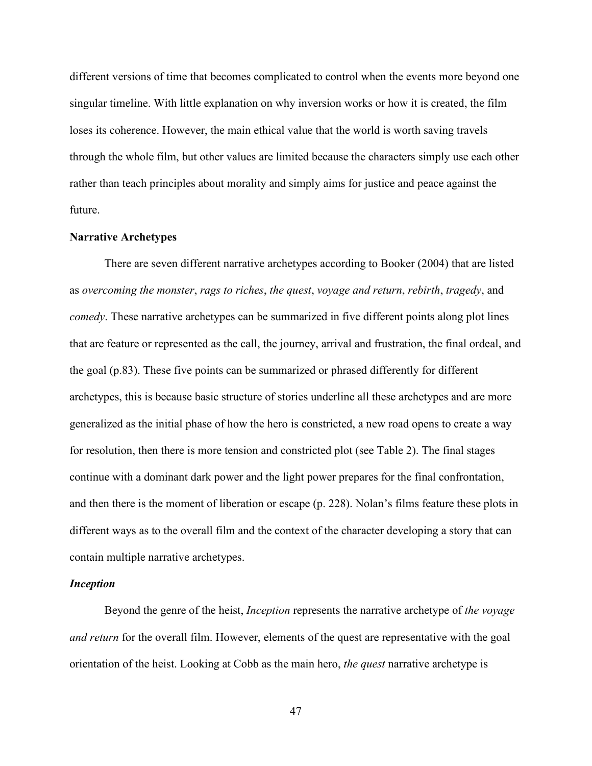different versions of time that becomes complicated to control when the events more beyond one singular timeline. With little explanation on why inversion works or how it is created, the film loses its coherence. However, the main ethical value that the world is worth saving travels through the whole film, but other values are limited because the characters simply use each other rather than teach principles about morality and simply aims for justice and peace against the future.

### Narrative Archetypes

There are seven different narrative archetypes according to Booker (2004) that are listed as *overcoming the monster*, *rags to riches*, *the quest*, *voyage and return*, *rebirth*, *tragedy*, and *comedy*. These narrative archetypes can be summarized in five different points along plot lines that are feature or represented as the call, the journey, arrival and frustration, the final ordeal, and the goal (p.83). These five points can be summarized or phrased differently for different archetypes, this is because basic structure of stories underline all these archetypes and are more generalized as the initial phase of how the hero is constricted, a new road opens to create a way for resolution, then there is more tension and constricted plot (see Table 2). The final stages continue with a dominant dark power and the light power prepares for the final confrontation, and then there is the moment of liberation or escape (p. 228). Nolan's films feature these plots in different ways as to the overall film and the context of the character developing a story that can contain multiple narrative archetypes.

#### *Inception*

Beyond the genre of the heist, *Inception* represents the narrative archetype of *the voyage and return* for the overall film. However, elements of the quest are representative with the goal orientation of the heist. Looking at Cobb as the main hero, *the quest* narrative archetype is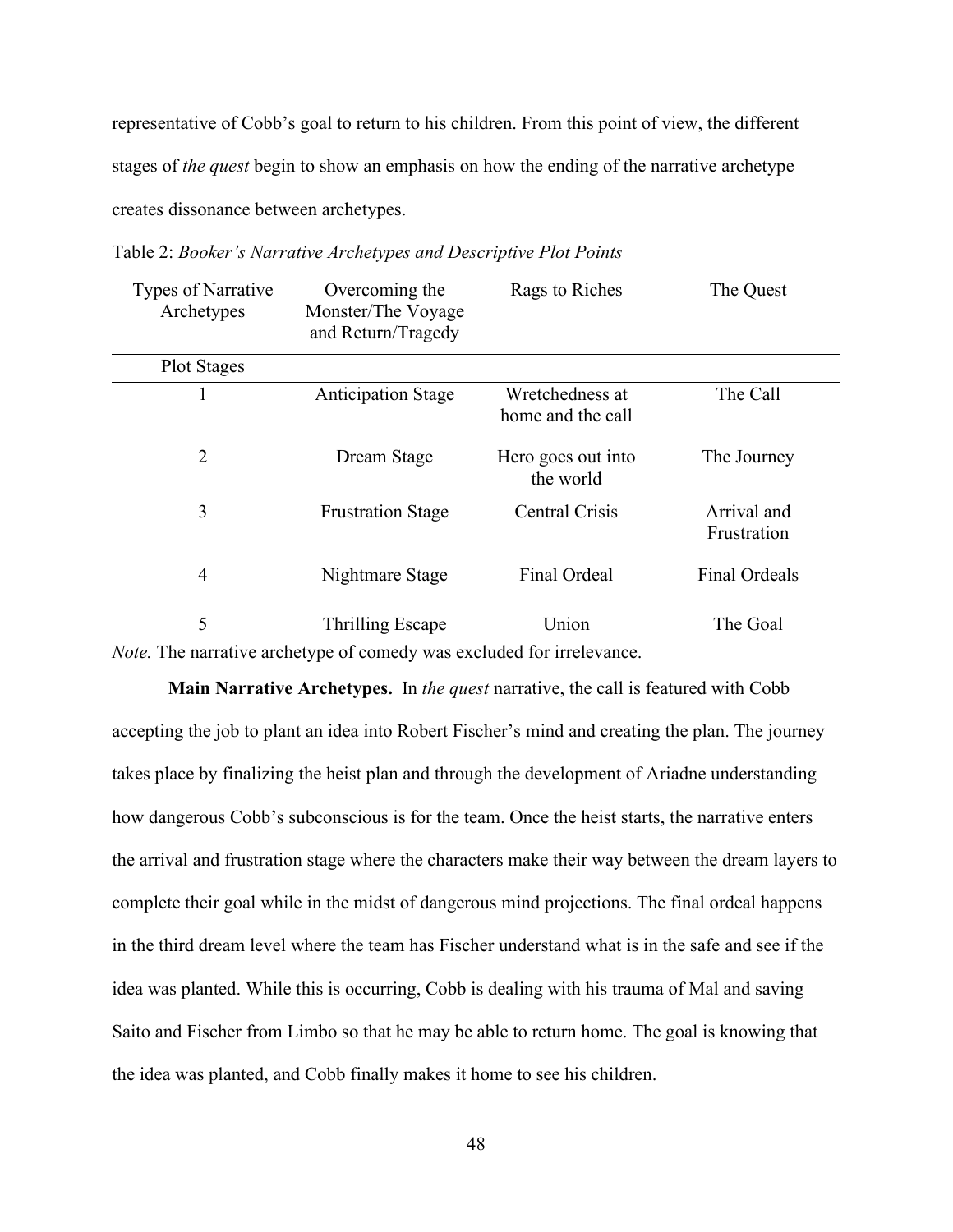representative of Cobb's goal to return to his children. From this point of view, the different stages of *the quest* begin to show an emphasis on how the ending of the narrative archetype creates dissonance between archetypes.

Table 2: *Booker's Narrative Archetypes and Descriptive Plot Points*

| Types of Narrative Archetypes | Overcoming the Monster/The Voyage and Return/Tragedy | Rags to Riches | The Quest |
|---|---|---|---|
| Plot Stages | | | |
| 1 | Anticipation Stage | Wretchedness at home and the call | The Call |
| 2 | Dream Stage | Hero goes out into the world | The Journey |
| 3 | Frustration Stage | Central Crisis | Arrival and Frustration |
| 4 | Nightmare Stage | Final Ordeal | Final Ordeals |
| 5 | Thrilling Escape | Union | The Goal |

*Note.* The narrative archetype of comedy was excluded for irrelevance.

**Main Narrative Archetypes.** In *the quest* narrative, the call is featured with Cobb accepting the job to plant an idea into Robert Fischer's mind and creating the plan. The journey takes place by finalizing the heist plan and through the development of Ariadne understanding how dangerous Cobb's subconscious is for the team. Once the heist starts, the narrative enters the arrival and frustration stage where the characters make their way between the dream layers to complete their goal while in the midst of dangerous mind projections. The final ordeal happens in the third dream level where the team has Fischer understand what is in the safe and see if the idea was planted. While this is occurring, Cobb is dealing with his trauma of Mal and saving Saito and Fischer from Limbo so that he may be able to return home. The goal is knowing that the idea was planted, and Cobb finally makes it home to see his children.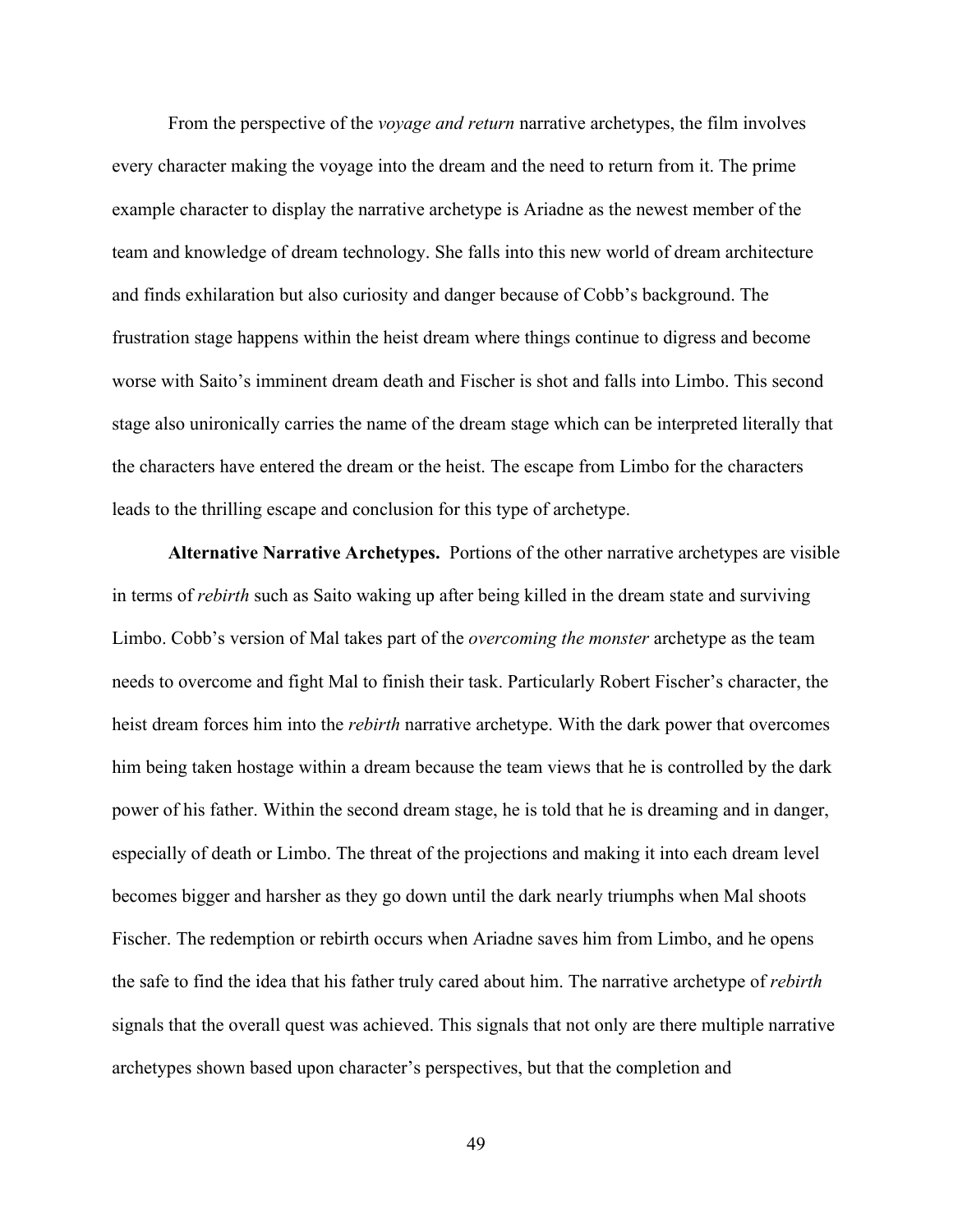From the perspective of the *voyage and return* narrative archetypes, the film involves every character making the voyage into the dream and the need to return from it. The prime example character to display the narrative archetype is Ariadne as the newest member of the team and knowledge of dream technology. She falls into this new world of dream architecture and finds exhilaration but also curiosity and danger because of Cobb's background. The frustration stage happens within the heist dream where things continue to digress and become worse with Saito's imminent dream death and Fischer is shot and falls into Limbo. This second stage also unironically carries the name of the dream stage which can be interpreted literally that the characters have entered the dream or the heist. The escape from Limbo for the characters leads to the thrilling escape and conclusion for this type of archetype.

**Alternative Narrative Archetypes.** Portions of the other narrative archetypes are visible in terms of *rebirth* such as Saito waking up after being killed in the dream state and surviving Limbo. Cobb's version of Mal takes part of the *overcoming the monster* archetype as the team needs to overcome and fight Mal to finish their task. Particularly Robert Fischer's character, the heist dream forces him into the *rebirth* narrative archetype. With the dark power that overcomes him being taken hostage within a dream because the team views that he is controlled by the dark power of his father. Within the second dream stage, he is told that he is dreaming and in danger, especially of death or Limbo. The threat of the projections and making it into each dream level becomes bigger and harsher as they go down until the dark nearly triumphs when Mal shoots Fischer. The redemption or rebirth occurs when Ariadne saves him from Limbo, and he opens the safe to find the idea that his father truly cared about him. The narrative archetype of *rebirth* signals that the overall quest was achieved. This signals that not only are there multiple narrative archetypes shown based upon character's perspectives, but that the completion and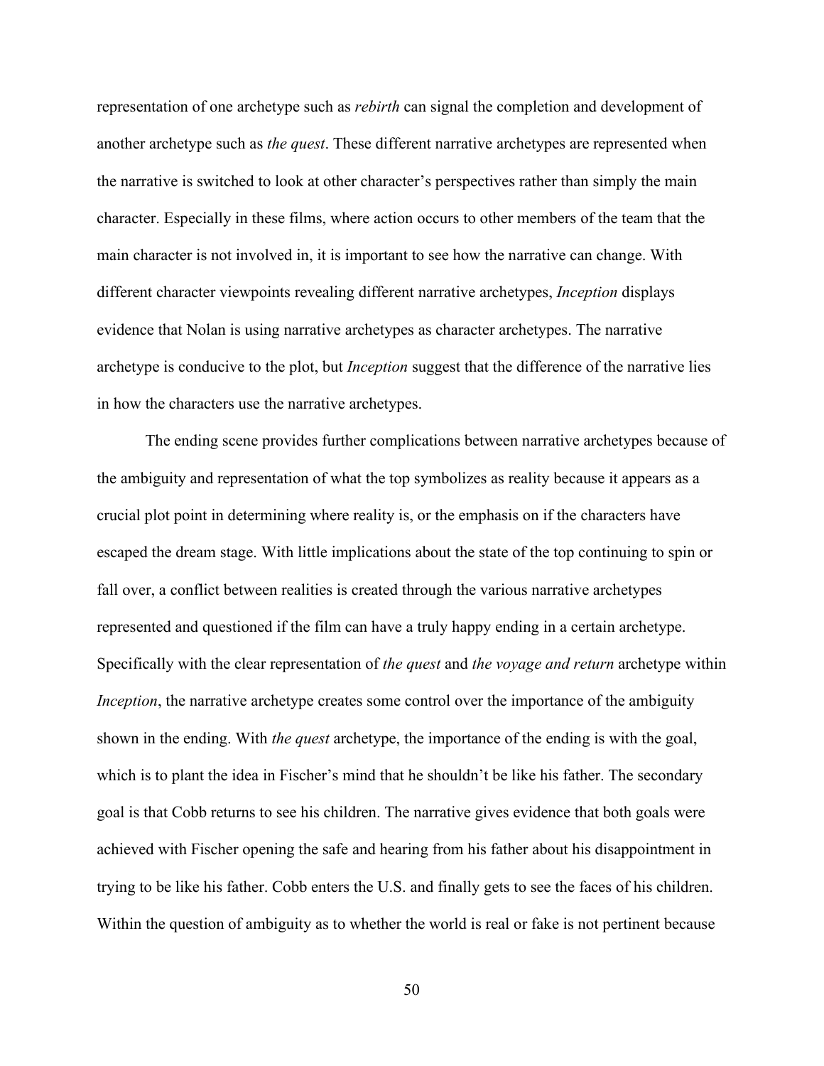representation of one archetype such as *rebirth* can signal the completion and development of another archetype such as *the quest*. These different narrative archetypes are represented when the narrative is switched to look at other character's perspectives rather than simply the main character. Especially in these films, where action occurs to other members of the team that the main character is not involved in, it is important to see how the narrative can change. With different character viewpoints revealing different narrative archetypes, *Inception* displays evidence that Nolan is using narrative archetypes as character archetypes. The narrative archetype is conducive to the plot, but *Inception* suggest that the difference of the narrative lies in how the characters use the narrative archetypes.

The ending scene provides further complications between narrative archetypes because of the ambiguity and representation of what the top symbolizes as reality because it appears as a crucial plot point in determining where reality is, or the emphasis on if the characters have escaped the dream stage. With little implications about the state of the top continuing to spin or fall over, a conflict between realities is created through the various narrative archetypes represented and questioned if the film can have a truly happy ending in a certain archetype. Specifically with the clear representation of *the quest* and *the voyage and return* archetype within *Inception*, the narrative archetype creates some control over the importance of the ambiguity shown in the ending. With *the quest* archetype, the importance of the ending is with the goal, which is to plant the idea in Fischer's mind that he shouldn't be like his father. The secondary goal is that Cobb returns to see his children. The narrative gives evidence that both goals were achieved with Fischer opening the safe and hearing from his father about his disappointment in trying to be like his father. Cobb enters the U.S. and finally gets to see the faces of his children. Within the question of ambiguity as to whether the world is real or fake is not pertinent because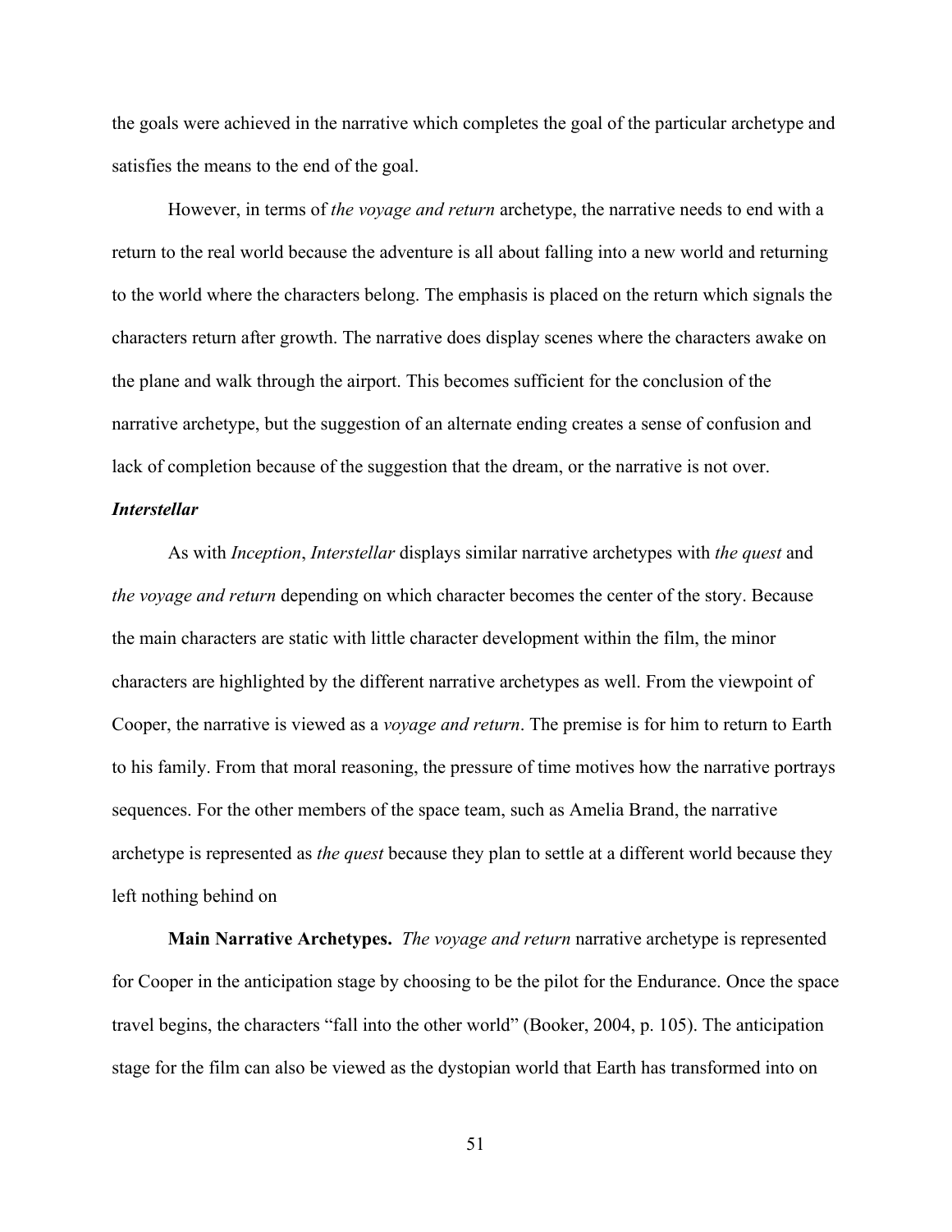the goals were achieved in the narrative which completes the goal of the particular archetype and satisfies the means to the end of the goal.

However, in terms of *the voyage and return* archetype, the narrative needs to end with a return to the real world because the adventure is all about falling into a new world and returning to the world where the characters belong. The emphasis is placed on the return which signals the characters return after growth. The narrative does display scenes where the characters awake on the plane and walk through the airport. This becomes sufficient for the conclusion of the narrative archetype, but the suggestion of an alternate ending creates a sense of confusion and lack of completion because of the suggestion that the dream, or the narrative is not over.

### *Interstellar*

As with *Inception*, *Interstellar* displays similar narrative archetypes with *the quest* and *the voyage and return* depending on which character becomes the center of the story. Because the main characters are static with little character development within the film, the minor characters are highlighted by the different narrative archetypes as well. From the viewpoint of Cooper, the narrative is viewed as a *voyage and return*. The premise is for him to return to Earth to his family. From that moral reasoning, the pressure of time motives how the narrative portrays sequences. For the other members of the space team, such as Amelia Brand, the narrative archetype is represented as *the quest* because they plan to settle at a different world because they left nothing behind on

**Main Narrative Archetypes.** *The voyage and return* narrative archetype is represented for Cooper in the anticipation stage by choosing to be the pilot for the Endurance. Once the space travel begins, the characters "fall into the other world" (Booker, 2004, p. 105). The anticipation stage for the film can also be viewed as the dystopian world that Earth has transformed into on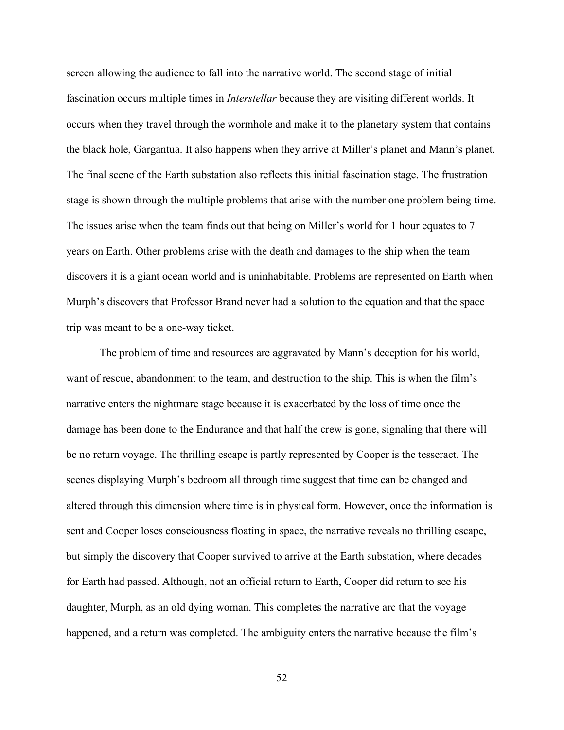screen allowing the audience to fall into the narrative world. The second stage of initial fascination occurs multiple times in *Interstellar* because they are visiting different worlds. It occurs when they travel through the wormhole and make it to the planetary system that contains the black hole, Gargantua. It also happens when they arrive at Miller's planet and Mann's planet. The final scene of the Earth substation also reflects this initial fascination stage. The frustration stage is shown through the multiple problems that arise with the number one problem being time. The issues arise when the team finds out that being on Miller's world for 1 hour equates to 7 years on Earth. Other problems arise with the death and damages to the ship when the team discovers it is a giant ocean world and is uninhabitable. Problems are represented on Earth when Murph's discovers that Professor Brand never had a solution to the equation and that the space trip was meant to be a one-way ticket.

The problem of time and resources are aggravated by Mann's deception for his world, want of rescue, abandonment to the team, and destruction to the ship. This is when the film's narrative enters the nightmare stage because it is exacerbated by the loss of time once the damage has been done to the Endurance and that half the crew is gone, signaling that there will be no return voyage. The thrilling escape is partly represented by Cooper is the tesseract. The scenes displaying Murph's bedroom all through time suggest that time can be changed and altered through this dimension where time is in physical form. However, once the information is sent and Cooper loses consciousness floating in space, the narrative reveals no thrilling escape, but simply the discovery that Cooper survived to arrive at the Earth substation, where decades for Earth had passed. Although, not an official return to Earth, Cooper did return to see his daughter, Murph, as an old dying woman. This completes the narrative arc that the voyage happened, and a return was completed. The ambiguity enters the narrative because the film's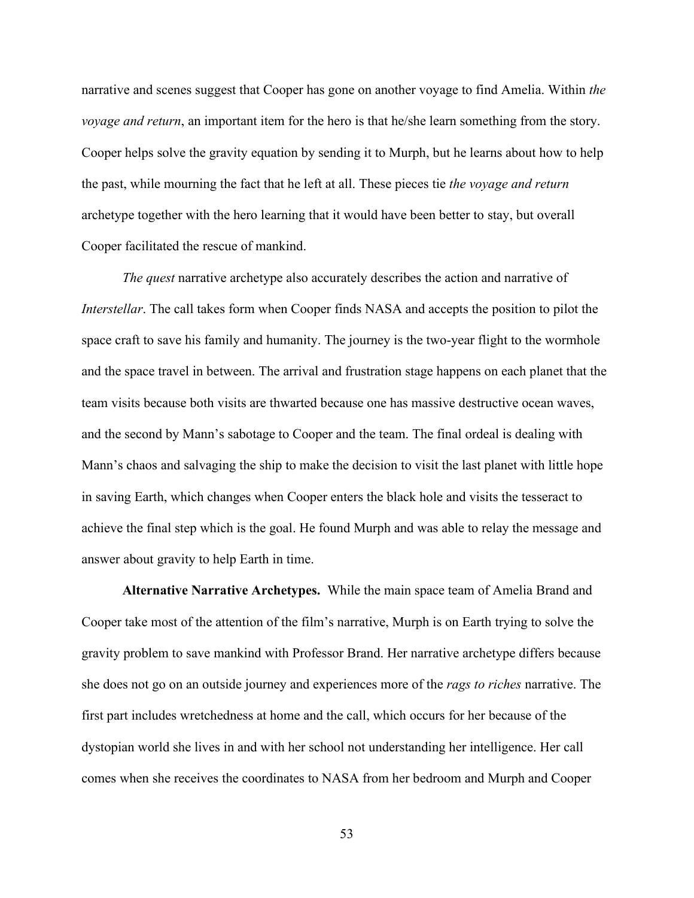narrative and scenes suggest that Cooper has gone on another voyage to find Amelia. Within *the voyage and return*, an important item for the hero is that he/she learn something from the story. Cooper helps solve the gravity equation by sending it to Murph, but he learns about how to help the past, while mourning the fact that he left at all. These pieces tie *the voyage and return* archetype together with the hero learning that it would have been better to stay, but overall Cooper facilitated the rescue of mankind.

*The quest* narrative archetype also accurately describes the action and narrative of *Interstellar*. The call takes form when Cooper finds NASA and accepts the position to pilot the space craft to save his family and humanity. The journey is the two-year flight to the wormhole and the space travel in between. The arrival and frustration stage happens on each planet that the team visits because both visits are thwarted because one has massive destructive ocean waves, and the second by Mann's sabotage to Cooper and the team. The final ordeal is dealing with Mann's chaos and salvaging the ship to make the decision to visit the last planet with little hope in saving Earth, which changes when Cooper enters the black hole and visits the tesseract to achieve the final step which is the goal. He found Murph and was able to relay the message and answer about gravity to help Earth in time.

**Alternative Narrative Archetypes.** While the main space team of Amelia Brand and Cooper take most of the attention of the film's narrative, Murph is on Earth trying to solve the gravity problem to save mankind with Professor Brand. Her narrative archetype differs because she does not go on an outside journey and experiences more of the *rags to riches* narrative. The first part includes wretchedness at home and the call, which occurs for her because of the dystopian world she lives in and with her school not understanding her intelligence. Her call comes when she receives the coordinates to NASA from her bedroom and Murph and Cooper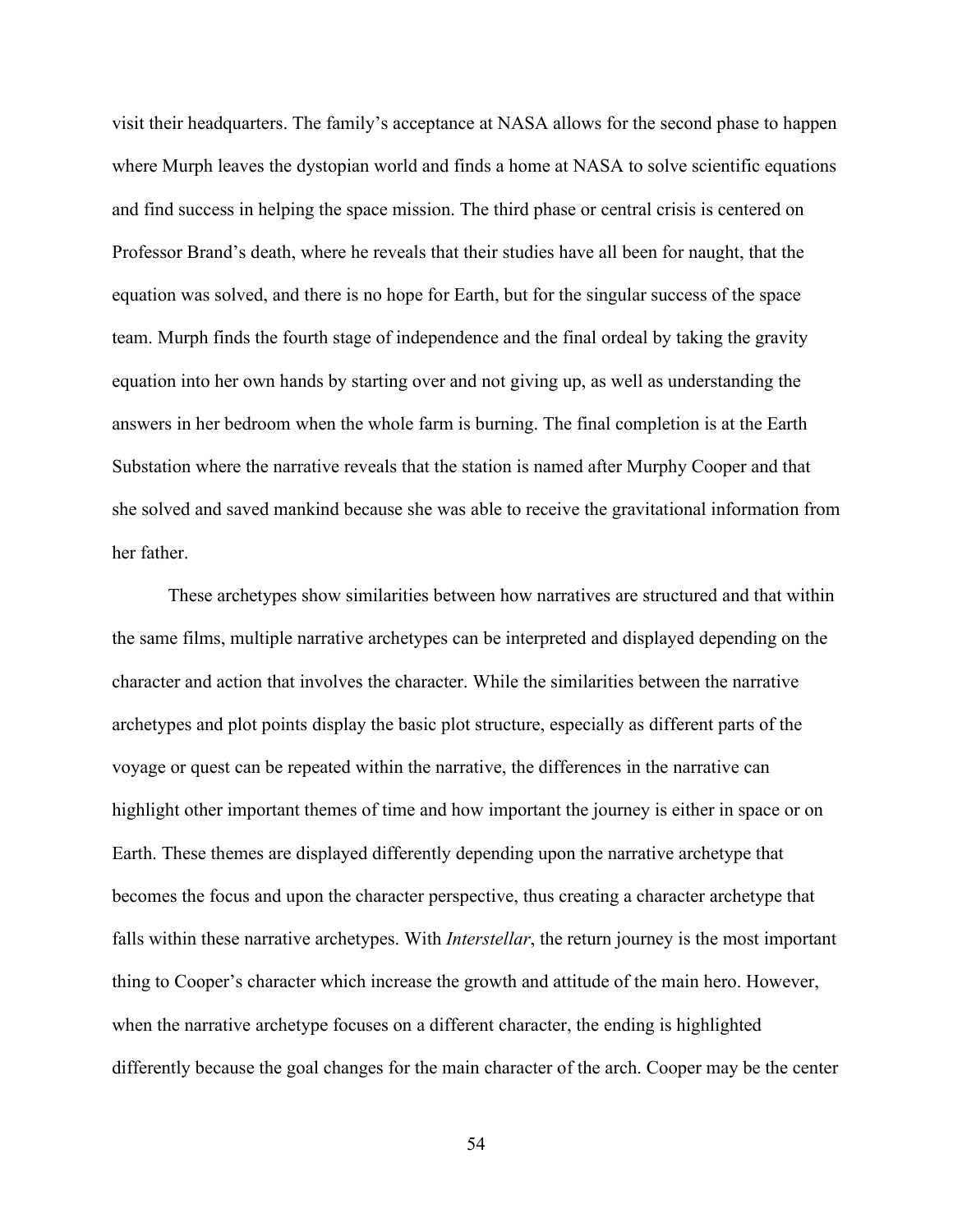visit their headquarters. The family's acceptance at NASA allows for the second phase to happen where Murph leaves the dystopian world and finds a home at NASA to solve scientific equations and find success in helping the space mission. The third phase or central crisis is centered on Professor Brand's death, where he reveals that their studies have all been for naught, that the equation was solved, and there is no hope for Earth, but for the singular success of the space team. Murph finds the fourth stage of independence and the final ordeal by taking the gravity equation into her own hands by starting over and not giving up, as well as understanding the answers in her bedroom when the whole farm is burning. The final completion is at the Earth Substation where the narrative reveals that the station is named after Murphy Cooper and that she solved and saved mankind because she was able to receive the gravitational information from her father.

These archetypes show similarities between how narratives are structured and that within the same films, multiple narrative archetypes can be interpreted and displayed depending on the character and action that involves the character. While the similarities between the narrative archetypes and plot points display the basic plot structure, especially as different parts of the voyage or quest can be repeated within the narrative, the differences in the narrative can highlight other important themes of time and how important the journey is either in space or on Earth. These themes are displayed differently depending upon the narrative archetype that becomes the focus and upon the character perspective, thus creating a character archetype that falls within these narrative archetypes. With *Interstellar*, the return journey is the most important thing to Cooper's character which increase the growth and attitude of the main hero. However, when the narrative archetype focuses on a different character, the ending is highlighted differently because the goal changes for the main character of the arch. Cooper may be the center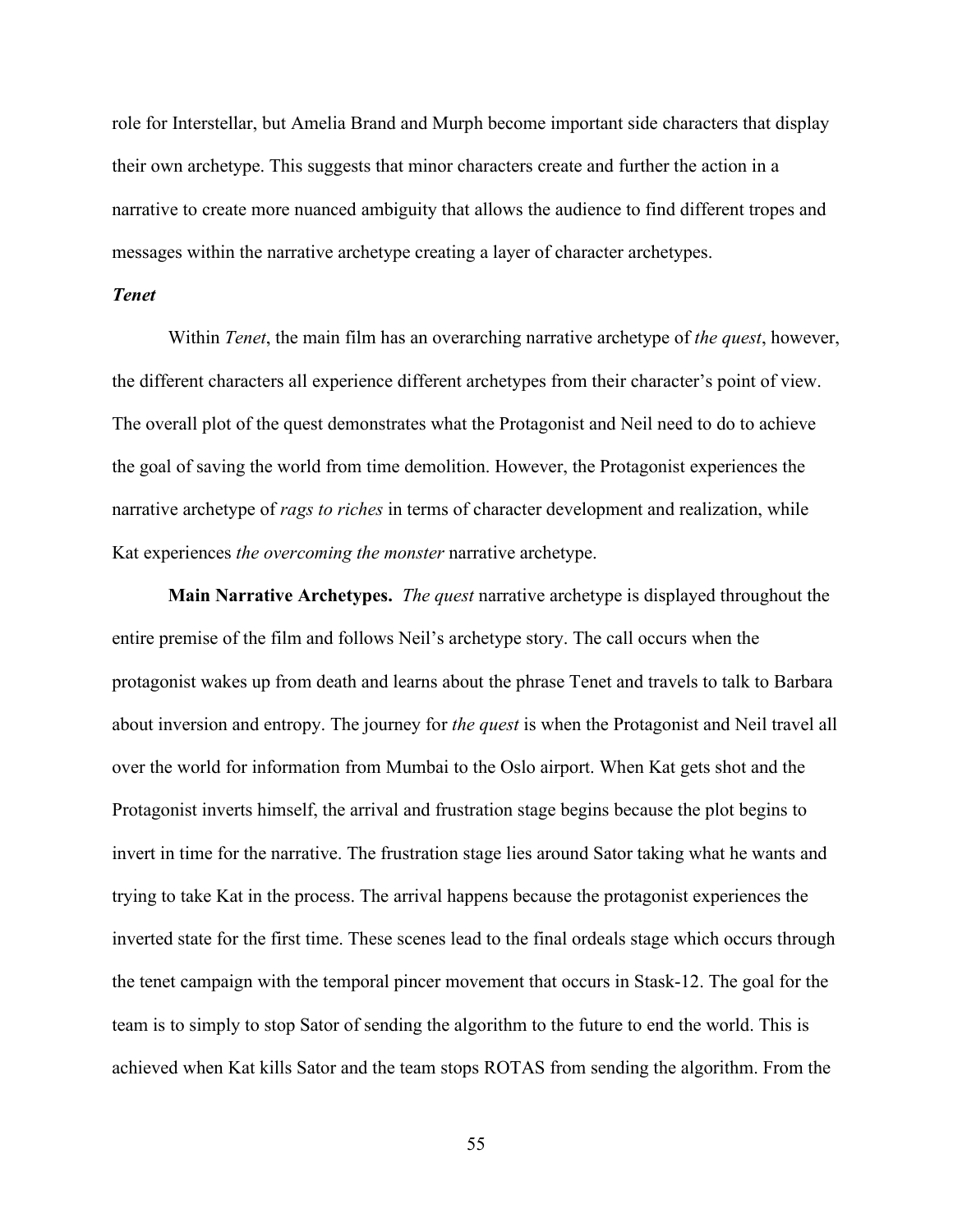role for Interstellar, but Amelia Brand and Murph become important side characters that display their own archetype. This suggests that minor characters create and further the action in a narrative to create more nuanced ambiguity that allows the audience to find different tropes and messages within the narrative archetype creating a layer of character archetypes.

### *Tenet*

Within *Tenet*, the main film has an overarching narrative archetype of *the quest*, however, the different characters all experience different archetypes from their character's point of view. The overall plot of the quest demonstrates what the Protagonist and Neil need to do to achieve the goal of saving the world from time demolition. However, the Protagonist experiences the narrative archetype of *rags to riches* in terms of character development and realization, while Kat experiences *the overcoming the monster* narrative archetype.

**Main Narrative Archetypes.** *The quest* narrative archetype is displayed throughout the entire premise of the film and follows Neil's archetype story. The call occurs when the protagonist wakes up from death and learns about the phrase Tenet and travels to talk to Barbara about inversion and entropy. The journey for *the quest* is when the Protagonist and Neil travel all over the world for information from Mumbai to the Oslo airport. When Kat gets shot and the Protagonist inverts himself, the arrival and frustration stage begins because the plot begins to invert in time for the narrative. The frustration stage lies around Sator taking what he wants and trying to take Kat in the process. The arrival happens because the protagonist experiences the inverted state for the first time. These scenes lead to the final ordeals stage which occurs through the tenet campaign with the temporal pincer movement that occurs in Stask-12. The goal for the team is to simply to stop Sator of sending the algorithm to the future to end the world. This is achieved when Kat kills Sator and the team stops ROTAS from sending the algorithm. From the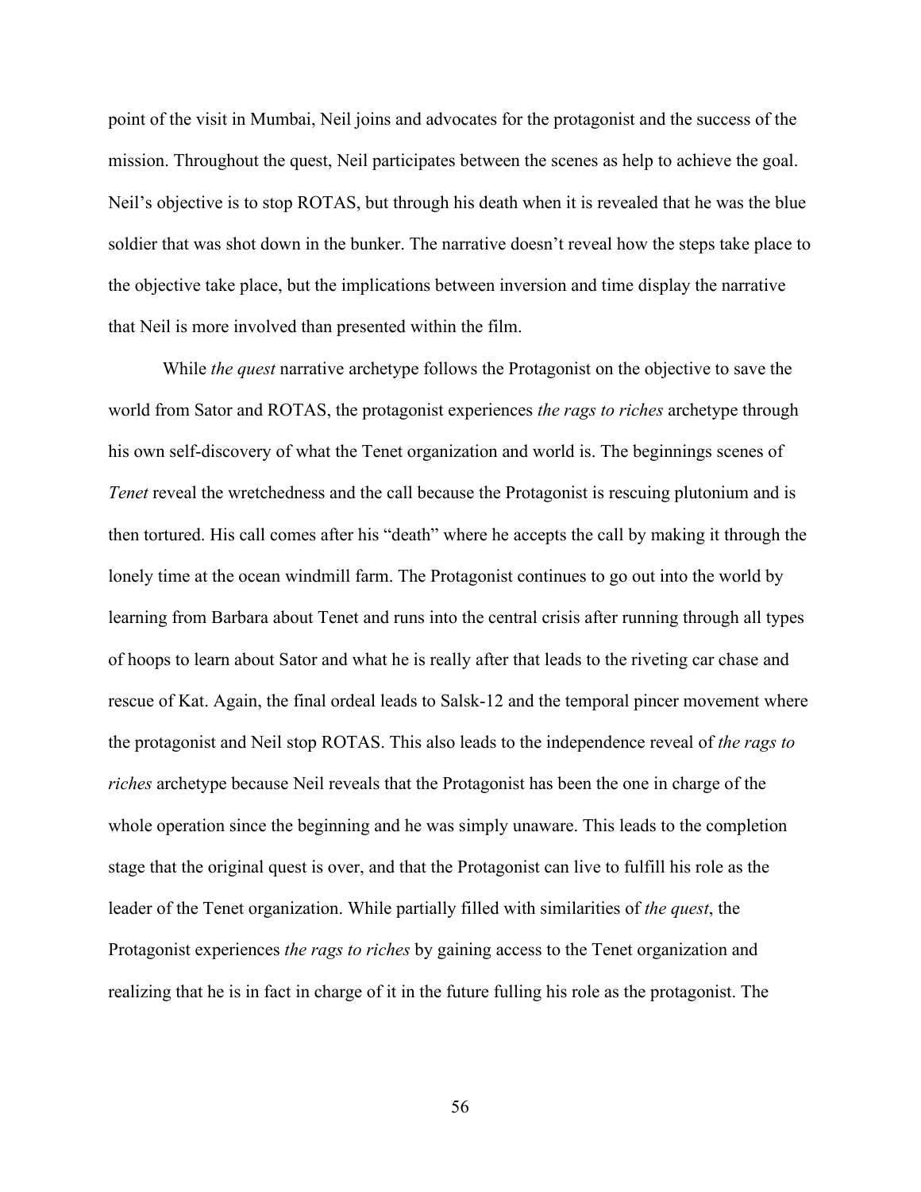point of the visit in Mumbai, Neil joins and advocates for the protagonist and the success of the mission. Throughout the quest, Neil participates between the scenes as help to achieve the goal. Neil's objective is to stop ROTAS, but through his death when it is revealed that he was the blue soldier that was shot down in the bunker. The narrative doesn't reveal how the steps take place to the objective take place, but the implications between inversion and time display the narrative that Neil is more involved than presented within the film.

While *the quest* narrative archetype follows the Protagonist on the objective to save the world from Sator and ROTAS, the protagonist experiences *the rags to riches* archetype through his own self-discovery of what the Tenet organization and world is. The beginnings scenes of *Tenet* reveal the wretchedness and the call because the Protagonist is rescuing plutonium and is then tortured. His call comes after his "death" where he accepts the call by making it through the lonely time at the ocean windmill farm. The Protagonist continues to go out into the world by learning from Barbara about Tenet and runs into the central crisis after running through all types of hoops to learn about Sator and what he is really after that leads to the riveting car chase and rescue of Kat. Again, the final ordeal leads to Salsk-12 and the temporal pincer movement where the protagonist and Neil stop ROTAS. This also leads to the independence reveal of *the rags to riches* archetype because Neil reveals that the Protagonist has been the one in charge of the whole operation since the beginning and he was simply unaware. This leads to the completion stage that the original quest is over, and that the Protagonist can live to fulfill his role as the leader of the Tenet organization. While partially filled with similarities of *the quest*, the Protagonist experiences *the rags to riches* by gaining access to the Tenet organization and realizing that he is in fact in charge of it in the future fulling his role as the protagonist. The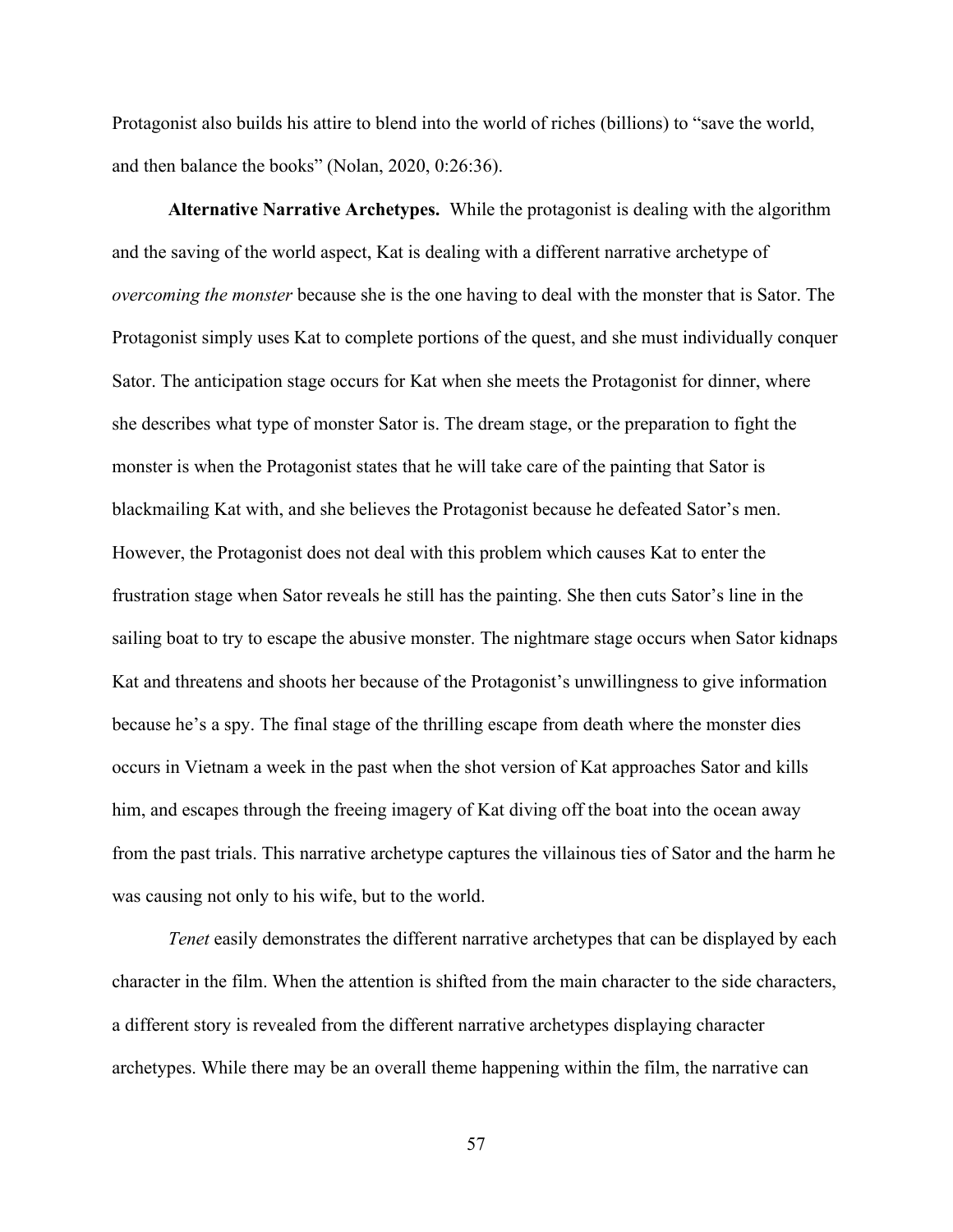Protagonist also builds his attire to blend into the world of riches (billions) to "save the world, and then balance the books" (Nolan, 2020, 0:26:36).

**Alternative Narrative Archetypes.** While the protagonist is dealing with the algorithm and the saving of the world aspect, Kat is dealing with a different narrative archetype of *overcoming the monster* because she is the one having to deal with the monster that is Sator. The Protagonist simply uses Kat to complete portions of the quest, and she must individually conquer Sator. The anticipation stage occurs for Kat when she meets the Protagonist for dinner, where she describes what type of monster Sator is. The dream stage, or the preparation to fight the monster is when the Protagonist states that he will take care of the painting that Sator is blackmailing Kat with, and she believes the Protagonist because he defeated Sator's men. However, the Protagonist does not deal with this problem which causes Kat to enter the frustration stage when Sator reveals he still has the painting. She then cuts Sator's line in the sailing boat to try to escape the abusive monster. The nightmare stage occurs when Sator kidnaps Kat and threatens and shoots her because of the Protagonist's unwillingness to give information because he's a spy. The final stage of the thrilling escape from death where the monster dies occurs in Vietnam a week in the past when the shot version of Kat approaches Sator and kills him, and escapes through the freeing imagery of Kat diving off the boat into the ocean away from the past trials. This narrative archetype captures the villainous ties of Sator and the harm he was causing not only to his wife, but to the world.

*Tenet* easily demonstrates the different narrative archetypes that can be displayed by each character in the film. When the attention is shifted from the main character to the side characters, a different story is revealed from the different narrative archetypes displaying character archetypes. While there may be an overall theme happening within the film, the narrative can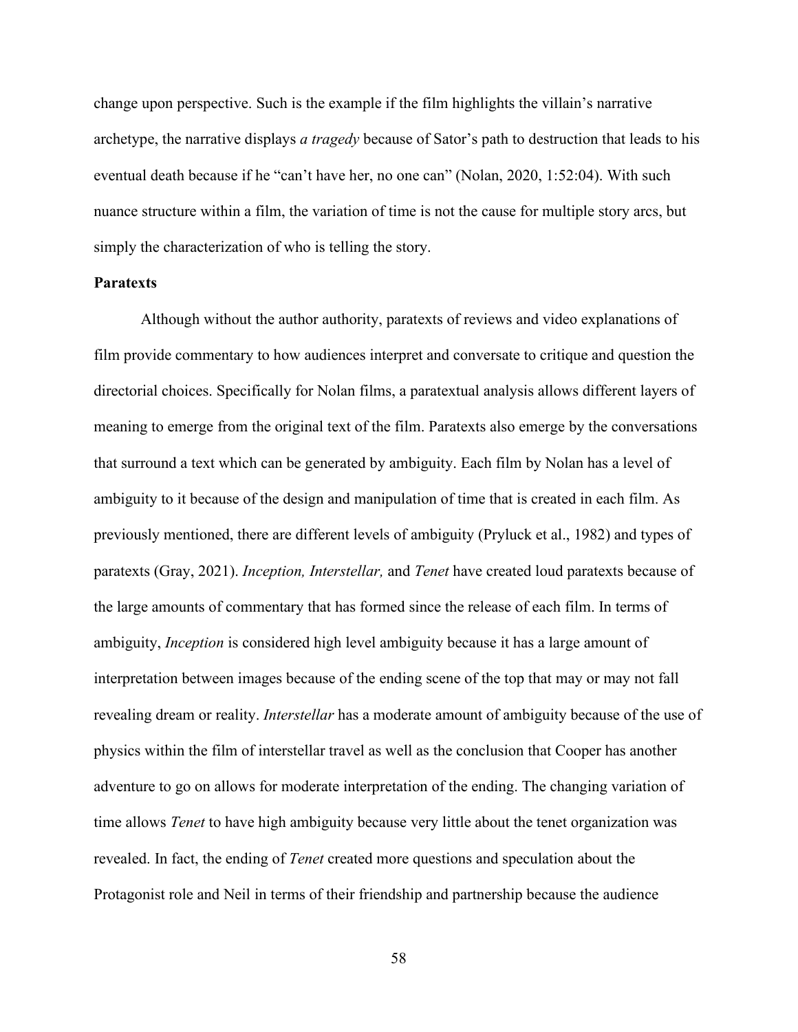change upon perspective. Such is the example if the film highlights the villain's narrative archetype, the narrative displays *a tragedy* because of Sator's path to destruction that leads to his eventual death because if he "can't have her, no one can" (Nolan, 2020, 1:52:04). With such nuance structure within a film, the variation of time is not the cause for multiple story arcs, but simply the characterization of who is telling the story.

**Paratexts**

Although without the author authority, paratexts of reviews and video explanations of film provide commentary to how audiences interpret and conversate to critique and question the directorial choices. Specifically for Nolan films, a paratextual analysis allows different layers of meaning to emerge from the original text of the film. Paratexts also emerge by the conversations that surround a text which can be generated by ambiguity. Each film by Nolan has a level of ambiguity to it because of the design and manipulation of time that is created in each film. As previously mentioned, there are different levels of ambiguity (Pryluck et al., 1982) and types of paratexts (Gray, 2021). *Inception, Interstellar,* and *Tenet* have created loud paratexts because of the large amounts of commentary that has formed since the release of each film. In terms of ambiguity, *Inception* is considered high level ambiguity because it has a large amount of interpretation between images because of the ending scene of the top that may or may not fall revealing dream or reality. *Interstellar* has a moderate amount of ambiguity because of the use of physics within the film of interstellar travel as well as the conclusion that Cooper has another adventure to go on allows for moderate interpretation of the ending. The changing variation of time allows *Tenet* to have high ambiguity because very little about the tenet organization was revealed. In fact, the ending of *Tenet* created more questions and speculation about the Protagonist role and Neil in terms of their friendship and partnership because the audience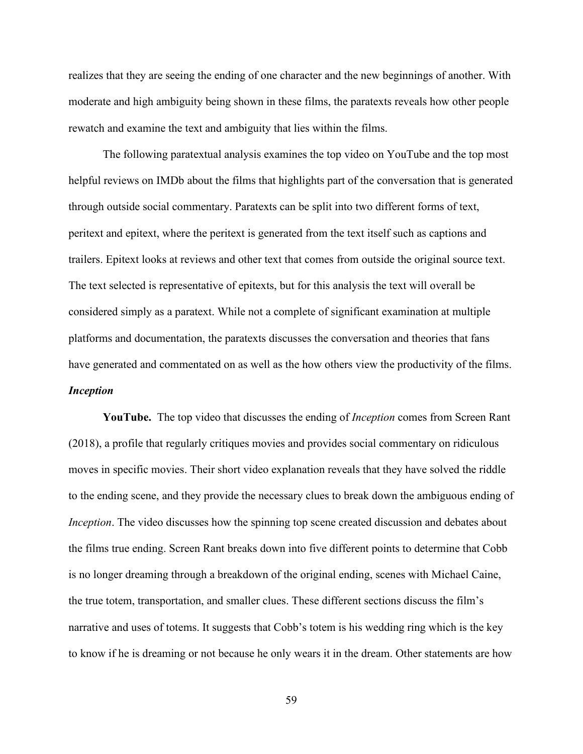realizes that they are seeing the ending of one character and the new beginnings of another. With moderate and high ambiguity being shown in these films, the paratexts reveals how other people rewatch and examine the text and ambiguity that lies within the films.

The following paratextual analysis examines the top video on YouTube and the top most helpful reviews on IMDb about the films that highlights part of the conversation that is generated through outside social commentary. Paratexts can be split into two different forms of text, peritext and epitext, where the peritext is generated from the text itself such as captions and trailers. Epitext looks at reviews and other text that comes from outside the original source text. The text selected is representative of epitexts, but for this analysis the text will overall be considered simply as a paratext. While not a complete of significant examination at multiple platforms and documentation, the paratexts discusses the conversation and theories that fans have generated and commentated on as well as the how others view the productivity of the films.

### ***Inception***

**YouTube.** The top video that discusses the ending of *Inception* comes from Screen Rant (2018), a profile that regularly critiques movies and provides social commentary on ridiculous moves in specific movies. Their short video explanation reveals that they have solved the riddle to the ending scene, and they provide the necessary clues to break down the ambiguous ending of *Inception*. The video discusses how the spinning top scene created discussion and debates about the films true ending. Screen Rant breaks down into five different points to determine that Cobb is no longer dreaming through a breakdown of the original ending, scenes with Michael Caine, the true totem, transportation, and smaller clues. These different sections discuss the film's narrative and uses of totems. It suggests that Cobb's totem is his wedding ring which is the key to know if he is dreaming or not because he only wears it in the dream. Other statements are how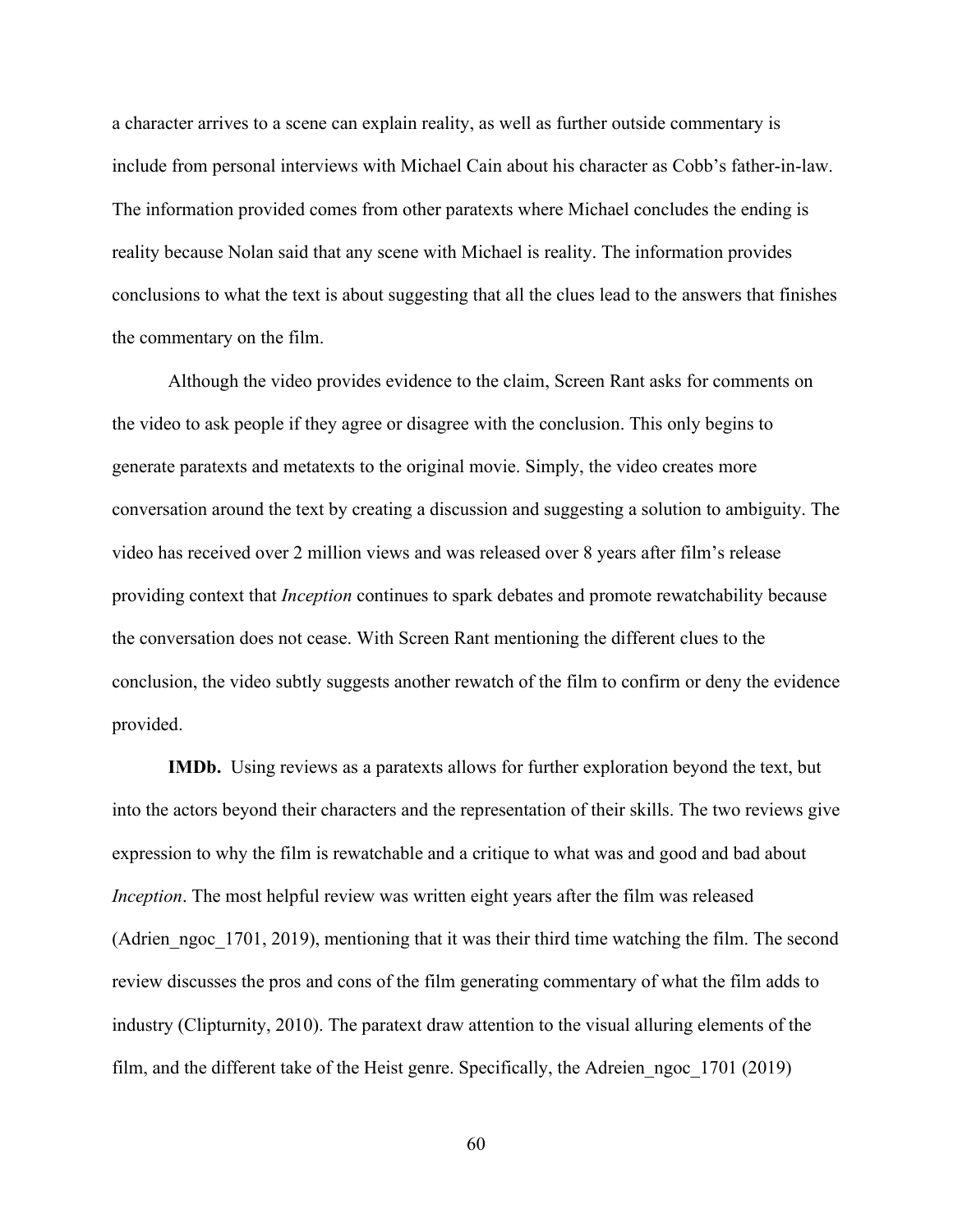a character arrives to a scene can explain reality, as well as further outside commentary is include from personal interviews with Michael Cain about his character as Cobb's father-in-law. The information provided comes from other paratexts where Michael concludes the ending is reality because Nolan said that any scene with Michael is reality. The information provides conclusions to what the text is about suggesting that all the clues lead to the answers that finishes the commentary on the film.

Although the video provides evidence to the claim, Screen Rant asks for comments on the video to ask people if they agree or disagree with the conclusion. This only begins to generate paratexts and metatexts to the original movie. Simply, the video creates more conversation around the text by creating a discussion and suggesting a solution to ambiguity. The video has received over 2 million views and was released over 8 years after film's release providing context that *Inception* continues to spark debates and promote rewatchability because the conversation does not cease. With Screen Rant mentioning the different clues to the conclusion, the video subtly suggests another rewatch of the film to confirm or deny the evidence provided.

**IMDb.** Using reviews as a paratexts allows for further exploration beyond the text, but into the actors beyond their characters and the representation of their skills. The two reviews give expression to why the film is rewatchable and a critique to what was and good and bad about *Inception*. The most helpful review was written eight years after the film was released (Adrien_ngoc_1701, 2019), mentioning that it was their third time watching the film. The second review discusses the pros and cons of the film generating commentary of what the film adds to industry (Clipturnity, 2010). The paratext draw attention to the visual alluring elements of the film, and the different take of the Heist genre. Specifically, the Adreien_ngoc_1701 (2019)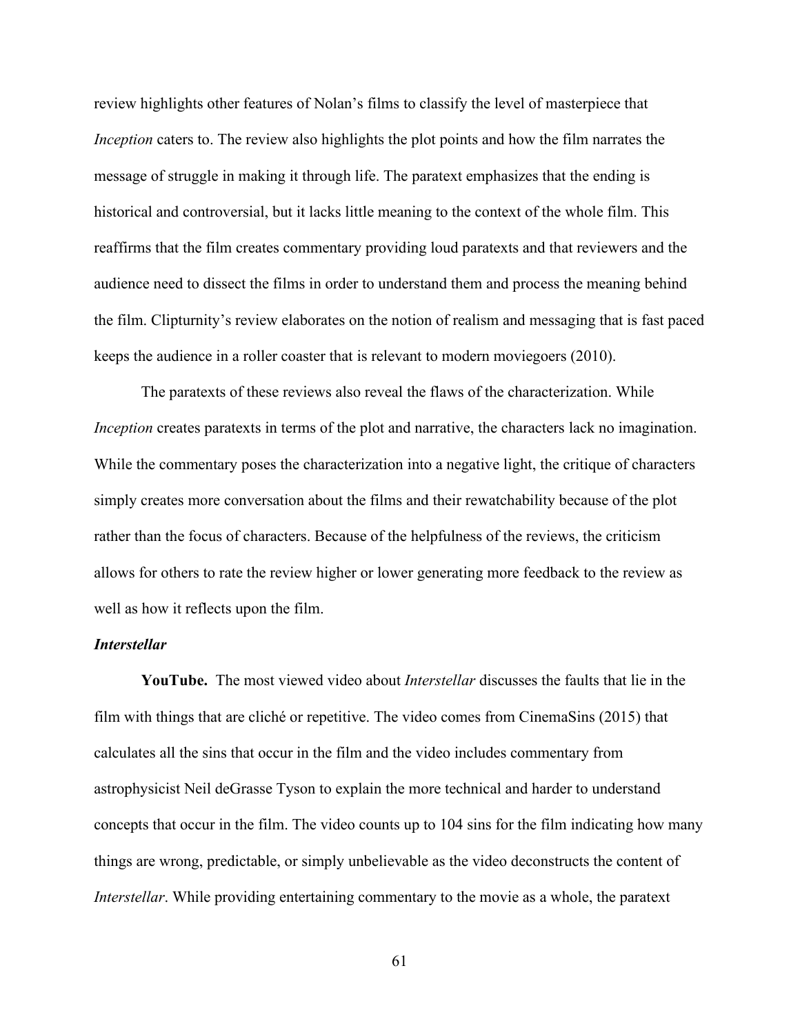review highlights other features of Nolan's films to classify the level of masterpiece that *Inception* caters to. The review also highlights the plot points and how the film narrates the message of struggle in making it through life. The paratext emphasizes that the ending is historical and controversial, but it lacks little meaning to the context of the whole film. This reaffirms that the film creates commentary providing loud paratexts and that reviewers and the audience need to dissect the films in order to understand them and process the meaning behind the film. Clipturnity's review elaborates on the notion of realism and messaging that is fast paced keeps the audience in a roller coaster that is relevant to modern moviegoers (2010).

The paratexts of these reviews also reveal the flaws of the characterization. While *Inception* creates paratexts in terms of the plot and narrative, the characters lack no imagination. While the commentary poses the characterization into a negative light, the critique of characters simply creates more conversation about the films and their rewatchability because of the plot rather than the focus of characters. Because of the helpfulness of the reviews, the criticism allows for others to rate the review higher or lower generating more feedback to the review as well as how it reflects upon the film.

### *Interstellar*

**YouTube.** The most viewed video about *Interstellar* discusses the faults that lie in the film with things that are cliché or repetitive. The video comes from CinemaSins (2015) that calculates all the sins that occur in the film and the video includes commentary from astrophysicist Neil deGrasse Tyson to explain the more technical and harder to understand concepts that occur in the film. The video counts up to 104 sins for the film indicating how many things are wrong, predictable, or simply unbelievable as the video deconstructs the content of *Interstellar*. While providing entertaining commentary to the movie as a whole, the paratext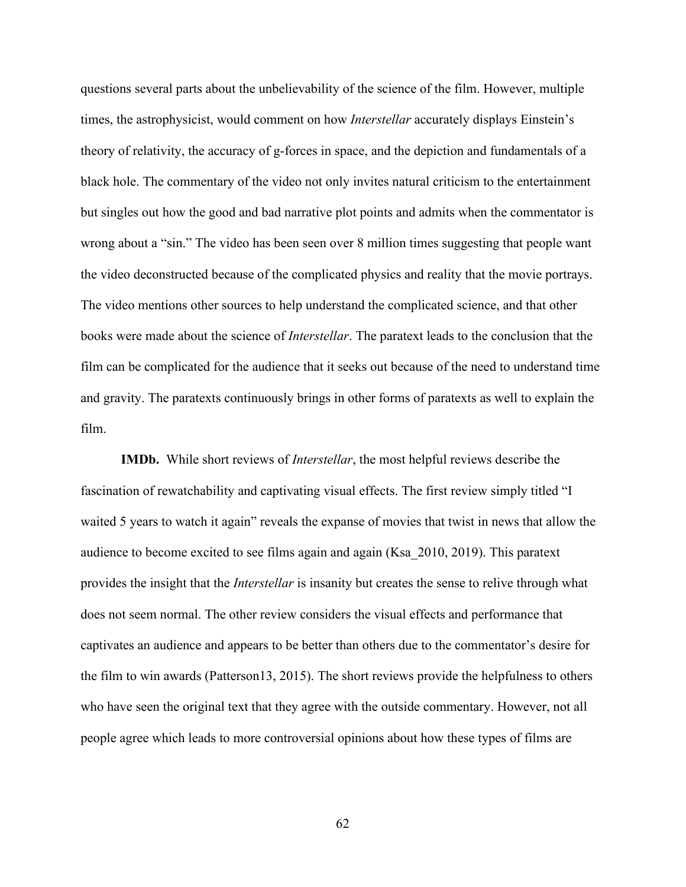questions several parts about the unbelievability of the science of the film. However, multiple times, the astrophysicist, would comment on how *Interstellar* accurately displays Einstein's theory of relativity, the accuracy of g-forces in space, and the depiction and fundamentals of a black hole. The commentary of the video not only invites natural criticism to the entertainment but singles out how the good and bad narrative plot points and admits when the commentator is wrong about a "sin." The video has been seen over 8 million times suggesting that people want the video deconstructed because of the complicated physics and reality that the movie portrays. The video mentions other sources to help understand the complicated science, and that other books were made about the science of *Interstellar*. The paratext leads to the conclusion that the film can be complicated for the audience that it seeks out because of the need to understand time and gravity. The paratexts continuously brings in other forms of paratexts as well to explain the film.

**IMDb.** While short reviews of *Interstellar*, the most helpful reviews describe the fascination of rewatchability and captivating visual effects. The first review simply titled "I waited 5 years to watch it again" reveals the expanse of movies that twist in news that allow the audience to become excited to see films again and again (Ksa_2010, 2019). This paratext provides the insight that the *Interstellar* is insanity but creates the sense to relive through what does not seem normal. The other review considers the visual effects and performance that captivates an audience and appears to be better than others due to the commentator's desire for the film to win awards (Patterson13, 2015). The short reviews provide the helpfulness to others who have seen the original text that they agree with the outside commentary. However, not all people agree which leads to more controversial opinions about how these types of films are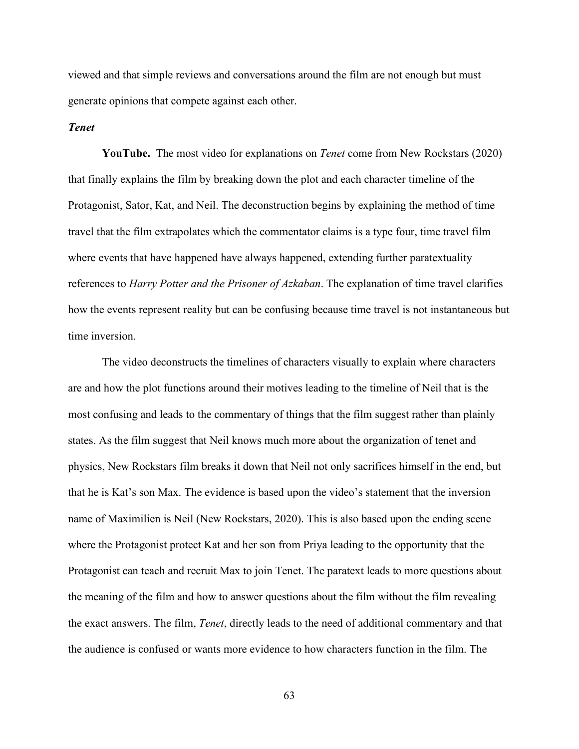viewed and that simple reviews and conversations around the film are not enough but must generate opinions that compete against each other.

### *Tenet*

**YouTube.** The most video for explanations on *Tenet* come from New Rockstars (2020) that finally explains the film by breaking down the plot and each character timeline of the Protagonist, Sator, Kat, and Neil. The deconstruction begins by explaining the method of time travel that the film extrapolates which the commentator claims is a type four, time travel film where events that have happened have always happened, extending further paratextuality references to *Harry Potter and the Prisoner of Azkaban*. The explanation of time travel clarifies how the events represent reality but can be confusing because time travel is not instantaneous but time inversion.

The video deconstructs the timelines of characters visually to explain where characters are and how the plot functions around their motives leading to the timeline of Neil that is the most confusing and leads to the commentary of things that the film suggest rather than plainly states. As the film suggest that Neil knows much more about the organization of tenet and physics, New Rockstars film breaks it down that Neil not only sacrifices himself in the end, but that he is Kat's son Max. The evidence is based upon the video's statement that the inversion name of Maximilien is Neil (New Rockstars, 2020). This is also based upon the ending scene where the Protagonist protect Kat and her son from Priya leading to the opportunity that the Protagonist can teach and recruit Max to join Tenet. The paratext leads to more questions about the meaning of the film and how to answer questions about the film without the film revealing the exact answers. The film, *Tenet*, directly leads to the need of additional commentary and that the audience is confused or wants more evidence to how characters function in the film. The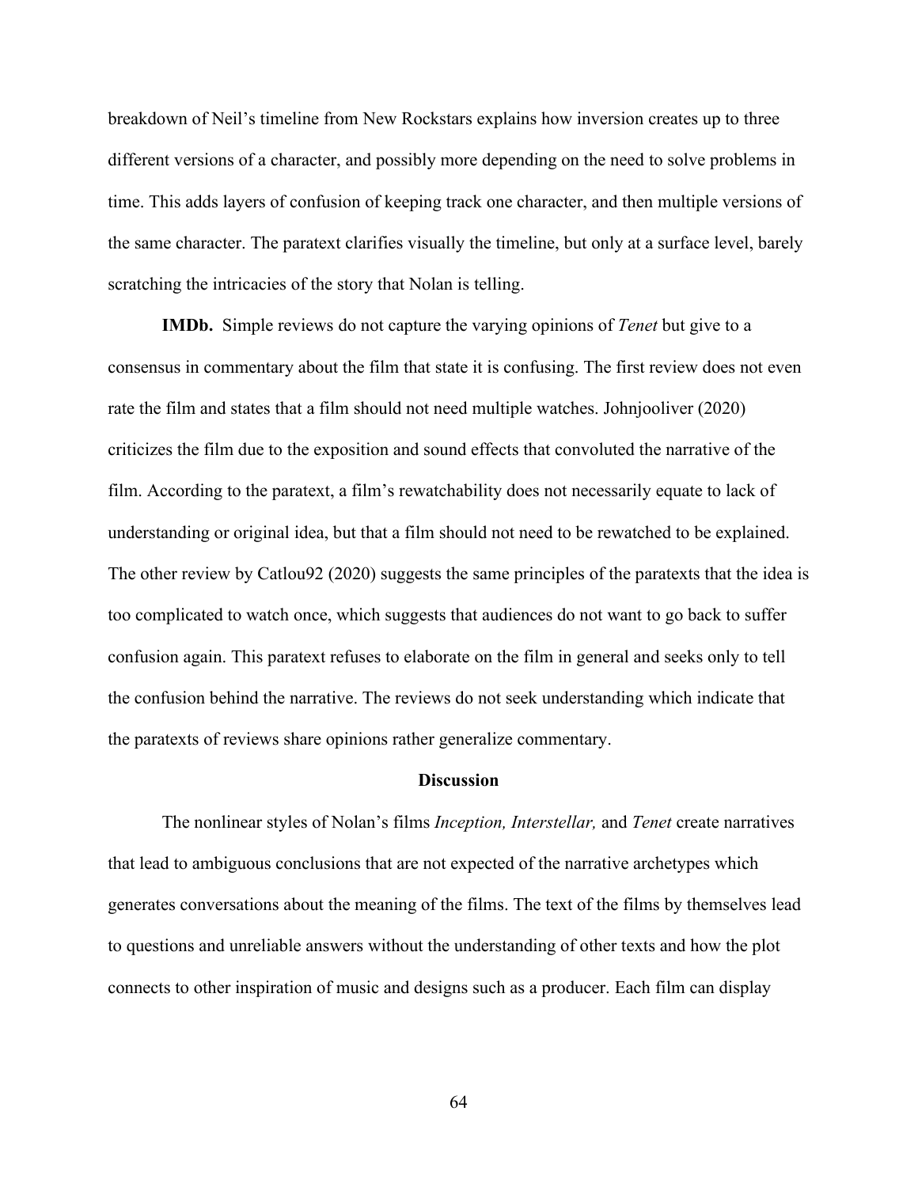breakdown of Neil's timeline from New Rockstars explains how inversion creates up to three different versions of a character, and possibly more depending on the need to solve problems in time. This adds layers of confusion of keeping track one character, and then multiple versions of the same character. The paratext clarifies visually the timeline, but only at a surface level, barely scratching the intricacies of the story that Nolan is telling.

**IMDb.** Simple reviews do not capture the varying opinions of *Tenet* but give to a consensus in commentary about the film that state it is confusing. The first review does not even rate the film and states that a film should not need multiple watches. Johnjooliver (2020) criticizes the film due to the exposition and sound effects that convoluted the narrative of the film. According to the paratext, a film's rewatchability does not necessarily equate to lack of understanding or original idea, but that a film should not need to be rewatched to be explained. The other review by Catlou92 (2020) suggests the same principles of the paratexts that the idea is too complicated to watch once, which suggests that audiences do not want to go back to suffer confusion again. This paratext refuses to elaborate on the film in general and seeks only to tell the confusion behind the narrative. The reviews do not seek understanding which indicate that the paratexts of reviews share opinions rather generalize commentary.

## Discussion

The nonlinear styles of Nolan's films *Inception, Interstellar,* and *Tenet* create narratives that lead to ambiguous conclusions that are not expected of the narrative archetypes which generates conversations about the meaning of the films. The text of the films by themselves lead to questions and unreliable answers without the understanding of other texts and how the plot connects to other inspiration of music and designs such as a producer. Each film can display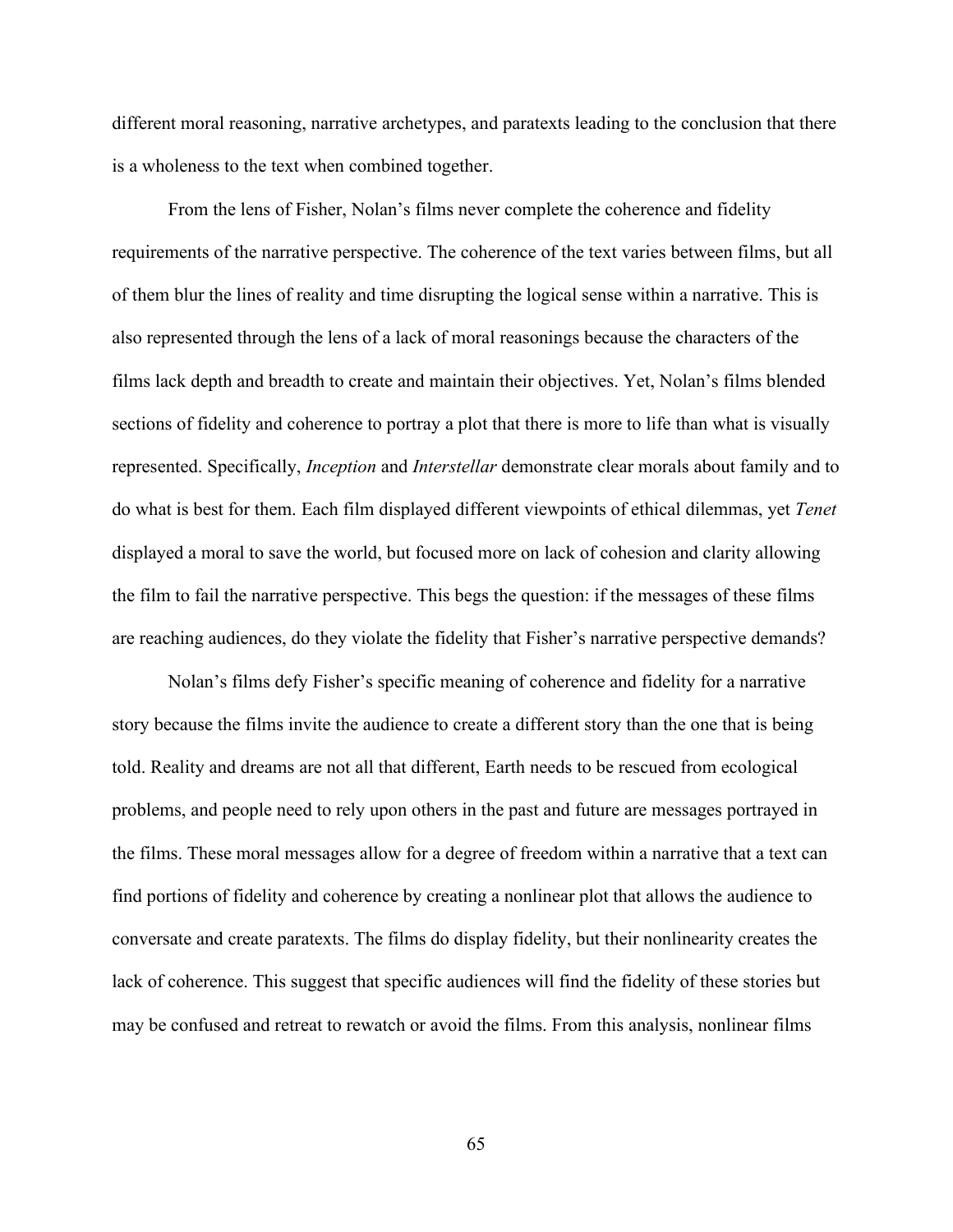different moral reasoning, narrative archetypes, and paratexts leading to the conclusion that there is a wholeness to the text when combined together.

From the lens of Fisher, Nolan's films never complete the coherence and fidelity requirements of the narrative perspective. The coherence of the text varies between films, but all of them blur the lines of reality and time disrupting the logical sense within a narrative. This is also represented through the lens of a lack of moral reasonings because the characters of the films lack depth and breadth to create and maintain their objectives. Yet, Nolan's films blended sections of fidelity and coherence to portray a plot that there is more to life than what is visually represented. Specifically, *Inception* and *Interstellar* demonstrate clear morals about family and to do what is best for them. Each film displayed different viewpoints of ethical dilemmas, yet *Tenet* displayed a moral to save the world, but focused more on lack of cohesion and clarity allowing the film to fail the narrative perspective. This begs the question: if the messages of these films are reaching audiences, do they violate the fidelity that Fisher's narrative perspective demands?

Nolan's films defy Fisher's specific meaning of coherence and fidelity for a narrative story because the films invite the audience to create a different story than the one that is being told. Reality and dreams are not all that different, Earth needs to be rescued from ecological problems, and people need to rely upon others in the past and future are messages portrayed in the films. These moral messages allow for a degree of freedom within a narrative that a text can find portions of fidelity and coherence by creating a nonlinear plot that allows the audience to conversate and create paratexts. The films do display fidelity, but their nonlinearity creates the lack of coherence. This suggest that specific audiences will find the fidelity of these stories but may be confused and retreat to rewatch or avoid the films. From this analysis, nonlinear films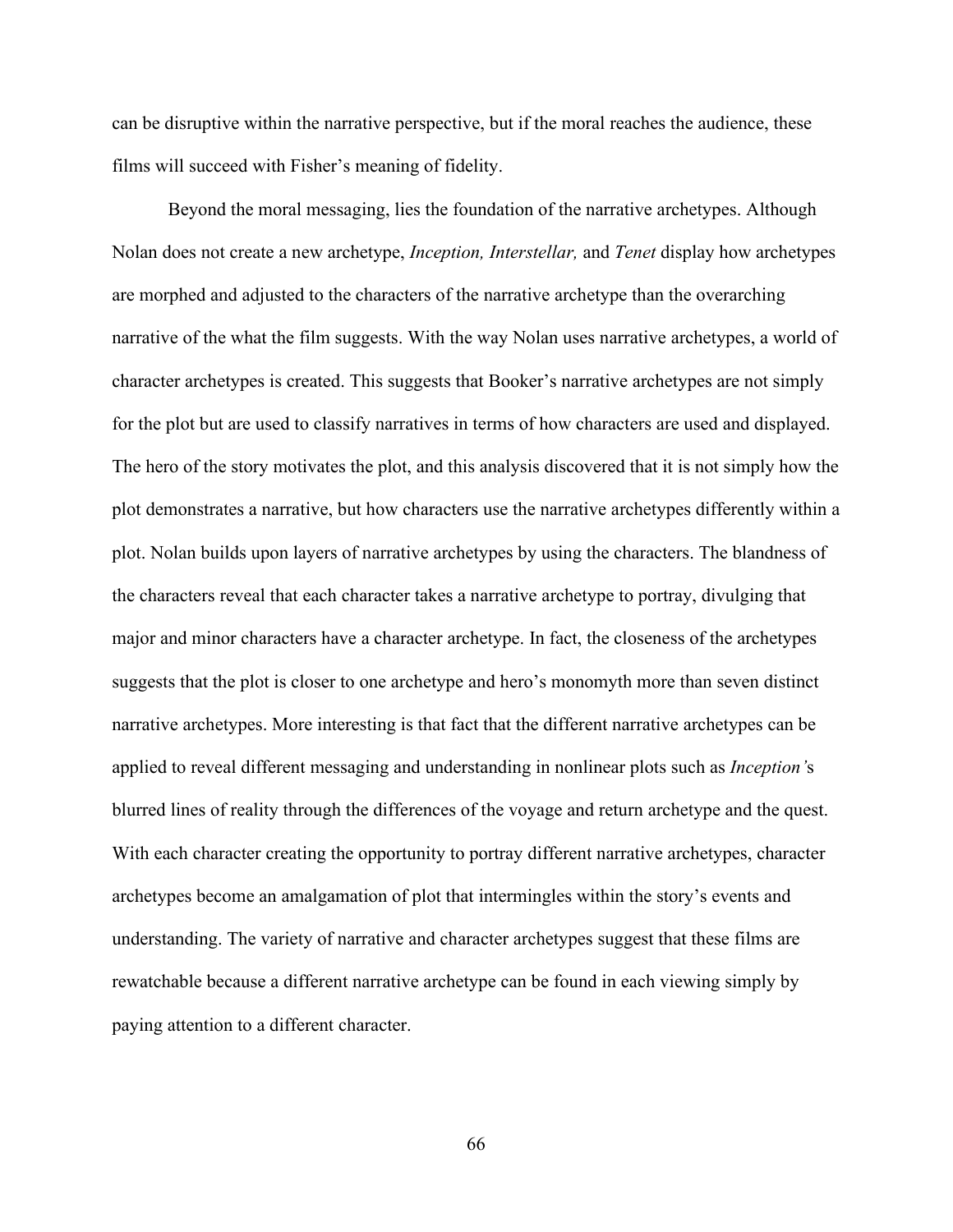can be disruptive within the narrative perspective, but if the moral reaches the audience, these films will succeed with Fisher's meaning of fidelity.

Beyond the moral messaging, lies the foundation of the narrative archetypes. Although Nolan does not create a new archetype, *Inception, Interstellar,* and *Tenet* display how archetypes are morphed and adjusted to the characters of the narrative archetype than the overarching narrative of the what the film suggests. With the way Nolan uses narrative archetypes, a world of character archetypes is created. This suggests that Booker's narrative archetypes are not simply for the plot but are used to classify narratives in terms of how characters are used and displayed. The hero of the story motivates the plot, and this analysis discovered that it is not simply how the plot demonstrates a narrative, but how characters use the narrative archetypes differently within a plot. Nolan builds upon layers of narrative archetypes by using the characters. The blandness of the characters reveal that each character takes a narrative archetype to portray, divulging that major and minor characters have a character archetype. In fact, the closeness of the archetypes suggests that the plot is closer to one archetype and hero's monomyth more than seven distinct narrative archetypes. More interesting is that fact that the different narrative archetypes can be applied to reveal different messaging and understanding in nonlinear plots such as *Inception'*s blurred lines of reality through the differences of the voyage and return archetype and the quest. With each character creating the opportunity to portray different narrative archetypes, character archetypes become an amalgamation of plot that intermingles within the story's events and understanding. The variety of narrative and character archetypes suggest that these films are rewatchable because a different narrative archetype can be found in each viewing simply by paying attention to a different character.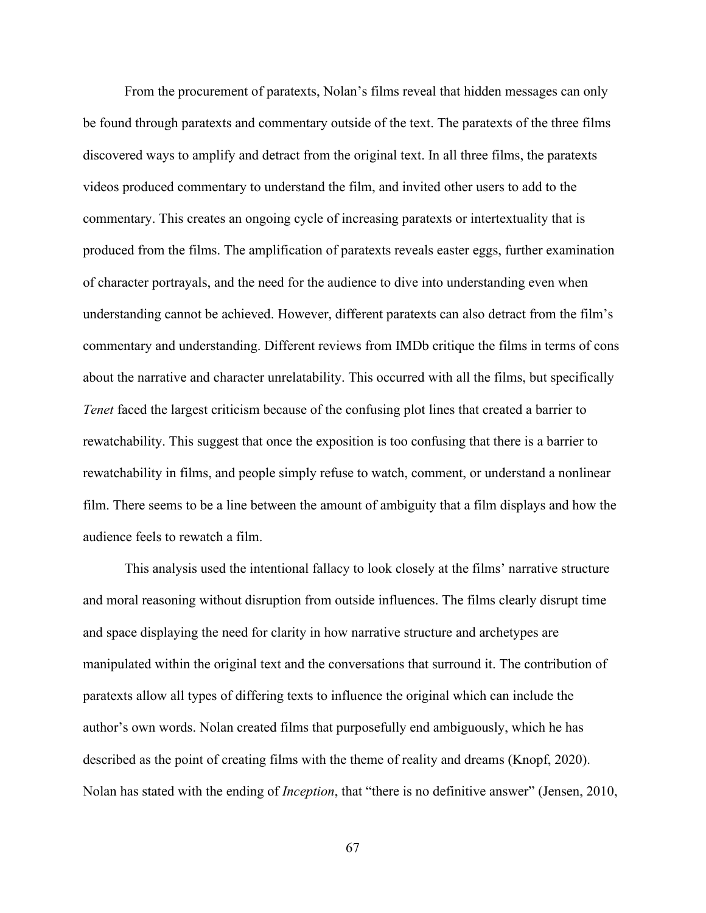From the procurement of paratexts, Nolan's films reveal that hidden messages can only be found through paratexts and commentary outside of the text. The paratexts of the three films discovered ways to amplify and detract from the original text. In all three films, the paratexts videos produced commentary to understand the film, and invited other users to add to the commentary. This creates an ongoing cycle of increasing paratexts or intertextuality that is produced from the films. The amplification of paratexts reveals easter eggs, further examination of character portrayals, and the need for the audience to dive into understanding even when understanding cannot be achieved. However, different paratexts can also detract from the film's commentary and understanding. Different reviews from IMDb critique the films in terms of cons about the narrative and character unrelatability. This occurred with all the films, but specifically *Tenet* faced the largest criticism because of the confusing plot lines that created a barrier to rewatchability. This suggest that once the exposition is too confusing that there is a barrier to rewatchability in films, and people simply refuse to watch, comment, or understand a nonlinear film. There seems to be a line between the amount of ambiguity that a film displays and how the audience feels to rewatch a film.

This analysis used the intentional fallacy to look closely at the films' narrative structure and moral reasoning without disruption from outside influences. The films clearly disrupt time and space displaying the need for clarity in how narrative structure and archetypes are manipulated within the original text and the conversations that surround it. The contribution of paratexts allow all types of differing texts to influence the original which can include the author's own words. Nolan created films that purposefully end ambiguously, which he has described as the point of creating films with the theme of reality and dreams (Knopf, 2020). Nolan has stated with the ending of *Inception*, that "there is no definitive answer" (Jensen, 2010,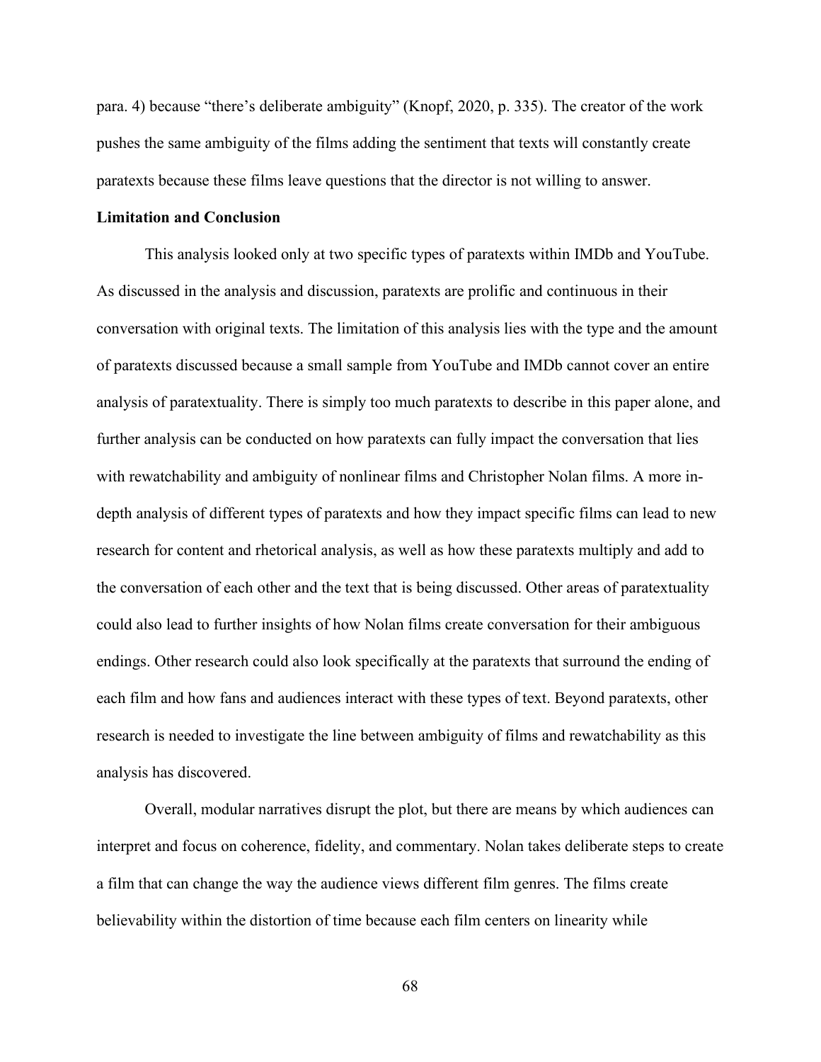para. 4) because "there's deliberate ambiguity" (Knopf, 2020, p. 335). The creator of the work pushes the same ambiguity of the films adding the sentiment that texts will constantly create paratexts because these films leave questions that the director is not willing to answer.

**Limitation and Conclusion**

This analysis looked only at two specific types of paratexts within IMDb and YouTube. As discussed in the analysis and discussion, paratexts are prolific and continuous in their conversation with original texts. The limitation of this analysis lies with the type and the amount of paratexts discussed because a small sample from YouTube and IMDb cannot cover an entire analysis of paratextuality. There is simply too much paratexts to describe in this paper alone, and further analysis can be conducted on how paratexts can fully impact the conversation that lies with rewatchability and ambiguity of nonlinear films and Christopher Nolan films. A more in-depth analysis of different types of paratexts and how they impact specific films can lead to new research for content and rhetorical analysis, as well as how these paratexts multiply and add to the conversation of each other and the text that is being discussed. Other areas of paratextuality could also lead to further insights of how Nolan films create conversation for their ambiguous endings. Other research could also look specifically at the paratexts that surround the ending of each film and how fans and audiences interact with these types of text. Beyond paratexts, other research is needed to investigate the line between ambiguity of films and rewatchability as this analysis has discovered.

Overall, modular narratives disrupt the plot, but there are means by which audiences can interpret and focus on coherence, fidelity, and commentary. Nolan takes deliberate steps to create a film that can change the way the audience views different film genres. The films create believability within the distortion of time because each film centers on linearity while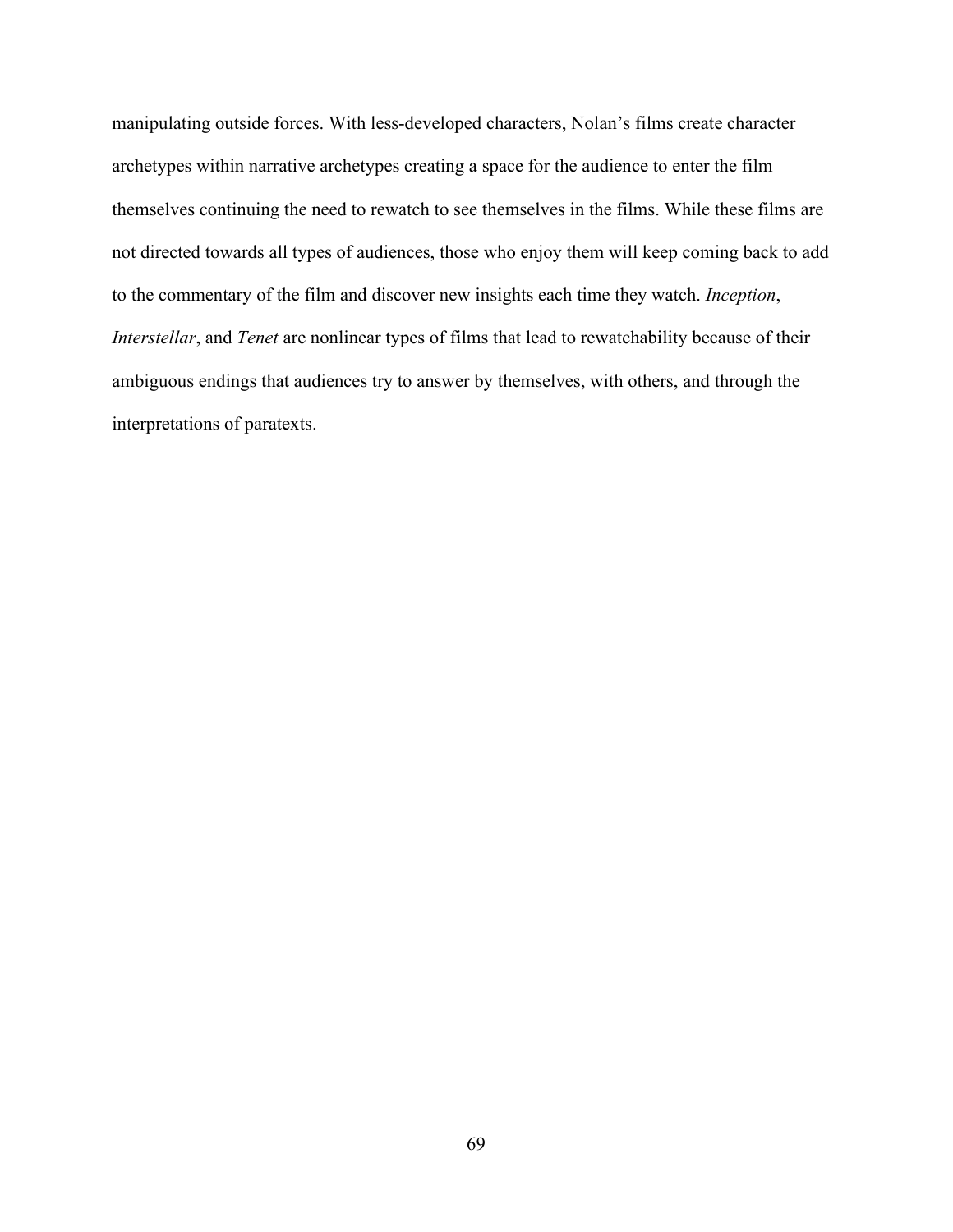manipulating outside forces. With less-developed characters, Nolan's films create character archetypes within narrative archetypes creating a space for the audience to enter the film themselves continuing the need to rewatch to see themselves in the films. While these films are not directed towards all types of audiences, those who enjoy them will keep coming back to add to the commentary of the film and discover new insights each time they watch. *Inception*, *Interstellar*, and *Tenet* are nonlinear types of films that lead to rewatchability because of their ambiguous endings that audiences try to answer by themselves, with others, and through the interpretations of paratexts.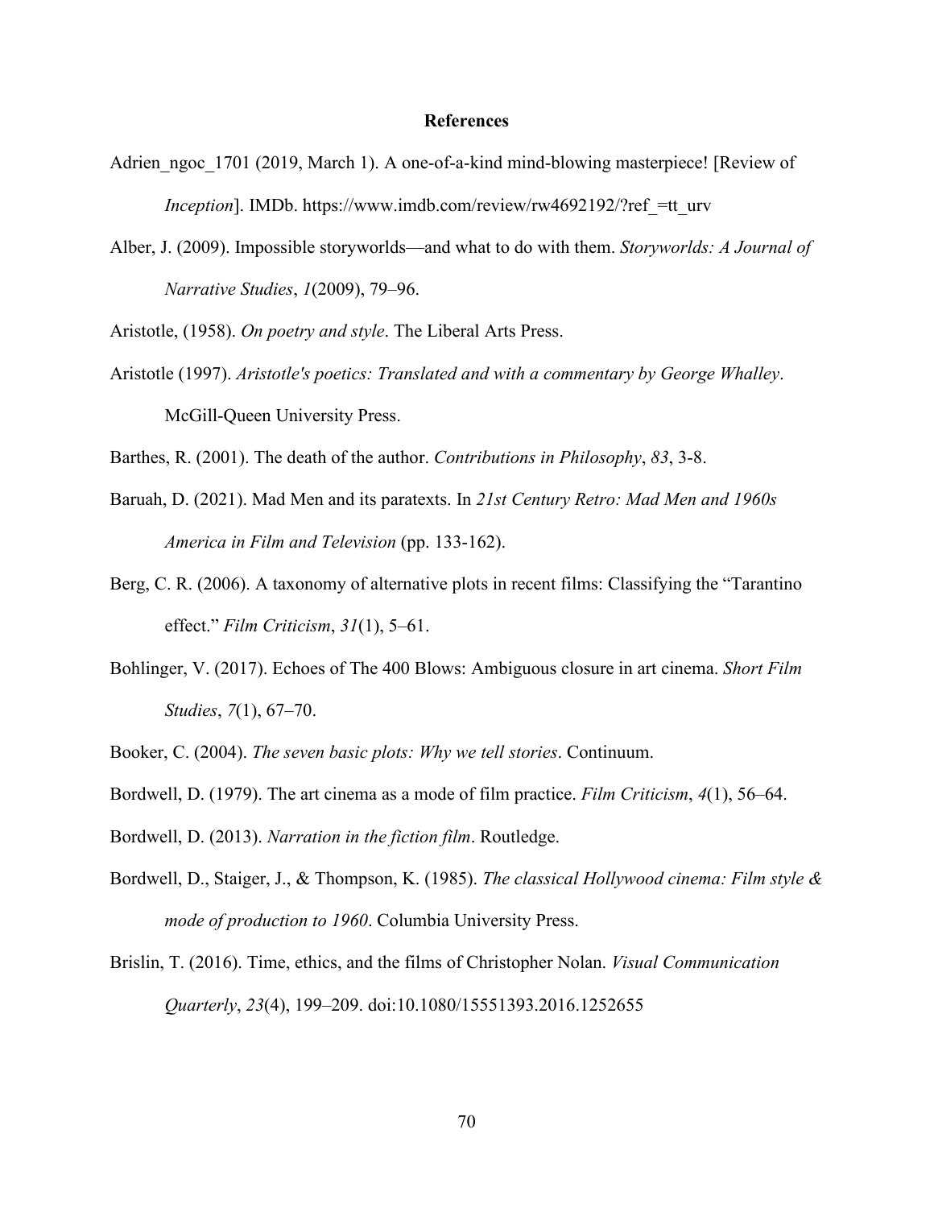# References

Adrien_ngoc_1701 (2019, March 1). A one-of-a-kind mind-blowing masterpiece! [Review of *Inception*]. IMDb. https://www.imdb.com/review/rw4692192/?ref_=tt_urv

Alber, J. (2009). Impossible storyworlds—and what to do with them. *Storyworlds: A Journal of Narrative Studies*, *1*(2009), 79–96.

Aristotle, (1958). *On poetry and style*. The Liberal Arts Press.

Aristotle (1997). *Aristotle's poetics: Translated and with a commentary by George Whalley*. McGill-Queen University Press.

Barthes, R. (2001). The death of the author. *Contributions in Philosophy*, *83*, 3-8.

Baruah, D. (2021). Mad Men and its paratexts. In *21st Century Retro: Mad Men and 1960s America in Film and Television* (pp. 133-162).

Berg, C. R. (2006). A taxonomy of alternative plots in recent films: Classifying the "Tarantino effect." *Film Criticism*, *31*(1), 5–61.

Bohlinger, V. (2017). Echoes of The 400 Blows: Ambiguous closure in art cinema. *Short Film Studies*, *7*(1), 67–70.

Booker, C. (2004). *The seven basic plots: Why we tell stories*. Continuum.

Bordwell, D. (1979). The art cinema as a mode of film practice. *Film Criticism*, *4*(1), 56–64.

Bordwell, D. (2013). *Narration in the fiction film*. Routledge.

Bordwell, D., Staiger, J., & Thompson, K. (1985). *The classical Hollywood cinema: Film style & mode of production to 1960*. Columbia University Press.

Brislin, T. (2016). Time, ethics, and the films of Christopher Nolan. *Visual Communication Quarterly*, *23*(4), 199–209. doi:10.1080/15551393.2016.1252655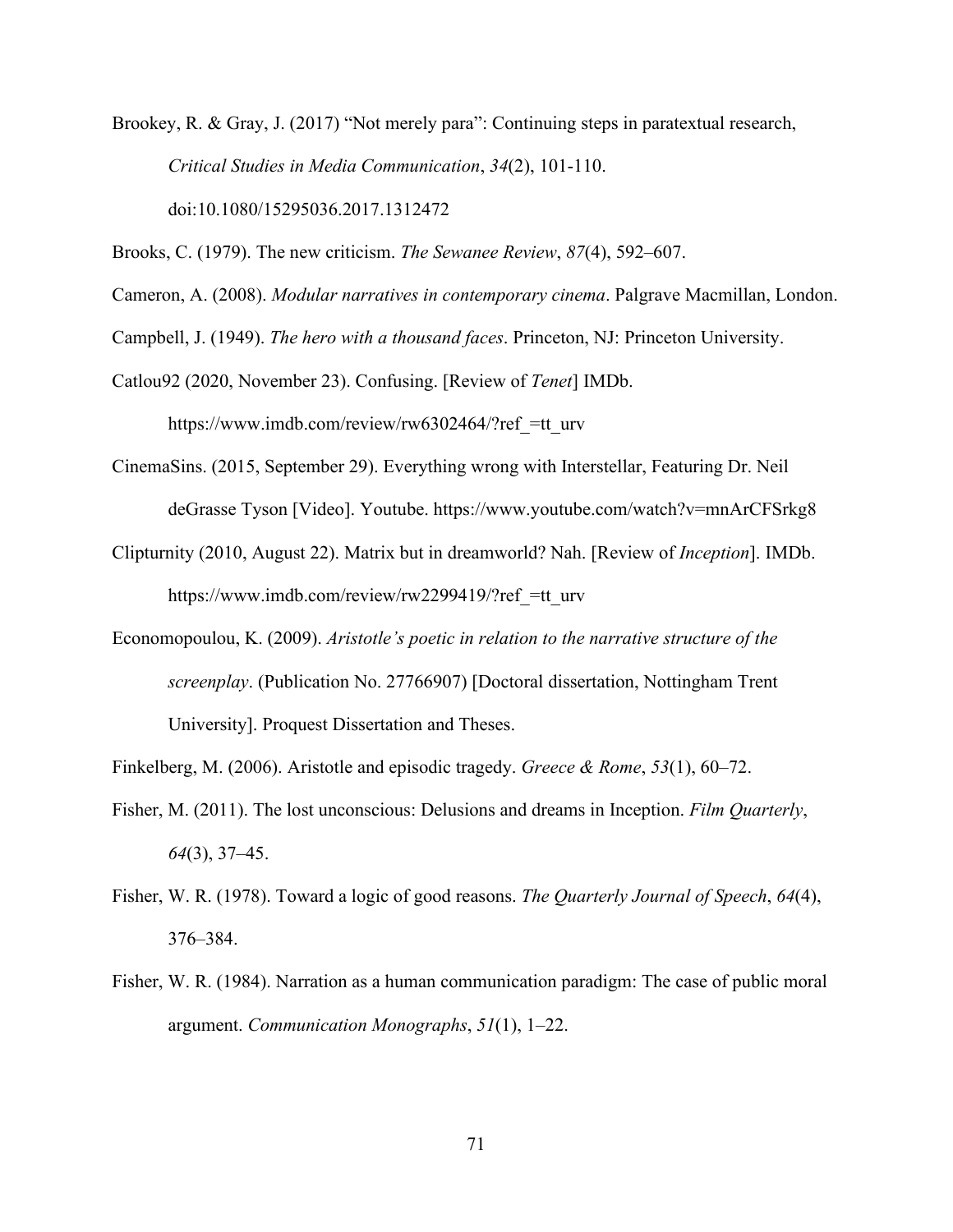Brookey, R. & Gray, J. (2017) "Not merely para": Continuing steps in paratextual research, *Critical Studies in Media Communication*, *34*(2), 101-110. doi:10.1080/15295036.2017.1312472

Brooks, C. (1979). The new criticism. *The Sewanee Review*, *87*(4), 592–607.

Cameron, A. (2008). *Modular narratives in contemporary cinema*. Palgrave Macmillan, London.

Campbell, J. (1949). *The hero with a thousand faces*. Princeton, NJ: Princeton University.

Catlou92 (2020, November 23). Confusing. [Review of *Tenet*] IMDb. https://www.imdb.com/review/rw6302464/?ref_=tt_urv

CinemaSins. (2015, September 29). Everything wrong with Interstellar, Featuring Dr. Neil deGrasse Tyson [Video]. Youtube. https://www.youtube.com/watch?v=mnArCFSrkg8

Clipturnity (2010, August 22). Matrix but in dreamworld? Nah. [Review of *Inception*]. IMDb. https://www.imdb.com/review/rw2299419/?ref_=tt_urv

Economopoulou, K. (2009). *Aristotle's poetic in relation to the narrative structure of the screenplay*. (Publication No. 27766907) [Doctoral dissertation, Nottingham Trent University]. Proquest Dissertation and Theses.

Finkelberg, M. (2006). Aristotle and episodic tragedy. *Greece & Rome*, *53*(1), 60–72.

Fisher, M. (2011). The lost unconscious: Delusions and dreams in Inception. *Film Quarterly*, *64*(3), 37–45.

Fisher, W. R. (1978). Toward a logic of good reasons. *The Quarterly Journal of Speech*, *64*(4), 376–384.

Fisher, W. R. (1984). Narration as a human communication paradigm: The case of public moral argument. *Communication Monographs*, *51*(1), 1–22.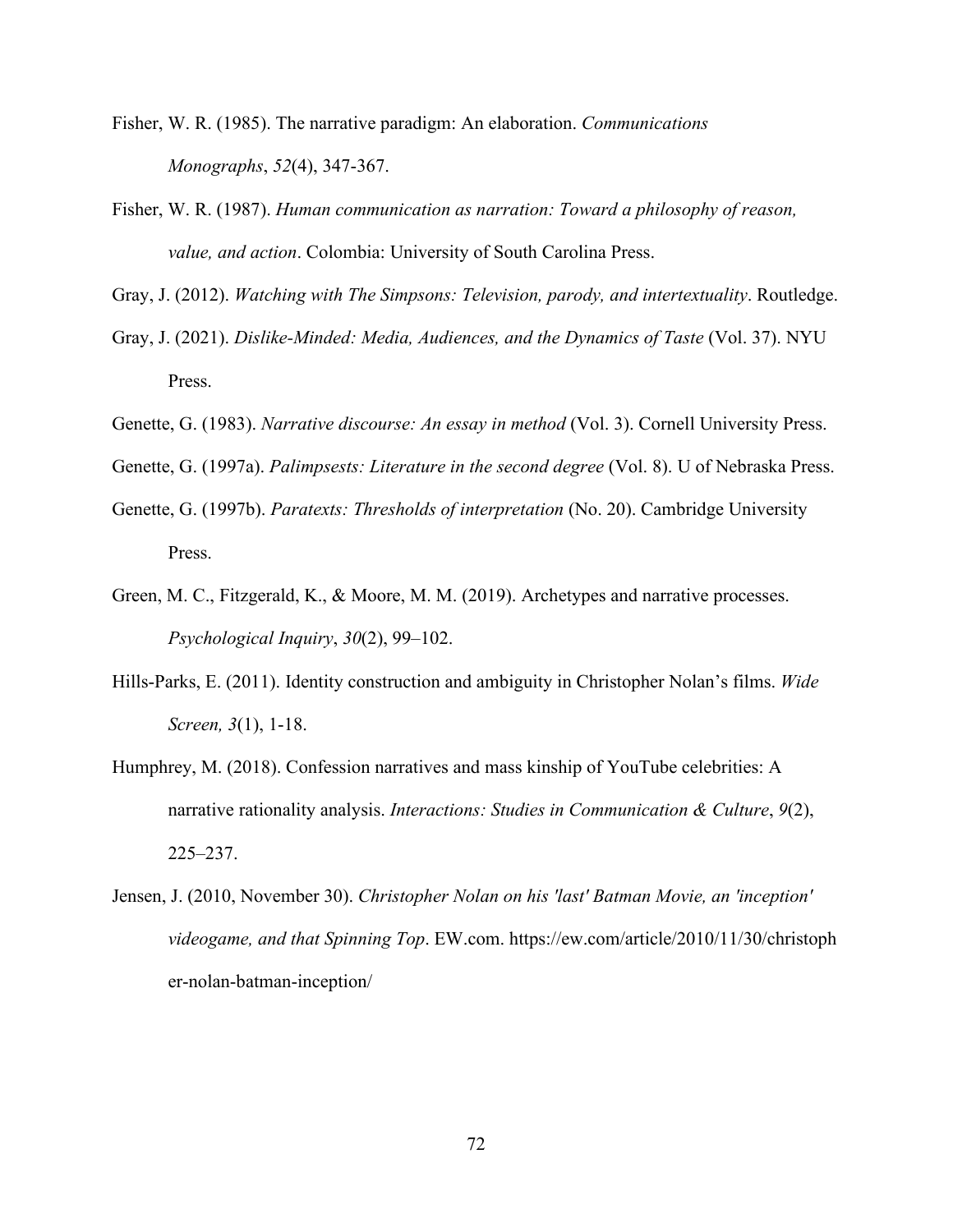Fisher, W. R. (1985). The narrative paradigm: An elaboration. *Communications Monographs*, *52*(4), 347-367.

Fisher, W. R. (1987). *Human communication as narration: Toward a philosophy of reason, value, and action*. Colombia: University of South Carolina Press.

Gray, J. (2012). *Watching with The Simpsons: Television, parody, and intertextuality*. Routledge.

Gray, J. (2021). *Dislike-Minded: Media, Audiences, and the Dynamics of Taste* (Vol. 37). NYU Press.

Genette, G. (1983). *Narrative discourse: An essay in method* (Vol. 3). Cornell University Press.

Genette, G. (1997a). *Palimpsests: Literature in the second degree* (Vol. 8). U of Nebraska Press.

Genette, G. (1997b). *Paratexts: Thresholds of interpretation* (No. 20). Cambridge University Press.

Green, M. C., Fitzgerald, K., & Moore, M. M. (2019). Archetypes and narrative processes. *Psychological Inquiry*, *30*(2), 99–102.

Hills-Parks, E. (2011). Identity construction and ambiguity in Christopher Nolan's films. *Wide Screen, 3*(1), 1-18.

Humphrey, M. (2018). Confession narratives and mass kinship of YouTube celebrities: A narrative rationality analysis. *Interactions: Studies in Communication & Culture*, *9*(2), 225–237.

Jensen, J. (2010, November 30). *Christopher Nolan on his 'last' Batman Movie, an 'inception' videogame, and that Spinning Top*. EW.com. https://ew.com/article/2010/11/30/christopher-nolan-batman-inception/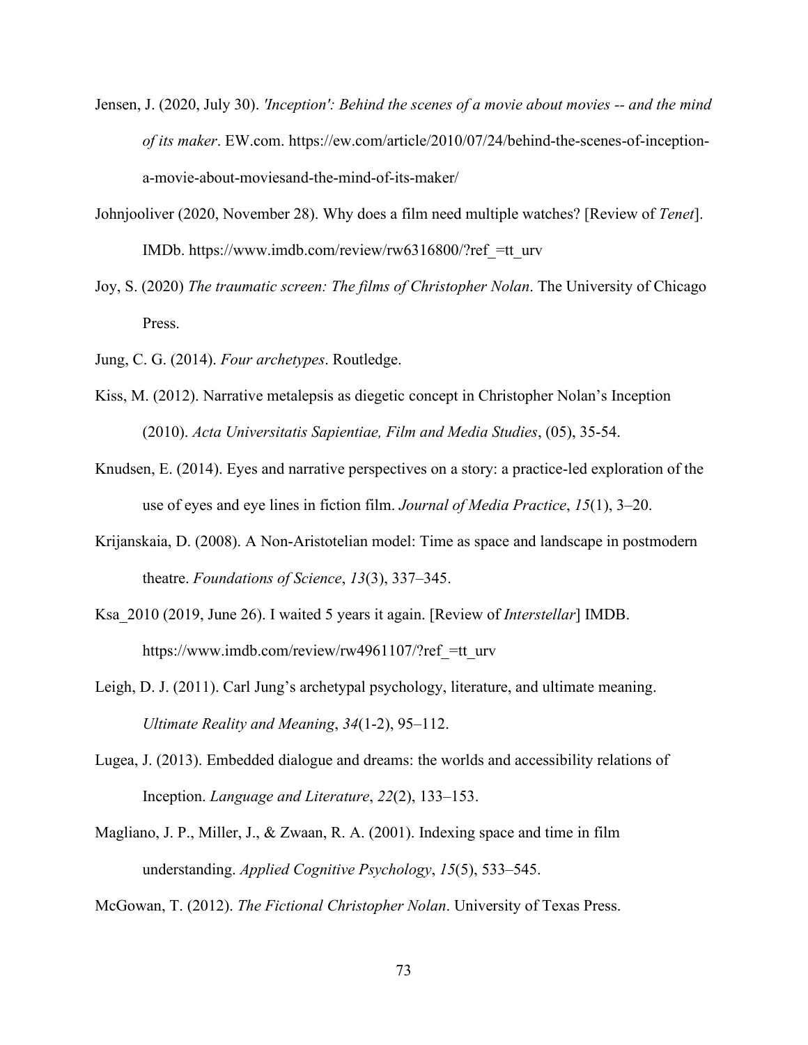Jensen, J. (2020, July 30). *'Inception': Behind the scenes of a movie about movies -- and the mind of its maker*. EW.com. https://ew.com/article/2010/07/24/behind-the-scenes-of-inception-a-movie-about-moviesand-the-mind-of-its-maker/

Johnjooliver (2020, November 28). Why does a film need multiple watches? [Review of *Tenet*]. IMDb. https://www.imdb.com/review/rw6316800/?ref_=tt_urv

Joy, S. (2020) *The traumatic screen: The films of Christopher Nolan*. The University of Chicago Press.

Jung, C. G. (2014). *Four archetypes*. Routledge.

Kiss, M. (2012). Narrative metalepsis as diegetic concept in Christopher Nolan's Inception (2010). *Acta Universitatis Sapientiae, Film and Media Studies*, (05), 35-54.

Knudsen, E. (2014). Eyes and narrative perspectives on a story: a practice-led exploration of the use of eyes and eye lines in fiction film. *Journal of Media Practice*, *15*(1), 3–20.

Krijanskaia, D. (2008). A Non-Aristotelian model: Time as space and landscape in postmodern theatre. *Foundations of Science*, *13*(3), 337–345.

Ksa_2010 (2019, June 26). I waited 5 years it again. [Review of *Interstellar*] IMDB. https://www.imdb.com/review/rw4961107/?ref_=tt_urv

Leigh, D. J. (2011). Carl Jung's archetypal psychology, literature, and ultimate meaning. *Ultimate Reality and Meaning*, *34*(1-2), 95–112.

Lugea, J. (2013). Embedded dialogue and dreams: the worlds and accessibility relations of Inception. *Language and Literature*, *22*(2), 133–153.

Magliano, J. P., Miller, J., & Zwaan, R. A. (2001). Indexing space and time in film understanding. *Applied Cognitive Psychology*, *15*(5), 533–545.

McGowan, T. (2012). *The Fictional Christopher Nolan*. University of Texas Press.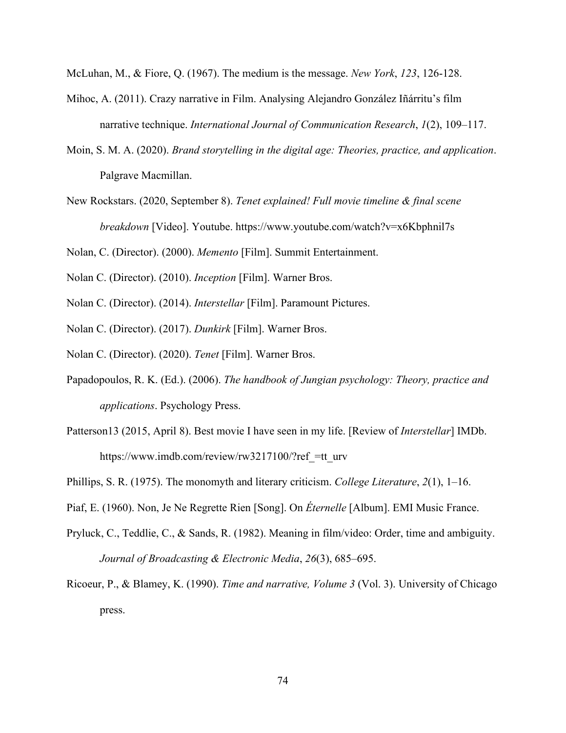McLuhan, M., & Fiore, Q. (1967). The medium is the message. *New York*, *123*, 126-128.

Mihoc, A. (2011). Crazy narrative in Film. Analysing Alejandro González Iñárritu's film narrative technique. *International Journal of Communication Research*, *1*(2), 109–117.

Moin, S. M. A. (2020). *Brand storytelling in the digital age: Theories, practice, and application*. Palgrave Macmillan.

New Rockstars. (2020, September 8). *Tenet explained! Full movie timeline & final scene breakdown* [Video]. Youtube. https://www.youtube.com/watch?v=x6Kbphnil7s

Nolan, C. (Director). (2000). *Memento* [Film]. Summit Entertainment.

Nolan C. (Director). (2010). *Inception* [Film]. Warner Bros.

Nolan C. (Director). (2014). *Interstellar* [Film]. Paramount Pictures.

Nolan C. (Director). (2017). *Dunkirk* [Film]. Warner Bros.

Nolan C. (Director). (2020). *Tenet* [Film]. Warner Bros.

Papadopoulos, R. K. (Ed.). (2006). *The handbook of Jungian psychology: Theory, practice and applications*. Psychology Press.

Patterson13 (2015, April 8). Best movie I have seen in my life. [Review of *Interstellar*] IMDb. https://www.imdb.com/review/rw3217100/?ref_=tt_urv

Phillips, S. R. (1975). The monomyth and literary criticism. *College Literature*, *2*(1), 1–16.

Piaf, E. (1960). Non, Je Ne Regrette Rien [Song]. On *Éternelle* [Album]. EMI Music France.

Pryluck, C., Teddlie, C., & Sands, R. (1982). Meaning in film/video: Order, time and ambiguity. *Journal of Broadcasting & Electronic Media*, *26*(3), 685–695.

Ricoeur, P., & Blamey, K. (1990). *Time and narrative, Volume 3* (Vol. 3). University of Chicago press.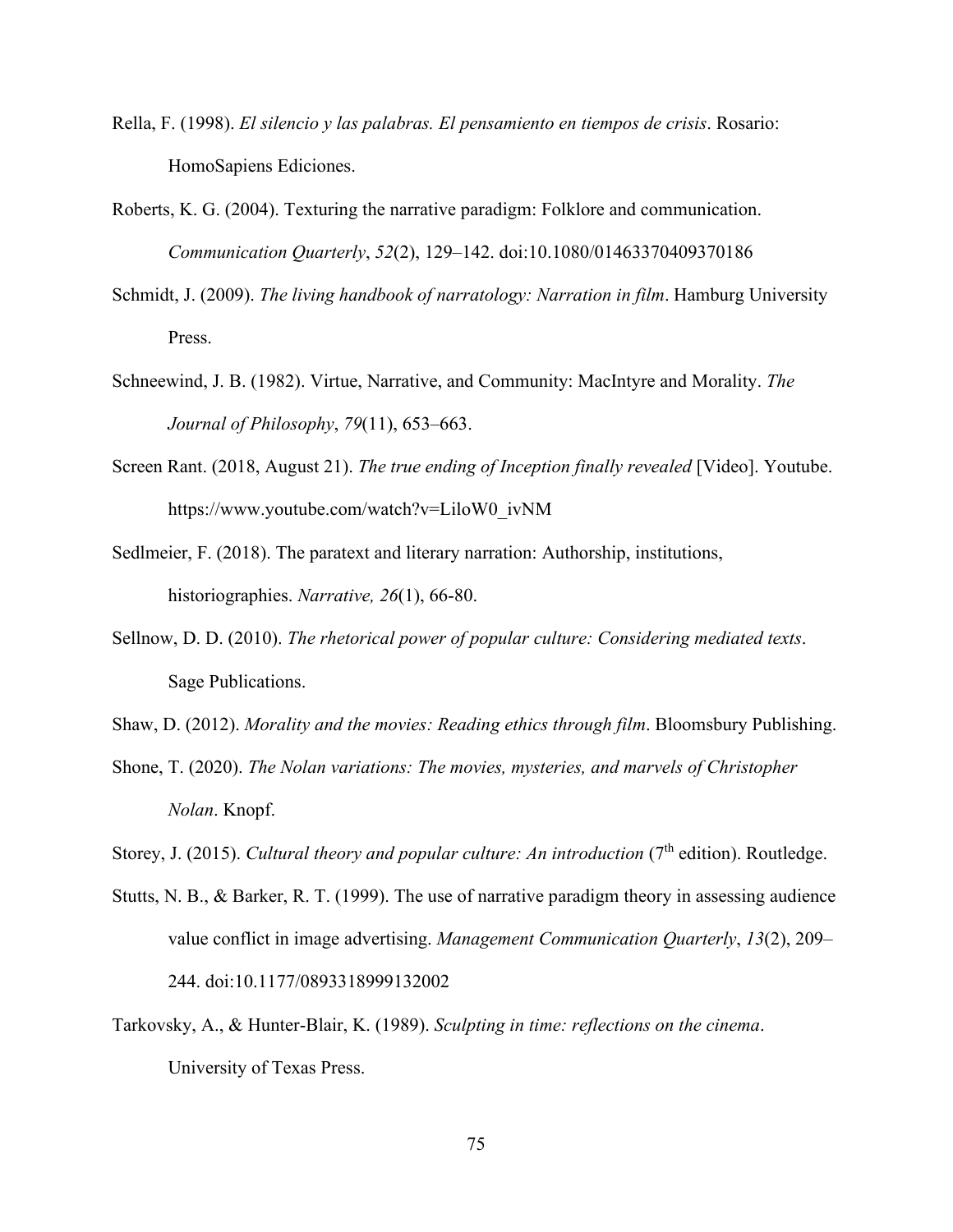Rella, F. (1998). *El silencio y las palabras. El pensamiento en tiempos de crisis*. Rosario: HomoSapiens Ediciones.

Roberts, K. G. (2004). Texturing the narrative paradigm: Folklore and communication. *Communication Quarterly*, *52*(2), 129–142. doi:10.1080/01463370409370186

Schmidt, J. (2009). *The living handbook of narratology: Narration in film*. Hamburg University Press.

Schneewind, J. B. (1982). Virtue, Narrative, and Community: MacIntyre and Morality. *The Journal of Philosophy*, *79*(11), 653–663.

Screen Rant. (2018, August 21). *The true ending of Inception finally revealed* [Video]. Youtube. https://www.youtube.com/watch?v=LiloW0_ivNM

Sedlmeier, F. (2018). The paratext and literary narration: Authorship, institutions, historiographies. *Narrative, 26*(1), 66-80.

Sellnow, D. D. (2010). *The rhetorical power of popular culture: Considering mediated texts*. Sage Publications.

Shaw, D. (2012). *Morality and the movies: Reading ethics through film*. Bloomsbury Publishing.

Shone, T. (2020). *The Nolan variations: The movies, mysteries, and marvels of Christopher Nolan*. Knopf.

Storey, J. (2015). *Cultural theory and popular culture: An introduction* (7th edition). Routledge.

Stutts, N. B., & Barker, R. T. (1999). The use of narrative paradigm theory in assessing audience value conflict in image advertising. *Management Communication Quarterly*, *13*(2), 209–244. doi:10.1177/0893318999132002

Tarkovsky, A., & Hunter-Blair, K. (1989). *Sculpting in time: reflections on the cinema*. University of Texas Press.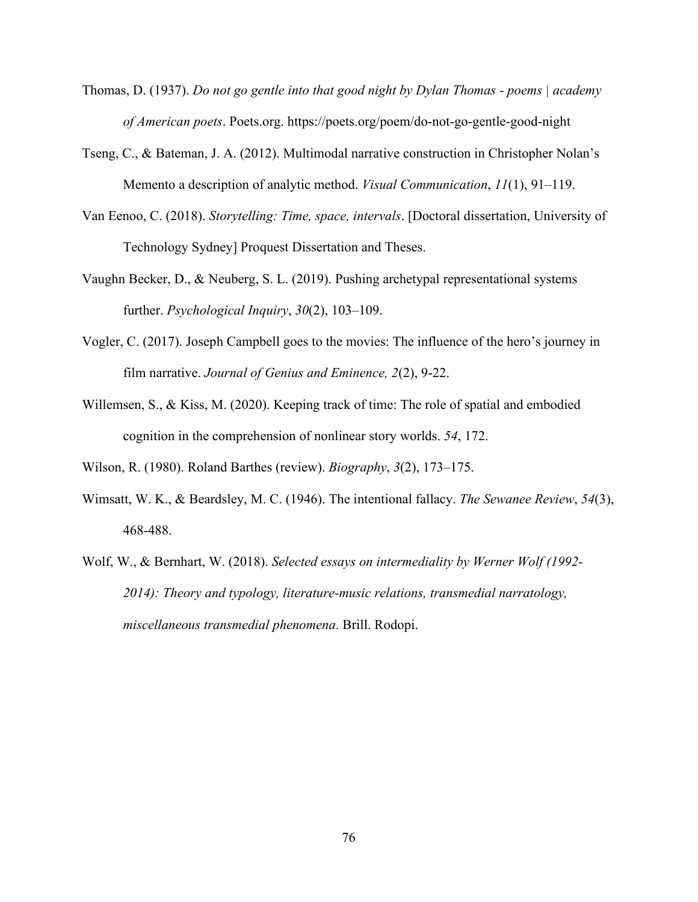Thomas, D. (1937). *Do not go gentle into that good night by Dylan Thomas - poems | academy of American poets*. Poets.org. https://poets.org/poem/do-not-go-gentle-good-night

Tseng, C., & Bateman, J. A. (2012). Multimodal narrative construction in Christopher Nolan's Memento a description of analytic method. *Visual Communication*, *11*(1), 91–119.

Van Eenoo, C. (2018). *Storytelling: Time, space, intervals*. [Doctoral dissertation, University of Technology Sydney] Proquest Dissertation and Theses.

Vaughn Becker, D., & Neuberg, S. L. (2019). Pushing archetypal representational systems further. *Psychological Inquiry*, *30*(2), 103–109.

Vogler, C. (2017). Joseph Campbell goes to the movies: The influence of the hero's journey in film narrative. *Journal of Genius and Eminence, 2*(2), 9-22.

Willemsen, S., & Kiss, M. (2020). Keeping track of time: The role of spatial and embodied cognition in the comprehension of nonlinear story worlds. *54*, 172.

Wilson, R. (1980). Roland Barthes (review). *Biography*, *3*(2), 173–175.

Wimsatt, W. K., & Beardsley, M. C. (1946). The intentional fallacy. *The Sewanee Review*, *54*(3), 468-488.

Wolf, W., & Bernhart, W. (2018). *Selected essays on intermediality by Werner Wolf (1992-2014): Theory and typology, literature-music relations, transmedial narratology, miscellaneous transmedial phenomena*. Brill. Rodopi.